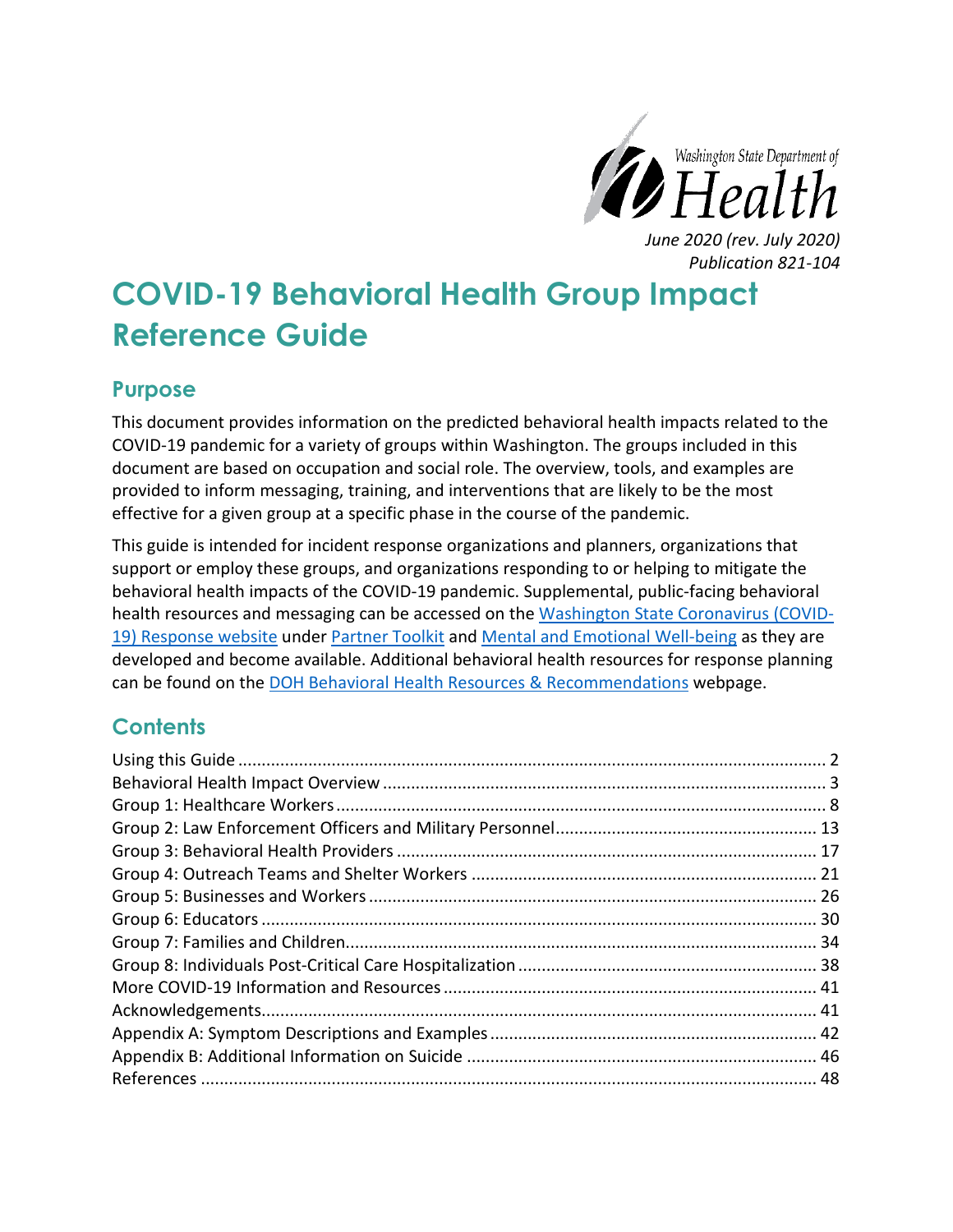Washington State Department of Health

*June 2020 (rev. July 2020)*
*Publication 821-104*

# COVID-19 Behavioral Health Group Impact Reference Guide

## Purpose

This document provides information on the predicted behavioral health impacts related to the COVID-19 pandemic for a variety of groups within Washington. The groups included in this document are based on occupation and social role. The overview, tools, and examples are provided to inform messaging, training, and interventions that are likely to be the most effective for a given group at a specific phase in the course of the pandemic.

This guide is intended for incident response organizations and planners, organizations that support or employ these groups, and organizations responding to or helping to mitigate the behavioral health impacts of the COVID-19 pandemic. Supplemental, public-facing behavioral health resources and messaging can be accessed on the Washington State Coronavirus (COVID-19) Response website under Partner Toolkit and Mental and Emotional Well-being as they are developed and become available. Additional behavioral health resources for response planning can be found on the DOH Behavioral Health Resources & Recommendations webpage.

## Contents

- Using this Guide ... 2
- Behavioral Health Impact Overview ... 3
- Group 1: Healthcare Workers ... 8
- Group 2: Law Enforcement Officers and Military Personnel ... 13
- Group 3: Behavioral Health Providers ... 17
- Group 4: Outreach Teams and Shelter Workers ... 21
- Group 5: Businesses and Workers ... 26
- Group 6: Educators ... 30
- Group 7: Families and Children ... 34
- Group 8: Individuals Post-Critical Care Hospitalization ... 38
- More COVID-19 Information and Resources ... 41
- Acknowledgements ... 41
- Appendix A: Symptom Descriptions and Examples ... 42
- Appendix B: Additional Information on Suicide ... 46
- References ... 48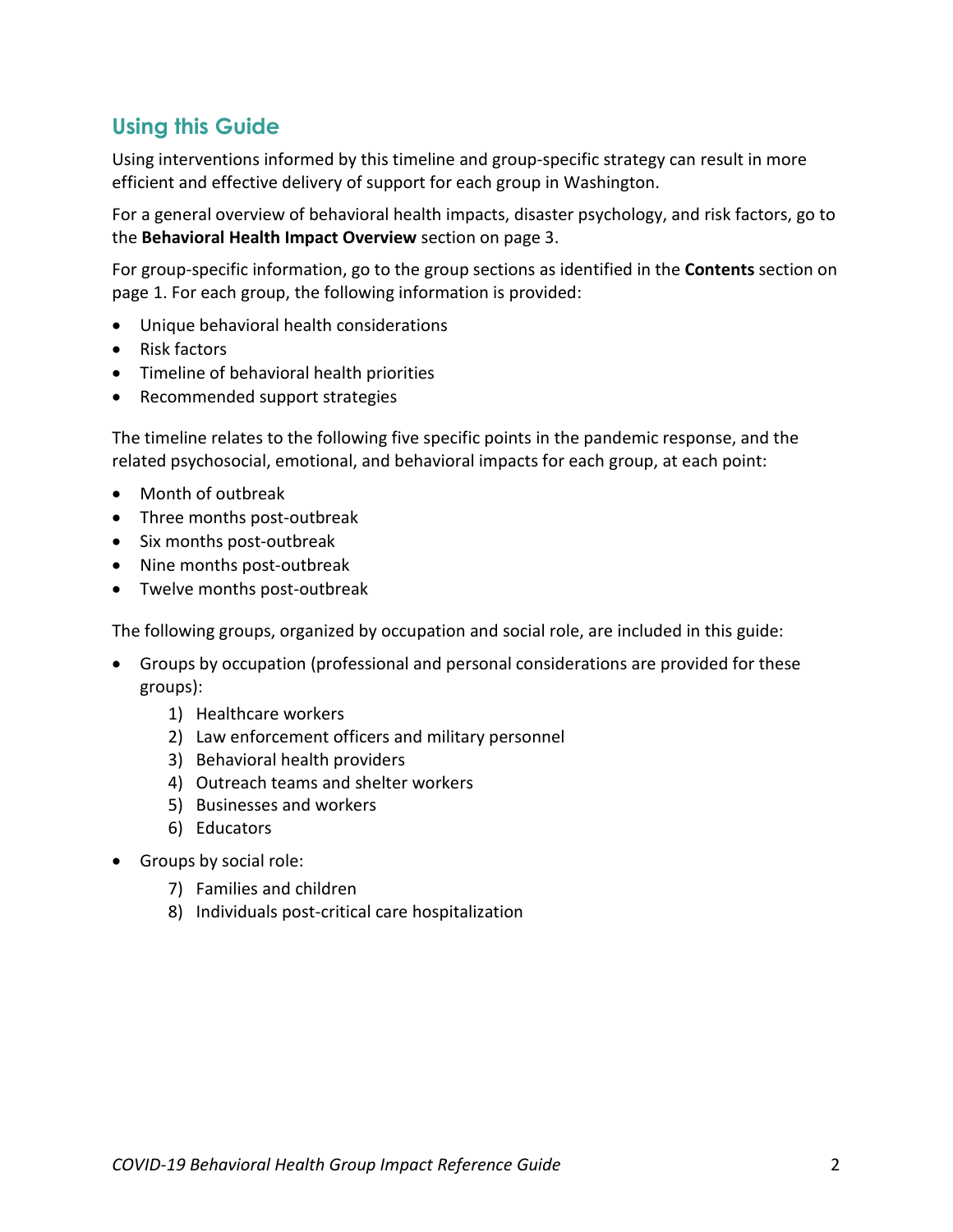## Using this Guide

Using interventions informed by this timeline and group-specific strategy can result in more efficient and effective delivery of support for each group in Washington.

For a general overview of behavioral health impacts, disaster psychology, and risk factors, go to the **Behavioral Health Impact Overview** section on page 3.

For group-specific information, go to the group sections as identified in the **Contents** section on page 1. For each group, the following information is provided:

- Unique behavioral health considerations
- Risk factors
- Timeline of behavioral health priorities
- Recommended support strategies

The timeline relates to the following five specific points in the pandemic response, and the related psychosocial, emotional, and behavioral impacts for each group, at each point:

- Month of outbreak
- Three months post-outbreak
- Six months post-outbreak
- Nine months post-outbreak
- Twelve months post-outbreak

The following groups, organized by occupation and social role, are included in this guide:

- Groups by occupation (professional and personal considerations are provided for these groups):
  1) Healthcare workers
  2) Law enforcement officers and military personnel
  3) Behavioral health providers
  4) Outreach teams and shelter workers
  5) Businesses and workers
  6) Educators
- Groups by social role:
  7) Families and children
  8) Individuals post-critical care hospitalization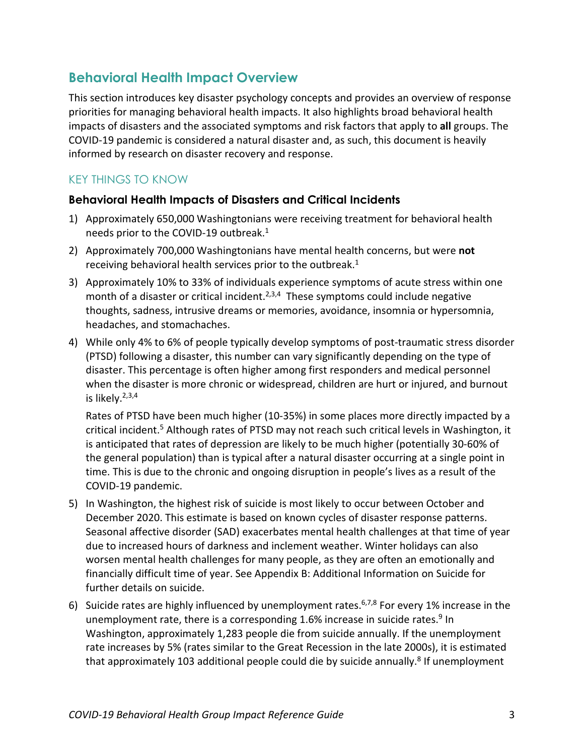## Behavioral Health Impact Overview

This section introduces key disaster psychology concepts and provides an overview of response priorities for managing behavioral health impacts. It also highlights broad behavioral health impacts of disasters and the associated symptoms and risk factors that apply to **all** groups. The COVID-19 pandemic is considered a natural disaster and, as such, this document is heavily informed by research on disaster recovery and response.

### KEY THINGS TO KNOW

#### Behavioral Health Impacts of Disasters and Critical Incidents

1) Approximately 650,000 Washingtonians were receiving treatment for behavioral health needs prior to the COVID-19 outbreak.[1]
2) Approximately 700,000 Washingtonians have mental health concerns, but were **not** receiving behavioral health services prior to the outbreak.[1]
3) Approximately 10% to 33% of individuals experience symptoms of acute stress within one month of a disaster or critical incident.[2,3,4] These symptoms could include negative thoughts, sadness, intrusive dreams or memories, avoidance, insomnia or hypersomnia, headaches, and stomachaches.
4) While only 4% to 6% of people typically develop symptoms of post-traumatic stress disorder (PTSD) following a disaster, this number can vary significantly depending on the type of disaster. This percentage is often higher among first responders and medical personnel when the disaster is more chronic or widespread, children are hurt or injured, and burnout is likely.[2,3,4]

   Rates of PTSD have been much higher (10-35%) in some places more directly impacted by a critical incident.[5] Although rates of PTSD may not reach such critical levels in Washington, it is anticipated that rates of depression are likely to be much higher (potentially 30-60% of the general population) than is typical after a natural disaster occurring at a single point in time. This is due to the chronic and ongoing disruption in people's lives as a result of the COVID-19 pandemic.
5) In Washington, the highest risk of suicide is most likely to occur between October and December 2020. This estimate is based on known cycles of disaster response patterns. Seasonal affective disorder (SAD) exacerbates mental health challenges at that time of year due to increased hours of darkness and inclement weather. Winter holidays can also worsen mental health challenges for many people, as they are often an emotionally and financially difficult time of year. See Appendix B: Additional Information on Suicide for further details on suicide.
6) Suicide rates are highly influenced by unemployment rates.[6,7,8] For every 1% increase in the unemployment rate, there is a corresponding 1.6% increase in suicide rates.[9] In Washington, approximately 1,283 people die from suicide annually. If the unemployment rate increases by 5% (rates similar to the Great Recession in the late 2000s), it is estimated that approximately 103 additional people could die by suicide annually.[8] If unemployment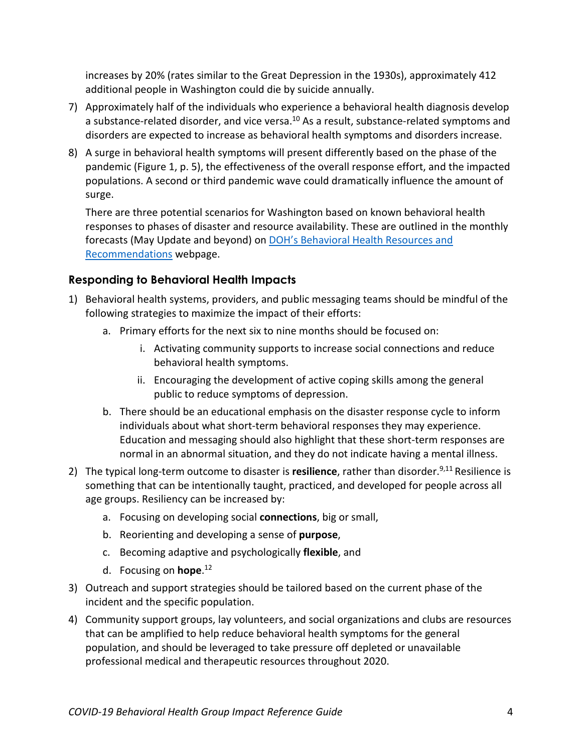increases by 20% (rates similar to the Great Depression in the 1930s), approximately 412 additional people in Washington could die by suicide annually.

7) Approximately half of the individuals who experience a behavioral health diagnosis develop a substance-related disorder, and vice versa.[10] As a result, substance-related symptoms and disorders are expected to increase as behavioral health symptoms and disorders increase.
8) A surge in behavioral health symptoms will present differently based on the phase of the pandemic (Figure 1, p. 5), the effectiveness of the overall response effort, and the impacted populations. A second or third pandemic wave could dramatically influence the amount of surge.

   There are three potential scenarios for Washington based on known behavioral health responses to phases of disaster and resource availability. These are outlined in the monthly forecasts (May Update and beyond) on [DOH's Behavioral Health Resources and Recommendations](DOH's Behavioral Health Resources and Recommendations) webpage.

### Responding to Behavioral Health Impacts

1) Behavioral health systems, providers, and public messaging teams should be mindful of the following strategies to maximize the impact of their efforts:
   a. Primary efforts for the next six to nine months should be focused on:
      i. Activating community supports to increase social connections and reduce behavioral health symptoms.
      ii. Encouraging the development of active coping skills among the general public to reduce symptoms of depression.
   b. There should be an educational emphasis on the disaster response cycle to inform individuals about what short-term behavioral responses they may experience. Education and messaging should also highlight that these short-term responses are normal in an abnormal situation, and they do not indicate having a mental illness.
2) The typical long-term outcome to disaster is **resilience**, rather than disorder.[9,11] Resilience is something that can be intentionally taught, practiced, and developed for people across all age groups. Resiliency can be increased by:
   a. Focusing on developing social **connections**, big or small,
   b. Reorienting and developing a sense of **purpose**,
   c. Becoming adaptive and psychologically **flexible**, and
   d. Focusing on **hope**.[12]
3) Outreach and support strategies should be tailored based on the current phase of the incident and the specific population.
4) Community support groups, lay volunteers, and social organizations and clubs are resources that can be amplified to help reduce behavioral health symptoms for the general population, and should be leveraged to take pressure off depleted or unavailable professional medical and therapeutic resources throughout 2020.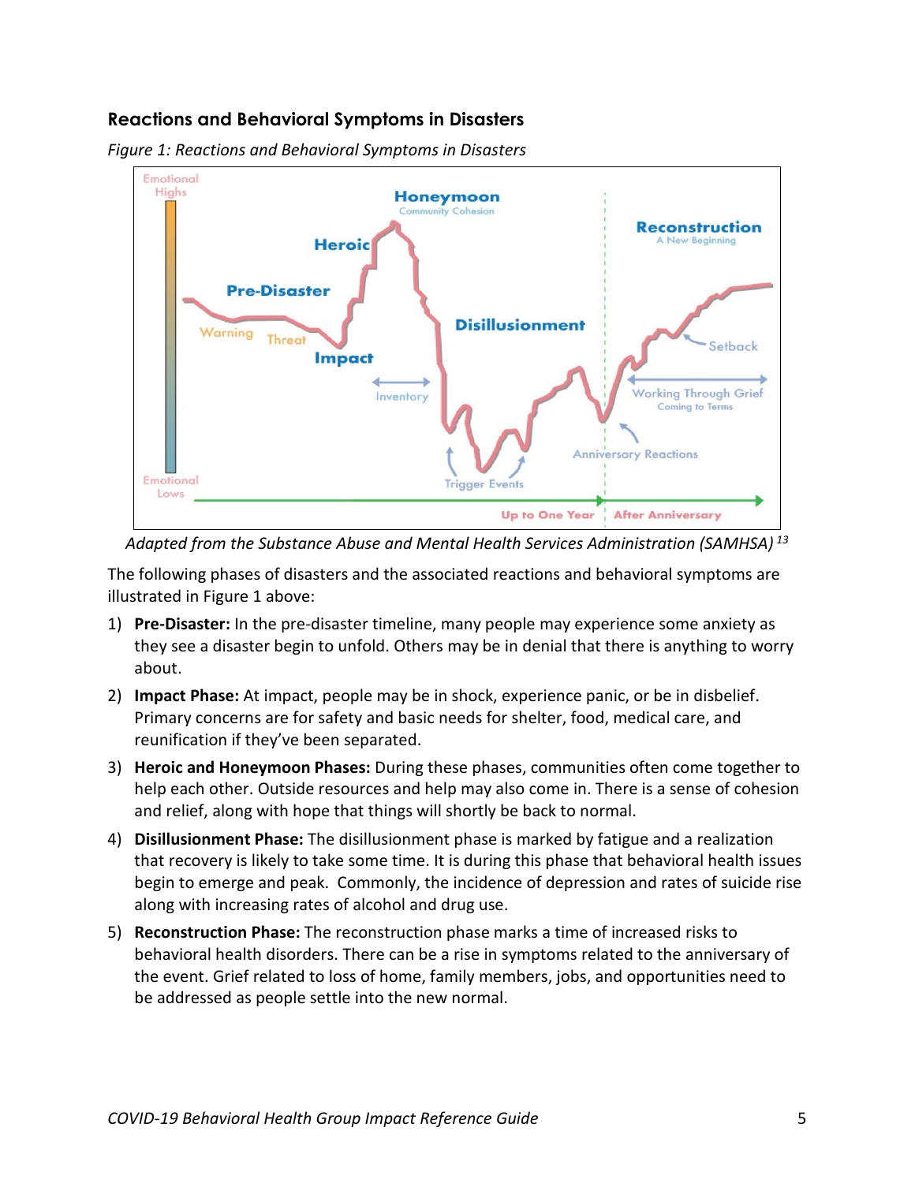### Reactions and Behavioral Symptoms in Disasters

*Figure 1: Reactions and Behavioral Symptoms in Disasters*

*Adapted from the Substance Abuse and Mental Health Services Administration (SAMHSA)* [13]

The following phases of disasters and the associated reactions and behavioral symptoms are illustrated in Figure 1 above:

1) **Pre-Disaster:** In the pre-disaster timeline, many people may experience some anxiety as they see a disaster begin to unfold. Others may be in denial that there is anything to worry about.
2) **Impact Phase:** At impact, people may be in shock, experience panic, or be in disbelief. Primary concerns are for safety and basic needs for shelter, food, medical care, and reunification if they've been separated.
3) **Heroic and Honeymoon Phases:** During these phases, communities often come together to help each other. Outside resources and help may also come in. There is a sense of cohesion and relief, along with hope that things will shortly be back to normal.
4) **Disillusionment Phase:** The disillusionment phase is marked by fatigue and a realization that recovery is likely to take some time. It is during this phase that behavioral health issues begin to emerge and peak. Commonly, the incidence of depression and rates of suicide rise along with increasing rates of alcohol and drug use.
5) **Reconstruction Phase:** The reconstruction phase marks a time of increased risks to behavioral health disorders. There can be a rise in symptoms related to the anniversary of the event. Grief related to loss of home, family members, jobs, and opportunities need to be addressed as people settle into the new normal.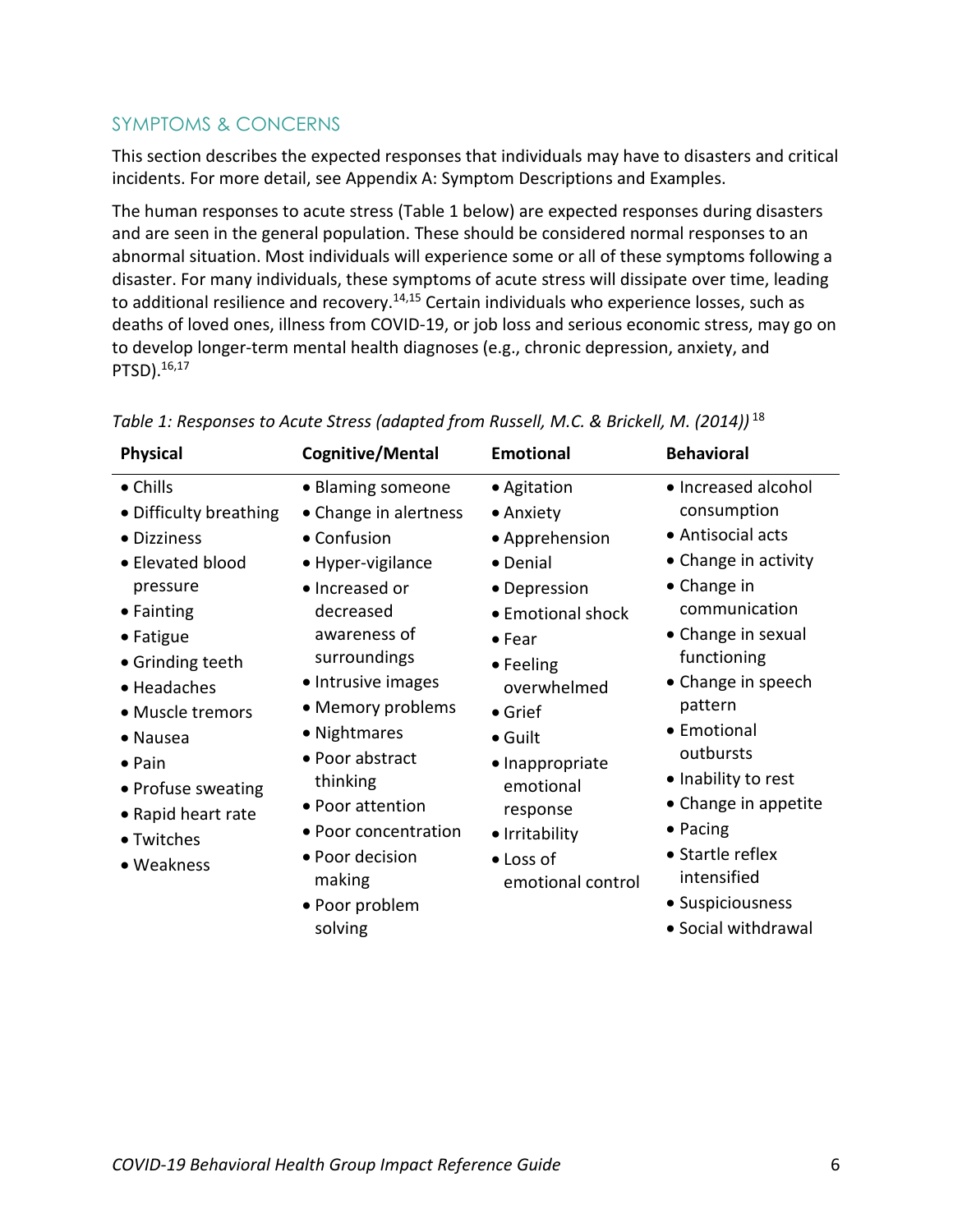## SYMPTOMS & CONCERNS

This section describes the expected responses that individuals may have to disasters and critical incidents. For more detail, see Appendix A: Symptom Descriptions and Examples.

The human responses to acute stress (Table 1 below) are expected responses during disasters and are seen in the general population. These should be considered normal responses to an abnormal situation. Most individuals will experience some or all of these symptoms following a disaster. For many individuals, these symptoms of acute stress will dissipate over time, leading to additional resilience and recovery.[14,15] Certain individuals who experience losses, such as deaths of loved ones, illness from COVID-19, or job loss and serious economic stress, may go on to develop longer-term mental health diagnoses (e.g., chronic depression, anxiety, and PTSD).[16,17]

*Table 1: Responses to Acute Stress (adapted from Russell, M.C. & Brickell, M. (2014))*[18]

| Physical | Cognitive/Mental | Emotional | Behavioral |
|---|---|---|---|
| • Chills<br>• Difficulty breathing<br>• Dizziness<br>• Elevated blood pressure<br>• Fainting<br>• Fatigue<br>• Grinding teeth<br>• Headaches<br>• Muscle tremors<br>• Nausea<br>• Pain<br>• Profuse sweating<br>• Rapid heart rate<br>• Twitches<br>• Weakness | • Blaming someone<br>• Change in alertness<br>• Confusion<br>• Hyper-vigilance<br>• Increased or decreased awareness of surroundings<br>• Intrusive images<br>• Memory problems<br>• Nightmares<br>• Poor abstract thinking<br>• Poor attention<br>• Poor concentration<br>• Poor decision making<br>• Poor problem solving | • Agitation<br>• Anxiety<br>• Apprehension<br>• Denial<br>• Depression<br>• Emotional shock<br>• Fear<br>• Feeling overwhelmed<br>• Grief<br>• Guilt<br>• Inappropriate emotional response<br>• Irritability<br>• Loss of emotional control | • Increased alcohol consumption<br>• Antisocial acts<br>• Change in activity<br>• Change in communication<br>• Change in sexual functioning<br>• Change in speech pattern<br>• Emotional outbursts<br>• Inability to rest<br>• Change in appetite<br>• Pacing<br>• Startle reflex intensified<br>• Suspiciousness<br>• Social withdrawal |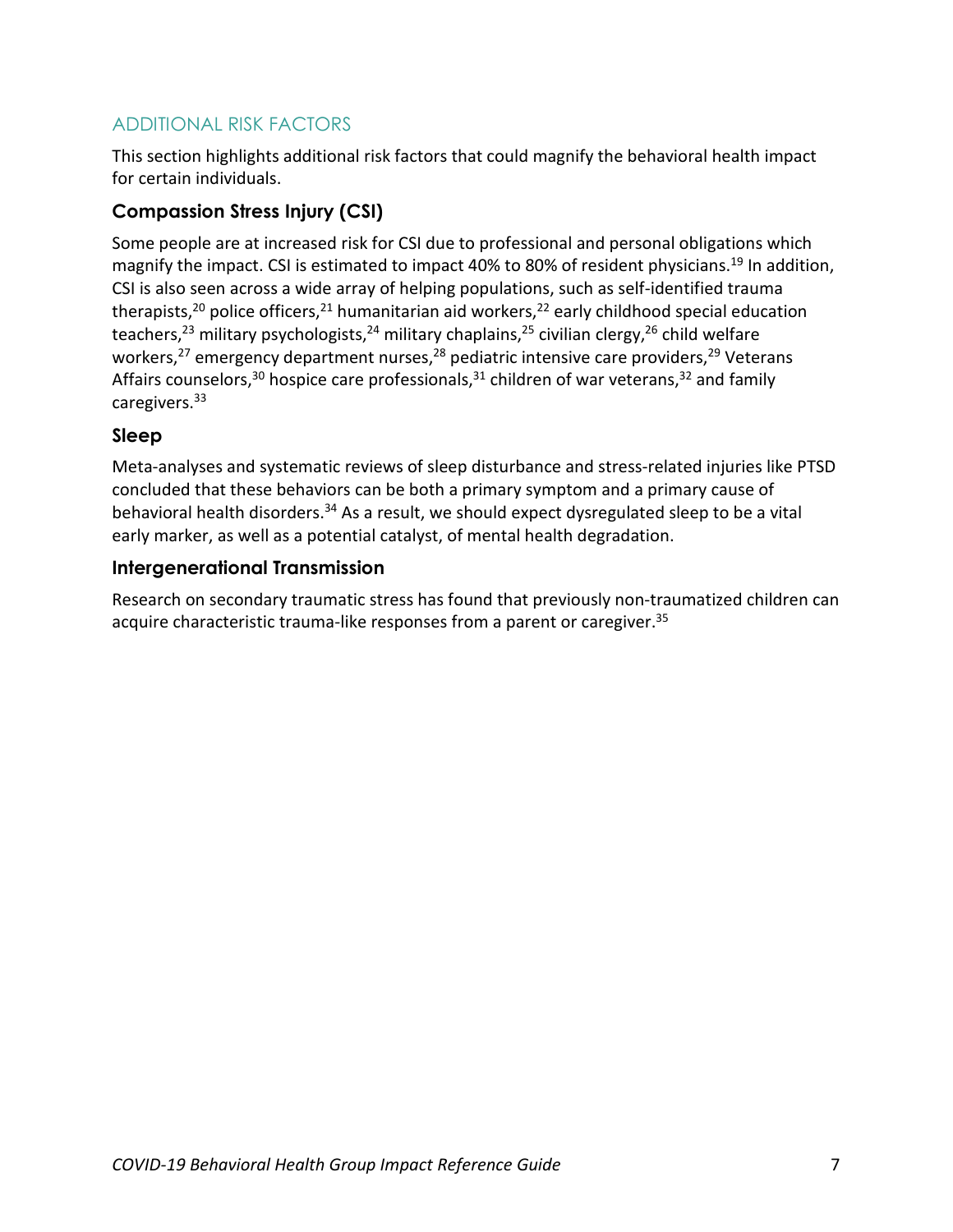## ADDITIONAL RISK FACTORS

This section highlights additional risk factors that could magnify the behavioral health impact for certain individuals.

### Compassion Stress Injury (CSI)

Some people are at increased risk for CSI due to professional and personal obligations which magnify the impact. CSI is estimated to impact 40% to 80% of resident physicians.[19] In addition, CSI is also seen across a wide array of helping populations, such as self-identified trauma therapists,[20] police officers,[21] humanitarian aid workers,[22] early childhood special education teachers,[23] military psychologists,[24] military chaplains,[25] civilian clergy,[26] child welfare workers,[27] emergency department nurses,[28] pediatric intensive care providers,[29] Veterans Affairs counselors,[30] hospice care professionals,[31] children of war veterans,[32] and family caregivers.[33]

### Sleep

Meta-analyses and systematic reviews of sleep disturbance and stress-related injuries like PTSD concluded that these behaviors can be both a primary symptom and a primary cause of behavioral health disorders.[34] As a result, we should expect dysregulated sleep to be a vital early marker, as well as a potential catalyst, of mental health degradation.

### Intergenerational Transmission

Research on secondary traumatic stress has found that previously non-traumatized children can acquire characteristic trauma-like responses from a parent or caregiver.[35]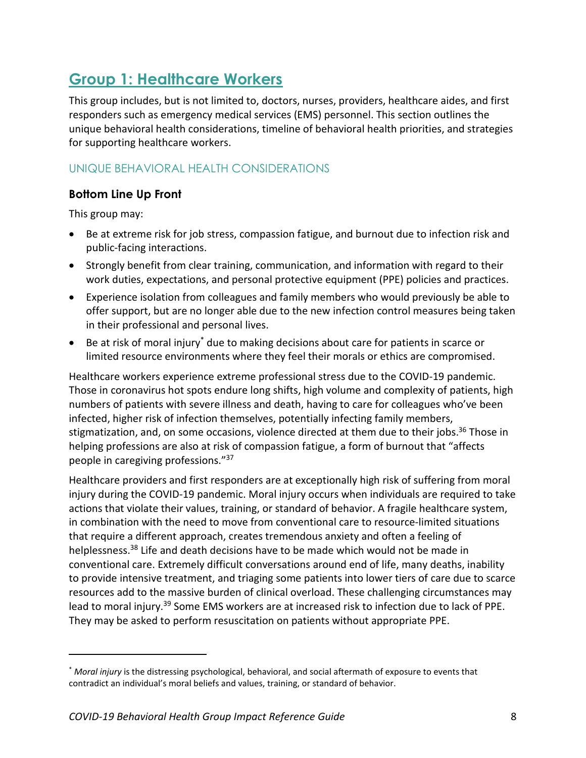## Group 1: Healthcare Workers

This group includes, but is not limited to, doctors, nurses, providers, healthcare aides, and first responders such as emergency medical services (EMS) personnel. This section outlines the unique behavioral health considerations, timeline of behavioral health priorities, and strategies for supporting healthcare workers.

### UNIQUE BEHAVIORAL HEALTH CONSIDERATIONS

#### Bottom Line Up Front

This group may:

- Be at extreme risk for job stress, compassion fatigue, and burnout due to infection risk and public-facing interactions.
- Strongly benefit from clear training, communication, and information with regard to their work duties, expectations, and personal protective equipment (PPE) policies and practices.
- Experience isolation from colleagues and family members who would previously be able to offer support, but are no longer able due to the new infection control measures being taken in their professional and personal lives.
- Be at risk of moral injury* due to making decisions about care for patients in scarce or limited resource environments where they feel their morals or ethics are compromised.

Healthcare workers experience extreme professional stress due to the COVID-19 pandemic. Those in coronavirus hot spots endure long shifts, high volume and complexity of patients, high numbers of patients with severe illness and death, having to care for colleagues who've been infected, higher risk of infection themselves, potentially infecting family members, stigmatization, and, on some occasions, violence directed at them due to their jobs.[36] Those in helping professions are also at risk of compassion fatigue, a form of burnout that "affects people in caregiving professions."[37]

Healthcare providers and first responders are at exceptionally high risk of suffering from moral injury during the COVID-19 pandemic. Moral injury occurs when individuals are required to take actions that violate their values, training, or standard of behavior. A fragile healthcare system, in combination with the need to move from conventional care to resource-limited situations that require a different approach, creates tremendous anxiety and often a feeling of helplessness.[38] Life and death decisions have to be made which would not be made in conventional care. Extremely difficult conversations around end of life, many deaths, inability to provide intensive treatment, and triaging some patients into lower tiers of care due to scarce resources add to the massive burden of clinical overload. These challenging circumstances may lead to moral injury.[39] Some EMS workers are at increased risk to infection due to lack of PPE. They may be asked to perform resuscitation on patients without appropriate PPE.

---

\* *Moral injury* is the distressing psychological, behavioral, and social aftermath of exposure to events that contradict an individual's moral beliefs and values, training, or standard of behavior.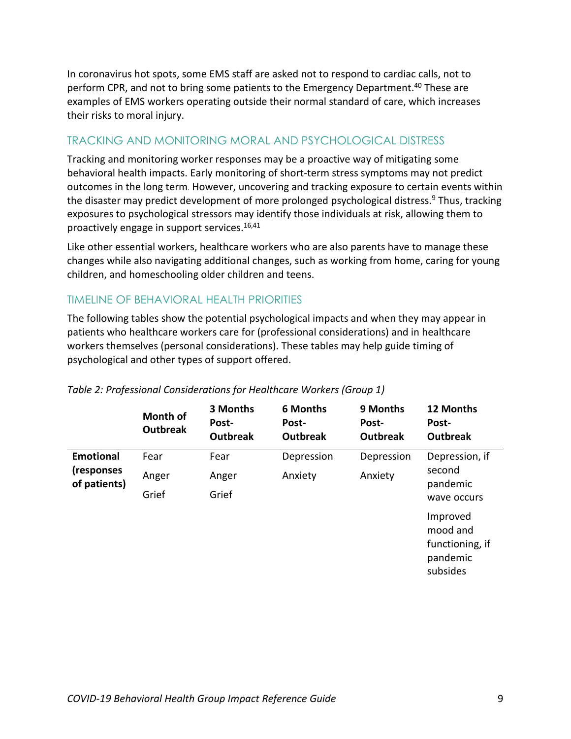In coronavirus hot spots, some EMS staff are asked not to respond to cardiac calls, not to perform CPR, and not to bring some patients to the Emergency Department.[40] These are examples of EMS workers operating outside their normal standard of care, which increases their risks to moral injury.

## TRACKING AND MONITORING MORAL AND PSYCHOLOGICAL DISTRESS

Tracking and monitoring worker responses may be a proactive way of mitigating some behavioral health impacts. Early monitoring of short-term stress symptoms may not predict outcomes in the long term. However, uncovering and tracking exposure to certain events within the disaster may predict development of more prolonged psychological distress.[9] Thus, tracking exposures to psychological stressors may identify those individuals at risk, allowing them to proactively engage in support services.[16,41]

Like other essential workers, healthcare workers who are also parents have to manage these changes while also navigating additional changes, such as working from home, caring for young children, and homeschooling older children and teens.

## TIMELINE OF BEHAVIORAL HEALTH PRIORITIES

The following tables show the potential psychological impacts and when they may appear in patients who healthcare workers care for (professional considerations) and in healthcare workers themselves (personal considerations). These tables may help guide timing of psychological and other types of support offered.

*Table 2: Professional Considerations for Healthcare Workers (Group 1)*

| | Month of Outbreak | 3 Months Post-Outbreak | 6 Months Post-Outbreak | 9 Months Post-Outbreak | 12 Months Post-Outbreak |
|---|---|---|---|---|---|
| **Emotional (responses of patients)** | Fear<br>Anger<br>Grief | Fear<br>Anger<br>Grief | Depression<br>Anxiety | Depression<br>Anxiety | Depression, if second pandemic wave occurs<br>Improved mood and functioning, if pandemic subsides |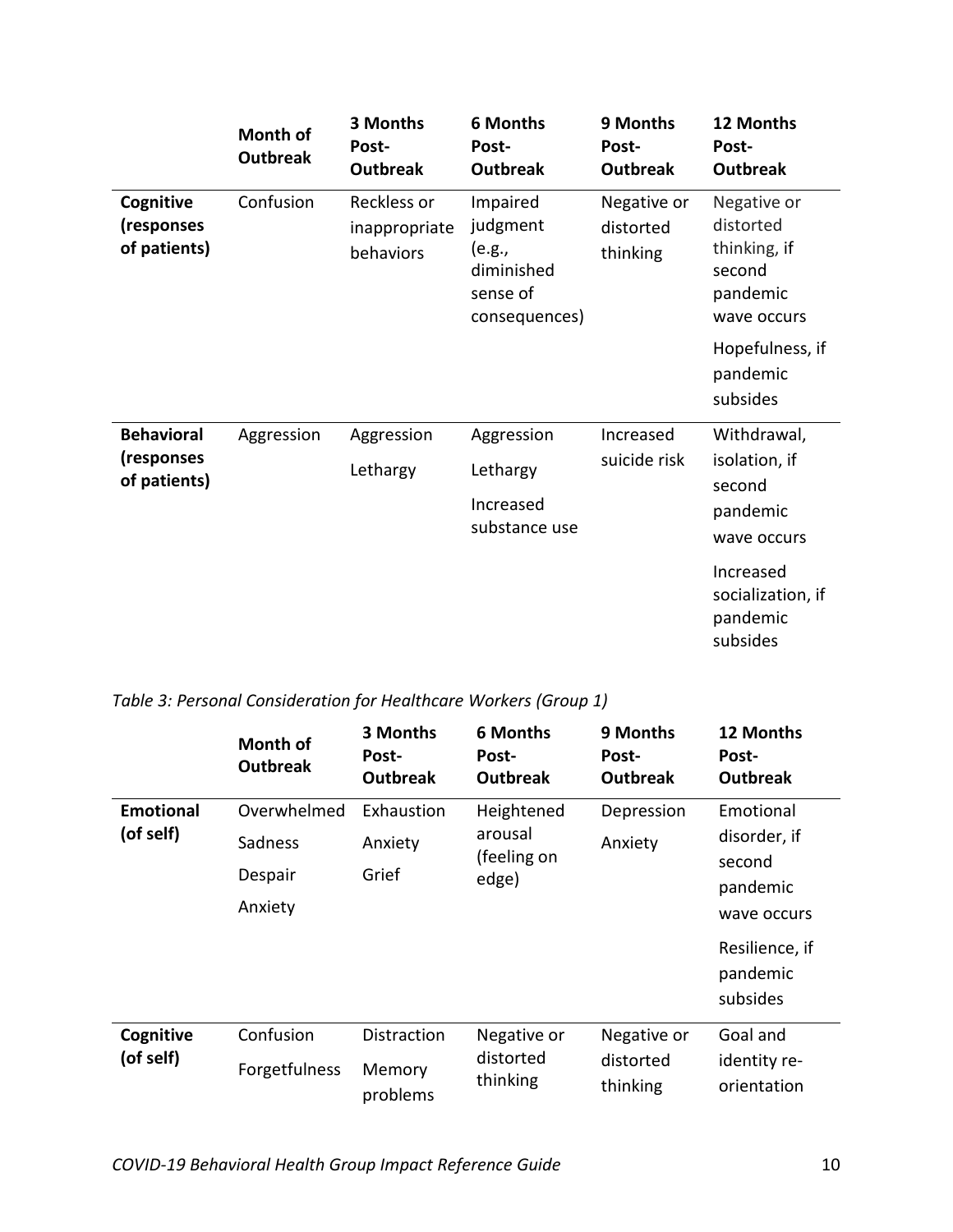| | Month of Outbreak | 3 Months Post-Outbreak | 6 Months Post-Outbreak | 9 Months Post-Outbreak | 12 Months Post-Outbreak |
|---|---|---|---|---|---|
| **Cognitive (responses of patients)** | Confusion | Reckless or inappropriate behaviors | Impaired judgment (e.g., diminished sense of consequences) | Negative or distorted thinking | Negative or distorted thinking, if second pandemic wave occurs<br>Hopefulness, if pandemic subsides |
| **Behavioral (responses of patients)** | Aggression | Aggression<br>Lethargy | Aggression<br>Lethargy<br>Increased substance use | Increased suicide risk | Withdrawal, isolation, if second pandemic wave occurs<br>Increased socialization, if pandemic subsides |

*Table 3: Personal Consideration for Healthcare Workers (Group 1)*

| | Month of Outbreak | 3 Months Post-Outbreak | 6 Months Post-Outbreak | 9 Months Post-Outbreak | 12 Months Post-Outbreak |
|---|---|---|---|---|---|
| **Emotional (of self)** | Overwhelmed<br>Sadness<br>Despair<br>Anxiety | Exhaustion<br>Anxiety<br>Grief | Heightened arousal (feeling on edge) | Depression<br>Anxiety | Emotional disorder, if second pandemic wave occurs<br>Resilience, if pandemic subsides |
| **Cognitive (of self)** | Confusion<br>Forgetfulness | Distraction<br>Memory problems | Negative or distorted thinking | Negative or distorted thinking | Goal and identity re-orientation |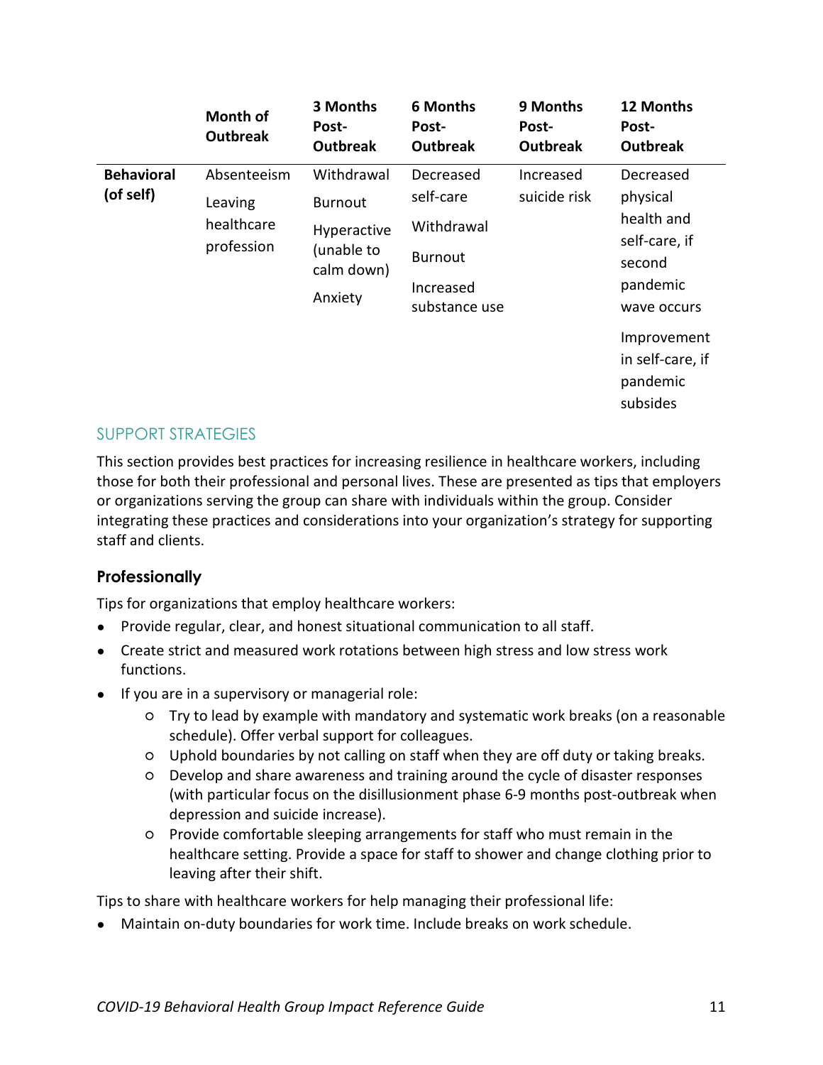| | Month of Outbreak | 3 Months Post-Outbreak | 6 Months Post-Outbreak | 9 Months Post-Outbreak | 12 Months Post-Outbreak |
|---|---|---|---|---|---|
| **Behavioral (of self)** | Absenteeism<br>Leaving healthcare profession | Withdrawal<br>Burnout<br>Hyperactive (unable to calm down)<br>Anxiety | Decreased self-care<br>Withdrawal<br>Burnout<br>Increased substance use | Increased suicide risk | Decreased physical health and self-care, if second pandemic wave occurs<br>Improvement in self-care, if pandemic subsides |

## SUPPORT STRATEGIES

This section provides best practices for increasing resilience in healthcare workers, including those for both their professional and personal lives. These are presented as tips that employers or organizations serving the group can share with individuals within the group. Consider integrating these practices and considerations into your organization's strategy for supporting staff and clients.

### Professionally

Tips for organizations that employ healthcare workers:

- Provide regular, clear, and honest situational communication to all staff.
- Create strict and measured work rotations between high stress and low stress work functions.
- If you are in a supervisory or managerial role:
  - Try to lead by example with mandatory and systematic work breaks (on a reasonable schedule). Offer verbal support for colleagues.
  - Uphold boundaries by not calling on staff when they are off duty or taking breaks.
  - Develop and share awareness and training around the cycle of disaster responses (with particular focus on the disillusionment phase 6-9 months post-outbreak when depression and suicide increase).
  - Provide comfortable sleeping arrangements for staff who must remain in the healthcare setting. Provide a space for staff to shower and change clothing prior to leaving after their shift.

Tips to share with healthcare workers for help managing their professional life:

- Maintain on-duty boundaries for work time. Include breaks on work schedule.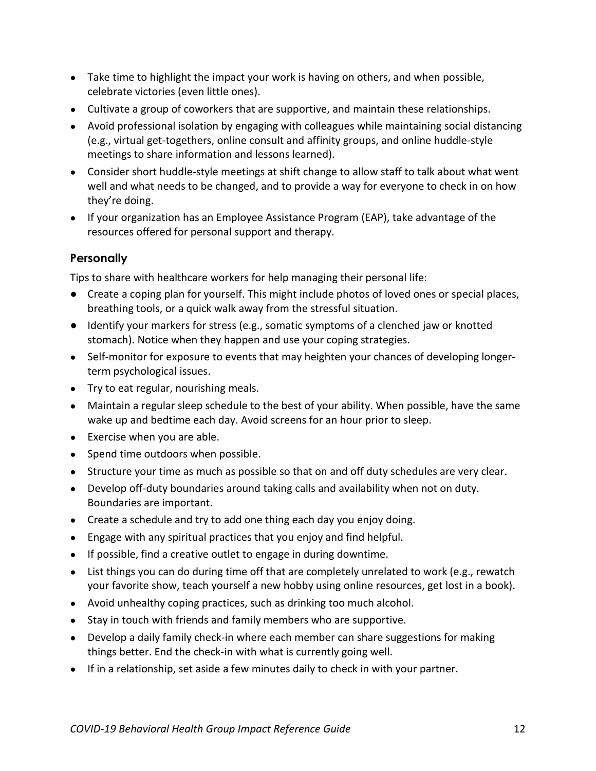- Take time to highlight the impact your work is having on others, and when possible, celebrate victories (even little ones).
- Cultivate a group of coworkers that are supportive, and maintain these relationships.
- Avoid professional isolation by engaging with colleagues while maintaining social distancing (e.g., virtual get-togethers, online consult and affinity groups, and online huddle-style meetings to share information and lessons learned).
- Consider short huddle-style meetings at shift change to allow staff to talk about what went well and what needs to be changed, and to provide a way for everyone to check in on how they're doing.
- If your organization has an Employee Assistance Program (EAP), take advantage of the resources offered for personal support and therapy.

### Personally

Tips to share with healthcare workers for help managing their personal life:

- Create a coping plan for yourself. This might include photos of loved ones or special places, breathing tools, or a quick walk away from the stressful situation.
- Identify your markers for stress (e.g., somatic symptoms of a clenched jaw or knotted stomach). Notice when they happen and use your coping strategies.
- Self-monitor for exposure to events that may heighten your chances of developing longer-term psychological issues.
- Try to eat regular, nourishing meals.
- Maintain a regular sleep schedule to the best of your ability. When possible, have the same wake up and bedtime each day. Avoid screens for an hour prior to sleep.
- Exercise when you are able.
- Spend time outdoors when possible.
- Structure your time as much as possible so that on and off duty schedules are very clear.
- Develop off-duty boundaries around taking calls and availability when not on duty. Boundaries are important.
- Create a schedule and try to add one thing each day you enjoy doing.
- Engage with any spiritual practices that you enjoy and find helpful.
- If possible, find a creative outlet to engage in during downtime.
- List things you can do during time off that are completely unrelated to work (e.g., rewatch your favorite show, teach yourself a new hobby using online resources, get lost in a book).
- Avoid unhealthy coping practices, such as drinking too much alcohol.
- Stay in touch with friends and family members who are supportive.
- Develop a daily family check-in where each member can share suggestions for making things better. End the check-in with what is currently going well.
- If in a relationship, set aside a few minutes daily to check in with your partner.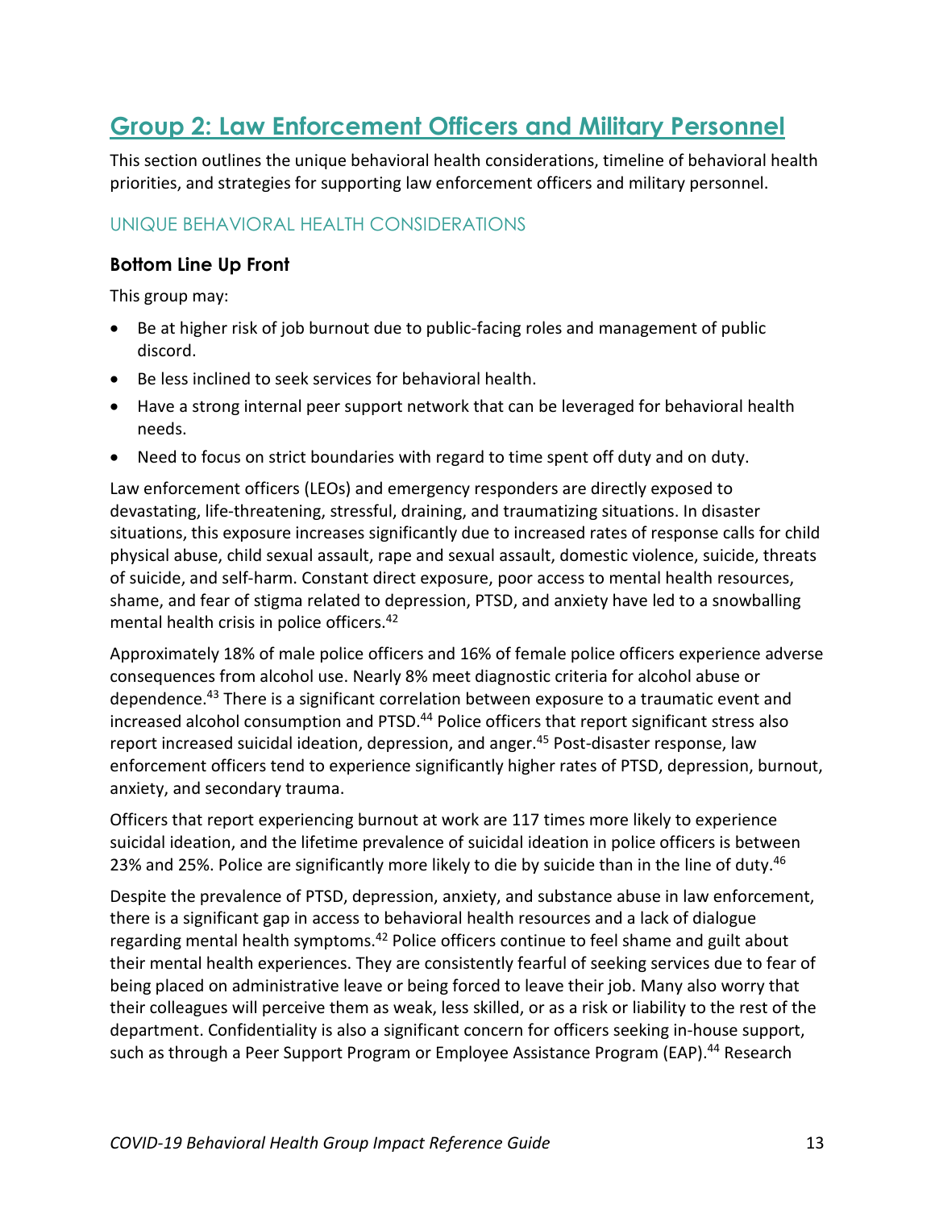# Group 2: Law Enforcement Officers and Military Personnel

This section outlines the unique behavioral health considerations, timeline of behavioral health priorities, and strategies for supporting law enforcement officers and military personnel.

## UNIQUE BEHAVIORAL HEALTH CONSIDERATIONS

### Bottom Line Up Front

This group may:

- Be at higher risk of job burnout due to public-facing roles and management of public discord.
- Be less inclined to seek services for behavioral health.
- Have a strong internal peer support network that can be leveraged for behavioral health needs.
- Need to focus on strict boundaries with regard to time spent off duty and on duty.

Law enforcement officers (LEOs) and emergency responders are directly exposed to devastating, life-threatening, stressful, draining, and traumatizing situations. In disaster situations, this exposure increases significantly due to increased rates of response calls for child physical abuse, child sexual assault, rape and sexual assault, domestic violence, suicide, threats of suicide, and self-harm. Constant direct exposure, poor access to mental health resources, shame, and fear of stigma related to depression, PTSD, and anxiety have led to a snowballing mental health crisis in police officers.[42]

Approximately 18% of male police officers and 16% of female police officers experience adverse consequences from alcohol use. Nearly 8% meet diagnostic criteria for alcohol abuse or dependence.[43] There is a significant correlation between exposure to a traumatic event and increased alcohol consumption and PTSD.[44] Police officers that report significant stress also report increased suicidal ideation, depression, and anger.[45] Post-disaster response, law enforcement officers tend to experience significantly higher rates of PTSD, depression, burnout, anxiety, and secondary trauma.

Officers that report experiencing burnout at work are 117 times more likely to experience suicidal ideation, and the lifetime prevalence of suicidal ideation in police officers is between 23% and 25%. Police are significantly more likely to die by suicide than in the line of duty.[46]

Despite the prevalence of PTSD, depression, anxiety, and substance abuse in law enforcement, there is a significant gap in access to behavioral health resources and a lack of dialogue regarding mental health symptoms.[42] Police officers continue to feel shame and guilt about their mental health experiences. They are consistently fearful of seeking services due to fear of being placed on administrative leave or being forced to leave their job. Many also worry that their colleagues will perceive them as weak, less skilled, or as a risk or liability to the rest of the department. Confidentiality is also a significant concern for officers seeking in-house support, such as through a Peer Support Program or Employee Assistance Program (EAP).[44] Research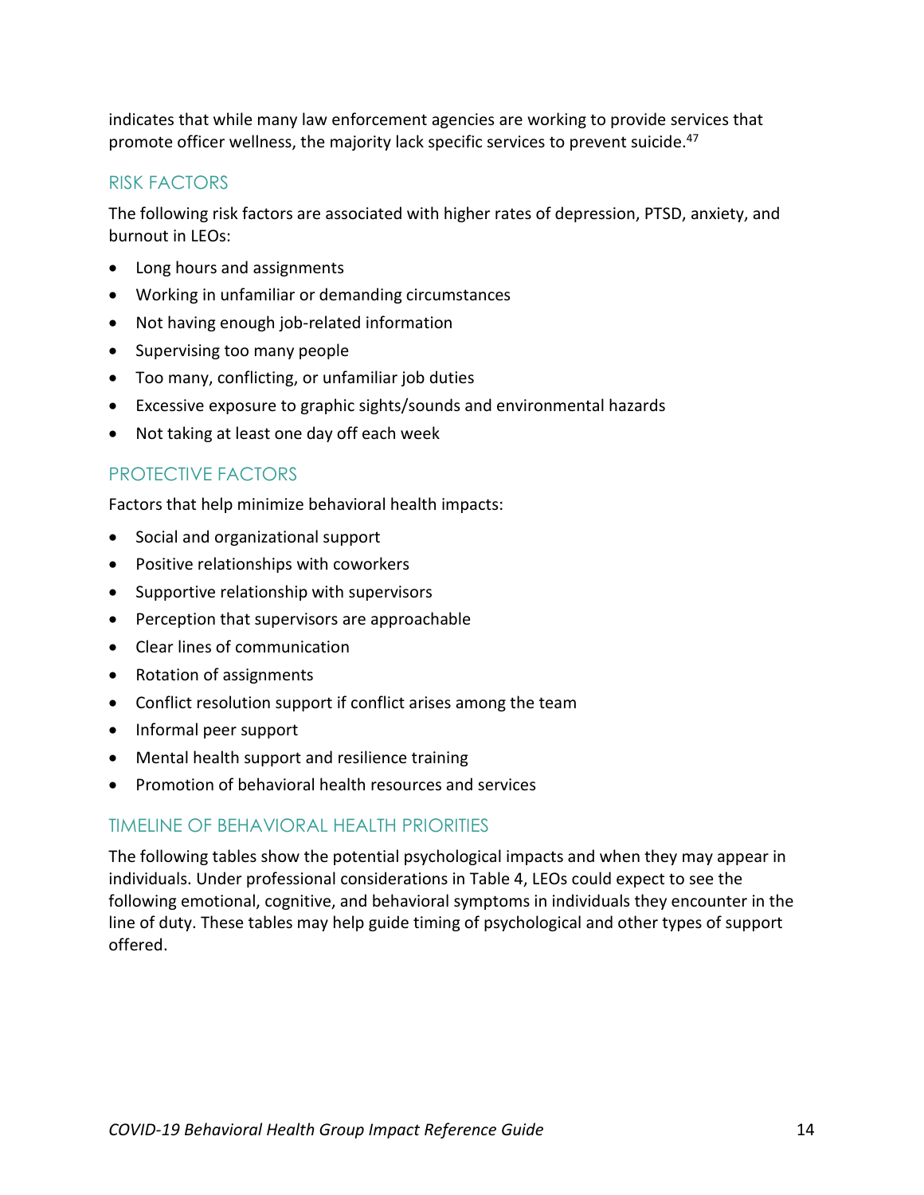indicates that while many law enforcement agencies are working to provide services that promote officer wellness, the majority lack specific services to prevent suicide.[47]

## RISK FACTORS

The following risk factors are associated with higher rates of depression, PTSD, anxiety, and burnout in LEOs:

- Long hours and assignments
- Working in unfamiliar or demanding circumstances
- Not having enough job-related information
- Supervising too many people
- Too many, conflicting, or unfamiliar job duties
- Excessive exposure to graphic sights/sounds and environmental hazards
- Not taking at least one day off each week

## PROTECTIVE FACTORS

Factors that help minimize behavioral health impacts:

- Social and organizational support
- Positive relationships with coworkers
- Supportive relationship with supervisors
- Perception that supervisors are approachable
- Clear lines of communication
- Rotation of assignments
- Conflict resolution support if conflict arises among the team
- Informal peer support
- Mental health support and resilience training
- Promotion of behavioral health resources and services

## TIMELINE OF BEHAVIORAL HEALTH PRIORITIES

The following tables show the potential psychological impacts and when they may appear in individuals. Under professional considerations in Table 4, LEOs could expect to see the following emotional, cognitive, and behavioral symptoms in individuals they encounter in the line of duty. These tables may help guide timing of psychological and other types of support offered.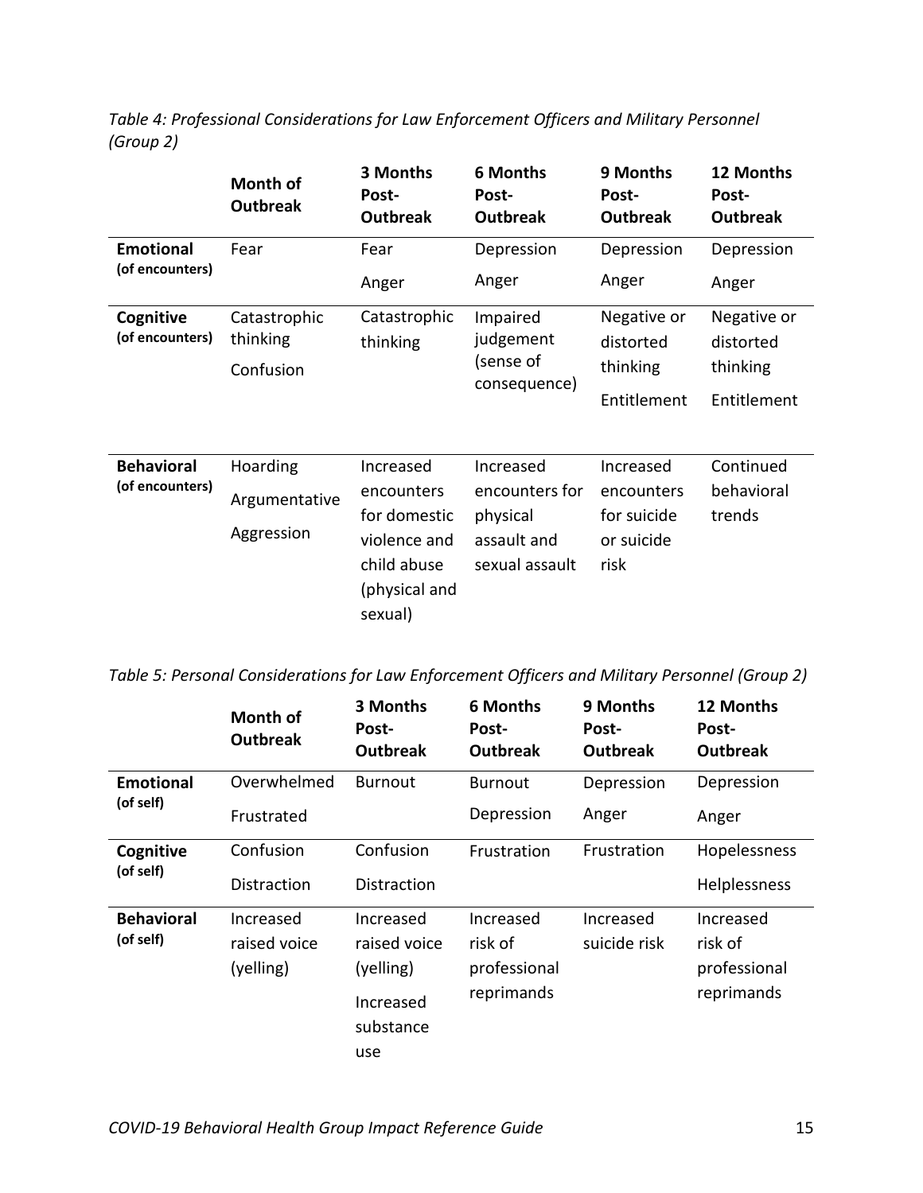*Table 4: Professional Considerations for Law Enforcement Officers and Military Personnel (Group 2)*

| | Month of Outbreak | 3 Months Post-Outbreak | 6 Months Post-Outbreak | 9 Months Post-Outbreak | 12 Months Post-Outbreak |
|---|---|---|---|---|---|
| **Emotional (of encounters)** | Fear | Fear<br>Anger | Depression<br>Anger | Depression<br>Anger | Depression<br>Anger |
| **Cognitive (of encounters)** | Catastrophic thinking<br>Confusion | Catastrophic thinking | Impaired judgement (sense of consequence) | Negative or distorted thinking<br>Entitlement | Negative or distorted thinking<br>Entitlement |
| **Behavioral (of encounters)** | Hoarding<br>Argumentative<br>Aggression | Increased encounters for domestic violence and child abuse (physical and sexual) | Increased encounters for physical assault and sexual assault | Increased encounters for suicide or suicide risk | Continued behavioral trends |

*Table 5: Personal Considerations for Law Enforcement Officers and Military Personnel (Group 2)*

| | Month of Outbreak | 3 Months Post-Outbreak | 6 Months Post-Outbreak | 9 Months Post-Outbreak | 12 Months Post-Outbreak |
|---|---|---|---|---|---|
| **Emotional (of self)** | Overwhelmed<br>Frustrated | Burnout | Burnout<br>Depression | Depression<br>Anger | Depression<br>Anger |
| **Cognitive (of self)** | Confusion<br>Distraction | Confusion<br>Distraction | Frustration | Frustration | Hopelessness<br>Helplessness |
| **Behavioral (of self)** | Increased raised voice (yelling) | Increased raised voice (yelling)<br>Increased substance use | Increased risk of professional reprimands | Increased suicide risk | Increased risk of professional reprimands |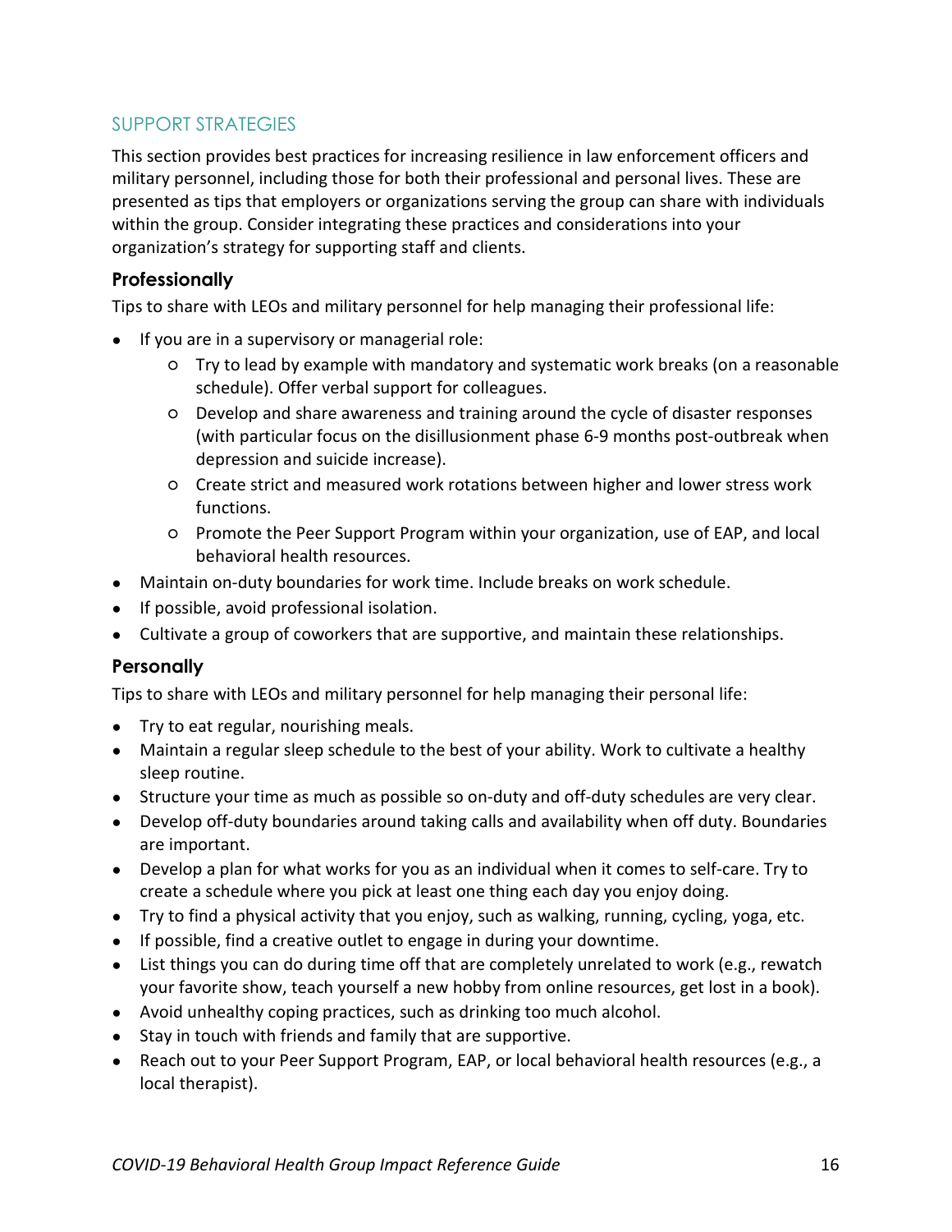## SUPPORT STRATEGIES

This section provides best practices for increasing resilience in law enforcement officers and military personnel, including those for both their professional and personal lives. These are presented as tips that employers or organizations serving the group can share with individuals within the group. Consider integrating these practices and considerations into your organization's strategy for supporting staff and clients.

### Professionally

Tips to share with LEOs and military personnel for help managing their professional life:

- If you are in a supervisory or managerial role:
  - Try to lead by example with mandatory and systematic work breaks (on a reasonable schedule). Offer verbal support for colleagues.
  - Develop and share awareness and training around the cycle of disaster responses (with particular focus on the disillusionment phase 6-9 months post-outbreak when depression and suicide increase).
  - Create strict and measured work rotations between higher and lower stress work functions.
  - Promote the Peer Support Program within your organization, use of EAP, and local behavioral health resources.
- Maintain on-duty boundaries for work time. Include breaks on work schedule.
- If possible, avoid professional isolation.
- Cultivate a group of coworkers that are supportive, and maintain these relationships.

### Personally

Tips to share with LEOs and military personnel for help managing their personal life:

- Try to eat regular, nourishing meals.
- Maintain a regular sleep schedule to the best of your ability. Work to cultivate a healthy sleep routine.
- Structure your time as much as possible so on-duty and off-duty schedules are very clear.
- Develop off-duty boundaries around taking calls and availability when off duty. Boundaries are important.
- Develop a plan for what works for you as an individual when it comes to self-care. Try to create a schedule where you pick at least one thing each day you enjoy doing.
- Try to find a physical activity that you enjoy, such as walking, running, cycling, yoga, etc.
- If possible, find a creative outlet to engage in during your downtime.
- List things you can do during time off that are completely unrelated to work (e.g., rewatch your favorite show, teach yourself a new hobby from online resources, get lost in a book).
- Avoid unhealthy coping practices, such as drinking too much alcohol.
- Stay in touch with friends and family that are supportive.
- Reach out to your Peer Support Program, EAP, or local behavioral health resources (e.g., a local therapist).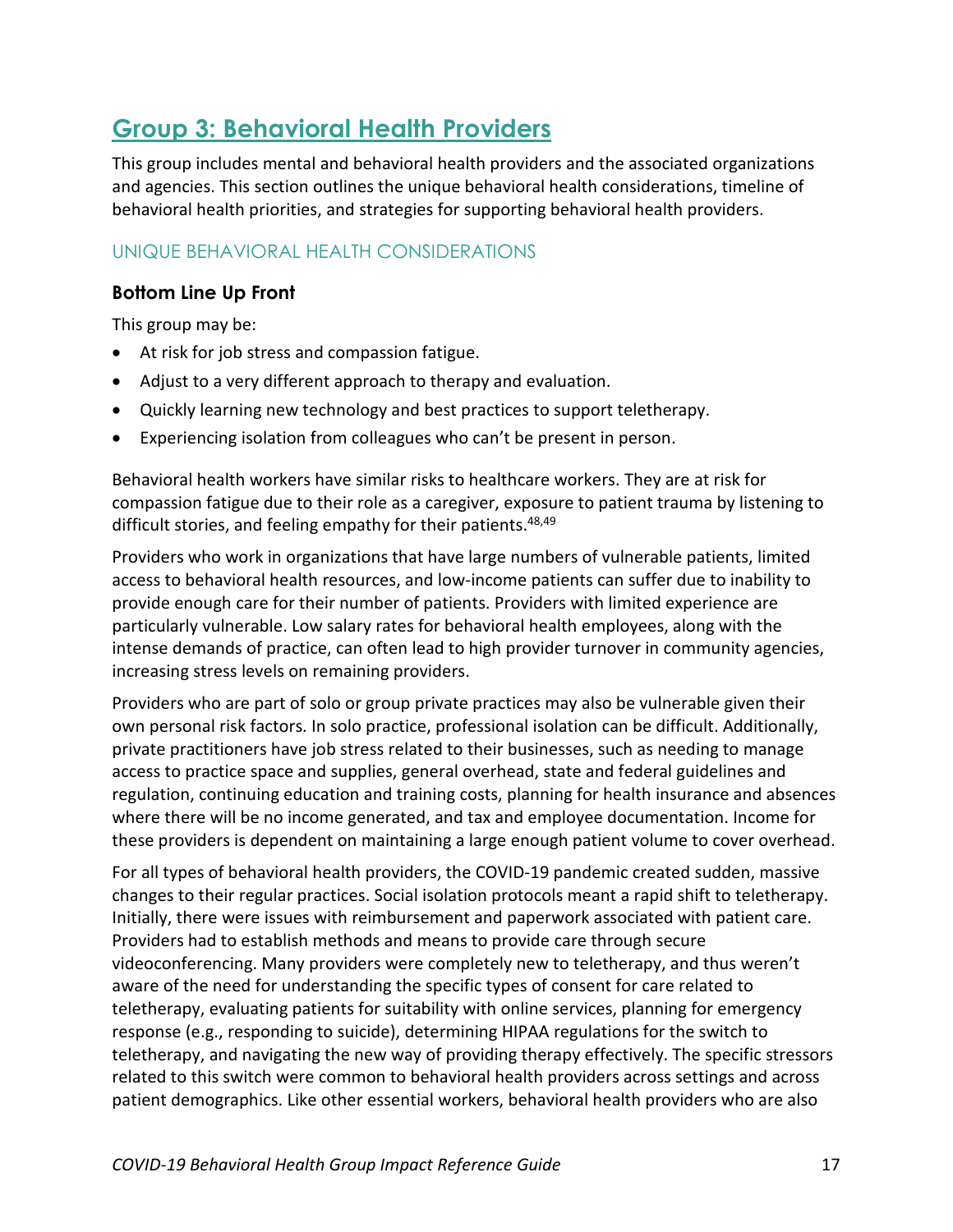## Group 3: Behavioral Health Providers

This group includes mental and behavioral health providers and the associated organizations and agencies. This section outlines the unique behavioral health considerations, timeline of behavioral health priorities, and strategies for supporting behavioral health providers.

### UNIQUE BEHAVIORAL HEALTH CONSIDERATIONS

#### Bottom Line Up Front

This group may be:

- At risk for job stress and compassion fatigue.
- Adjust to a very different approach to therapy and evaluation.
- Quickly learning new technology and best practices to support teletherapy.
- Experiencing isolation from colleagues who can't be present in person.

Behavioral health workers have similar risks to healthcare workers. They are at risk for compassion fatigue due to their role as a caregiver, exposure to patient trauma by listening to difficult stories, and feeling empathy for their patients.[48,49]

Providers who work in organizations that have large numbers of vulnerable patients, limited access to behavioral health resources, and low-income patients can suffer due to inability to provide enough care for their number of patients. Providers with limited experience are particularly vulnerable. Low salary rates for behavioral health employees, along with the intense demands of practice, can often lead to high provider turnover in community agencies, increasing stress levels on remaining providers.

Providers who are part of solo or group private practices may also be vulnerable given their own personal risk factors. In solo practice, professional isolation can be difficult. Additionally, private practitioners have job stress related to their businesses, such as needing to manage access to practice space and supplies, general overhead, state and federal guidelines and regulation, continuing education and training costs, planning for health insurance and absences where there will be no income generated, and tax and employee documentation. Income for these providers is dependent on maintaining a large enough patient volume to cover overhead.

For all types of behavioral health providers, the COVID-19 pandemic created sudden, massive changes to their regular practices. Social isolation protocols meant a rapid shift to teletherapy. Initially, there were issues with reimbursement and paperwork associated with patient care. Providers had to establish methods and means to provide care through secure videoconferencing. Many providers were completely new to teletherapy, and thus weren't aware of the need for understanding the specific types of consent for care related to teletherapy, evaluating patients for suitability with online services, planning for emergency response (e.g., responding to suicide), determining HIPAA regulations for the switch to teletherapy, and navigating the new way of providing therapy effectively. The specific stressors related to this switch were common to behavioral health providers across settings and across patient demographics. Like other essential workers, behavioral health providers who are also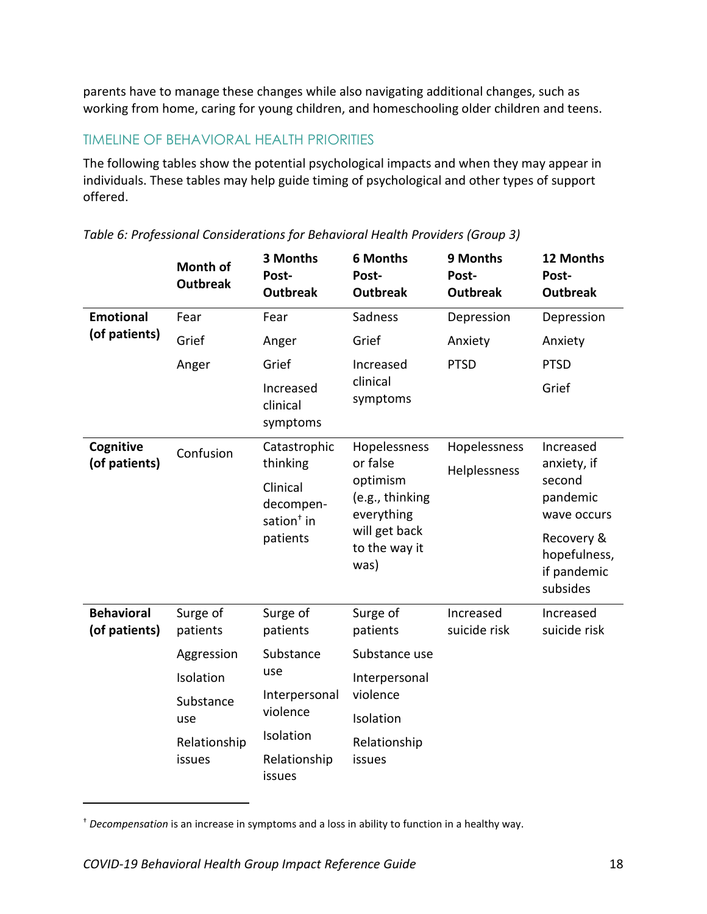parents have to manage these changes while also navigating additional changes, such as working from home, caring for young children, and homeschooling older children and teens.

## TIMELINE OF BEHAVIORAL HEALTH PRIORITIES

The following tables show the potential psychological impacts and when they may appear in individuals. These tables may help guide timing of psychological and other types of support offered.

*Table 6: Professional Considerations for Behavioral Health Providers (Group 3)*

| | Month of Outbreak | 3 Months Post-Outbreak | 6 Months Post-Outbreak | 9 Months Post-Outbreak | 12 Months Post-Outbreak |
|---|---|---|---|---|---|
| **Emotional (of patients)** | Fear<br>Grief<br>Anger | Fear<br>Anger<br>Grief<br>Increased clinical symptoms | Sadness<br>Grief<br>Increased clinical symptoms | Depression<br>Anxiety<br>PTSD | Depression<br>Anxiety<br>PTSD<br>Grief |
| **Cognitive (of patients)** | Confusion | Catastrophic thinking<br>Clinical decompen-sation† in patients | Hopelessness or false optimism (e.g., thinking everything will get back to the way it was) | Hopelessness<br>Helplessness | Increased anxiety, if second pandemic wave occurs<br>Recovery & hopefulness, if pandemic subsides |
| **Behavioral (of patients)** | Surge of patients<br>Aggression<br>Isolation<br>Substance use<br>Relationship issues | Surge of patients<br>Substance use<br>Interpersonal violence<br>Isolation<br>Relationship issues | Surge of patients<br>Substance use<br>Interpersonal violence<br>Isolation<br>Relationship issues | Increased suicide risk | Increased suicide risk |

† *Decompensation* is an increase in symptoms and a loss in ability to function in a healthy way.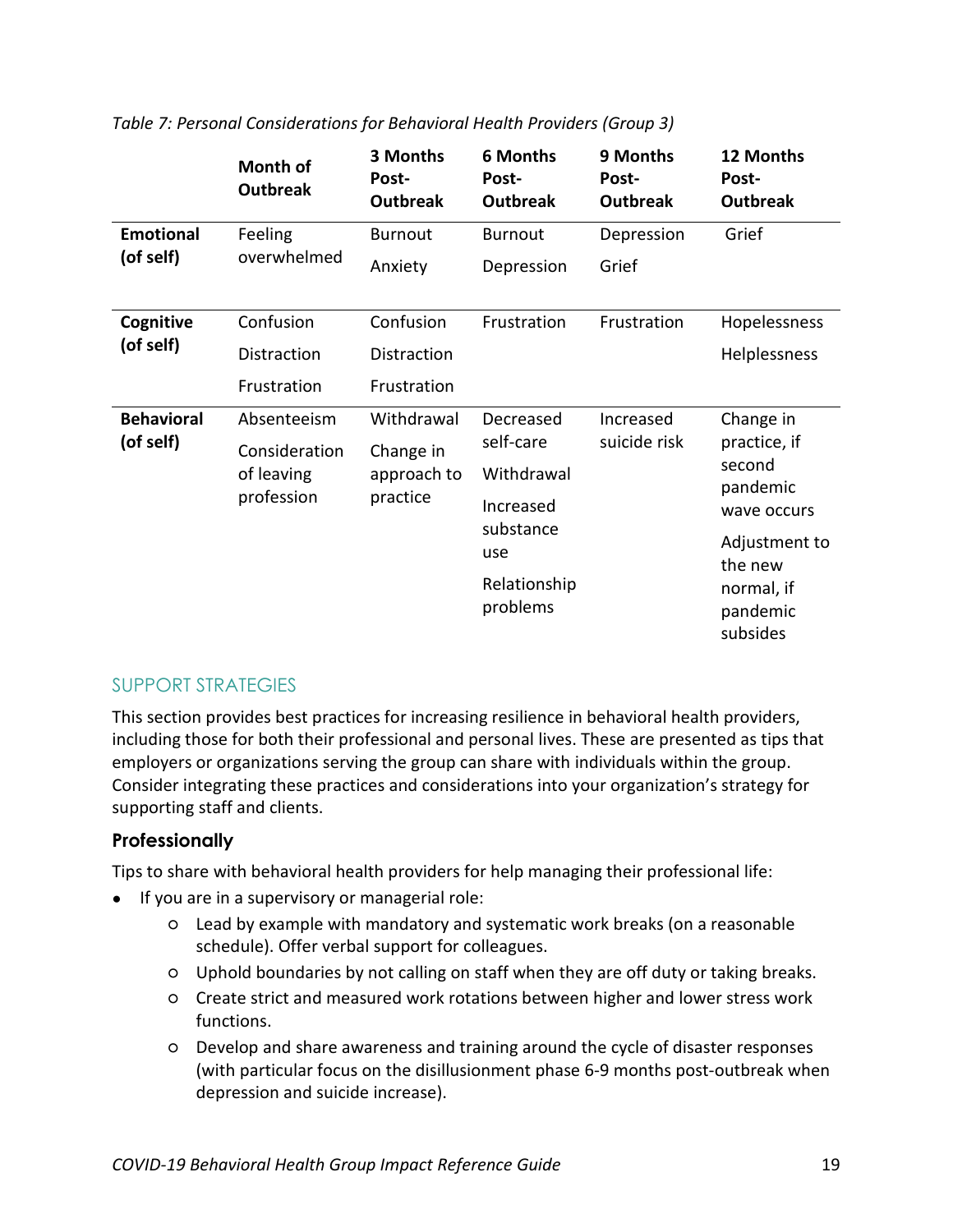*Table 7: Personal Considerations for Behavioral Health Providers (Group 3)*

| | Month of Outbreak | 3 Months Post-Outbreak | 6 Months Post-Outbreak | 9 Months Post-Outbreak | 12 Months Post-Outbreak |
|---|---|---|---|---|---|
| **Emotional (of self)** | Feeling overwhelmed | Burnout<br>Anxiety | Burnout<br>Depression | Depression<br>Grief | Grief |
| **Cognitive (of self)** | Confusion<br>Distraction<br>Frustration | Confusion<br>Distraction<br>Frustration | Frustration | Frustration | Hopelessness<br>Helplessness |
| **Behavioral (of self)** | Absenteeism<br>Consideration of leaving profession | Withdrawal<br>Change in approach to practice | Decreased self-care<br>Withdrawal<br>Increased substance use<br>Relationship problems | Increased suicide risk | Change in practice, if second pandemic wave occurs<br>Adjustment to the new normal, if pandemic subsides |

## SUPPORT STRATEGIES

This section provides best practices for increasing resilience in behavioral health providers, including those for both their professional and personal lives. These are presented as tips that employers or organizations serving the group can share with individuals within the group. Consider integrating these practices and considerations into your organization's strategy for supporting staff and clients.

### Professionally

Tips to share with behavioral health providers for help managing their professional life:

- If you are in a supervisory or managerial role:
  - Lead by example with mandatory and systematic work breaks (on a reasonable schedule). Offer verbal support for colleagues.
  - Uphold boundaries by not calling on staff when they are off duty or taking breaks.
  - Create strict and measured work rotations between higher and lower stress work functions.
  - Develop and share awareness and training around the cycle of disaster responses (with particular focus on the disillusionment phase 6-9 months post-outbreak when depression and suicide increase).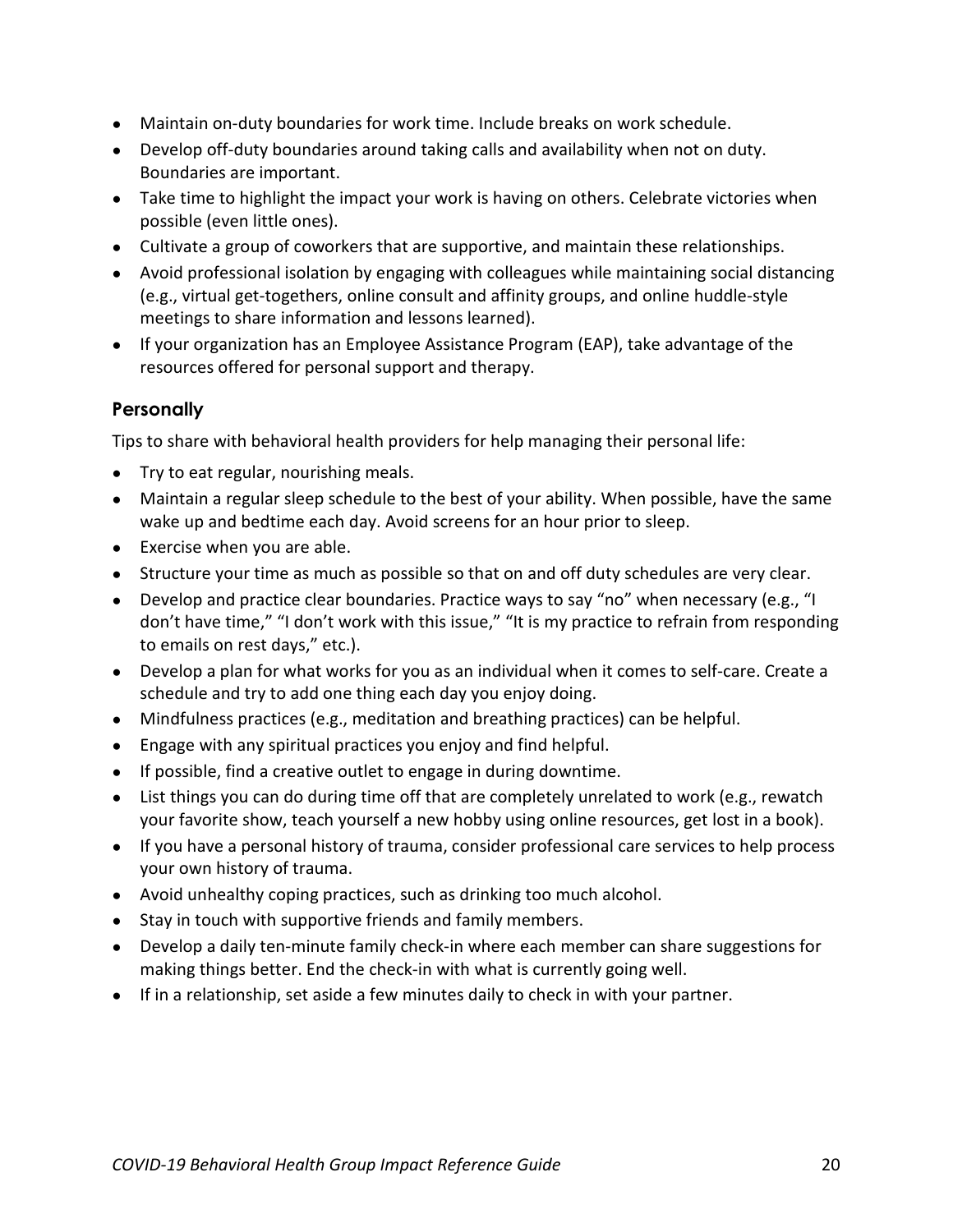- Maintain on-duty boundaries for work time. Include breaks on work schedule.
- Develop off-duty boundaries around taking calls and availability when not on duty. Boundaries are important.
- Take time to highlight the impact your work is having on others. Celebrate victories when possible (even little ones).
- Cultivate a group of coworkers that are supportive, and maintain these relationships.
- Avoid professional isolation by engaging with colleagues while maintaining social distancing (e.g., virtual get-togethers, online consult and affinity groups, and online huddle-style meetings to share information and lessons learned).
- If your organization has an Employee Assistance Program (EAP), take advantage of the resources offered for personal support and therapy.

### Personally

Tips to share with behavioral health providers for help managing their personal life:

- Try to eat regular, nourishing meals.
- Maintain a regular sleep schedule to the best of your ability. When possible, have the same wake up and bedtime each day. Avoid screens for an hour prior to sleep.
- Exercise when you are able.
- Structure your time as much as possible so that on and off duty schedules are very clear.
- Develop and practice clear boundaries. Practice ways to say "no" when necessary (e.g., "I don't have time," "I don't work with this issue," "It is my practice to refrain from responding to emails on rest days," etc.).
- Develop a plan for what works for you as an individual when it comes to self-care. Create a schedule and try to add one thing each day you enjoy doing.
- Mindfulness practices (e.g., meditation and breathing practices) can be helpful.
- Engage with any spiritual practices you enjoy and find helpful.
- If possible, find a creative outlet to engage in during downtime.
- List things you can do during time off that are completely unrelated to work (e.g., rewatch your favorite show, teach yourself a new hobby using online resources, get lost in a book).
- If you have a personal history of trauma, consider professional care services to help process your own history of trauma.
- Avoid unhealthy coping practices, such as drinking too much alcohol.
- Stay in touch with supportive friends and family members.
- Develop a daily ten-minute family check-in where each member can share suggestions for making things better. End the check-in with what is currently going well.
- If in a relationship, set aside a few minutes daily to check in with your partner.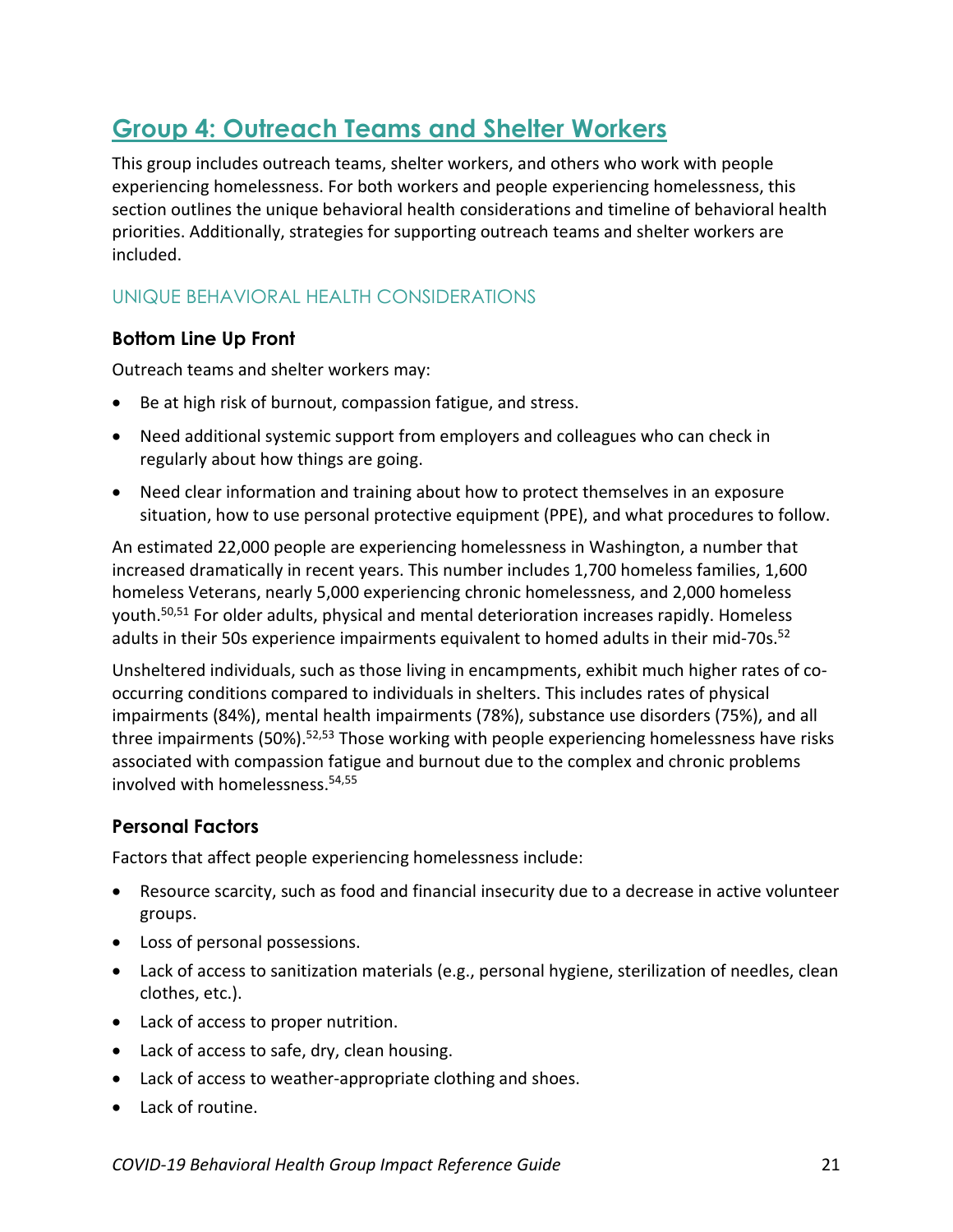## Group 4: Outreach Teams and Shelter Workers

This group includes outreach teams, shelter workers, and others who work with people experiencing homelessness. For both workers and people experiencing homelessness, this section outlines the unique behavioral health considerations and timeline of behavioral health priorities. Additionally, strategies for supporting outreach teams and shelter workers are included.

### UNIQUE BEHAVIORAL HEALTH CONSIDERATIONS

#### Bottom Line Up Front

Outreach teams and shelter workers may:

- Be at high risk of burnout, compassion fatigue, and stress.
- Need additional systemic support from employers and colleagues who can check in regularly about how things are going.
- Need clear information and training about how to protect themselves in an exposure situation, how to use personal protective equipment (PPE), and what procedures to follow.

An estimated 22,000 people are experiencing homelessness in Washington, a number that increased dramatically in recent years. This number includes 1,700 homeless families, 1,600 homeless Veterans, nearly 5,000 experiencing chronic homelessness, and 2,000 homeless youth.[50,51] For older adults, physical and mental deterioration increases rapidly. Homeless adults in their 50s experience impairments equivalent to homed adults in their mid-70s.[52]

Unsheltered individuals, such as those living in encampments, exhibit much higher rates of co-occurring conditions compared to individuals in shelters. This includes rates of physical impairments (84%), mental health impairments (78%), substance use disorders (75%), and all three impairments (50%).[52,53] Those working with people experiencing homelessness have risks associated with compassion fatigue and burnout due to the complex and chronic problems involved with homelessness.[54,55]

#### Personal Factors

Factors that affect people experiencing homelessness include:

- Resource scarcity, such as food and financial insecurity due to a decrease in active volunteer groups.
- Loss of personal possessions.
- Lack of access to sanitization materials (e.g., personal hygiene, sterilization of needles, clean clothes, etc.).
- Lack of access to proper nutrition.
- Lack of access to safe, dry, clean housing.
- Lack of access to weather-appropriate clothing and shoes.
- Lack of routine.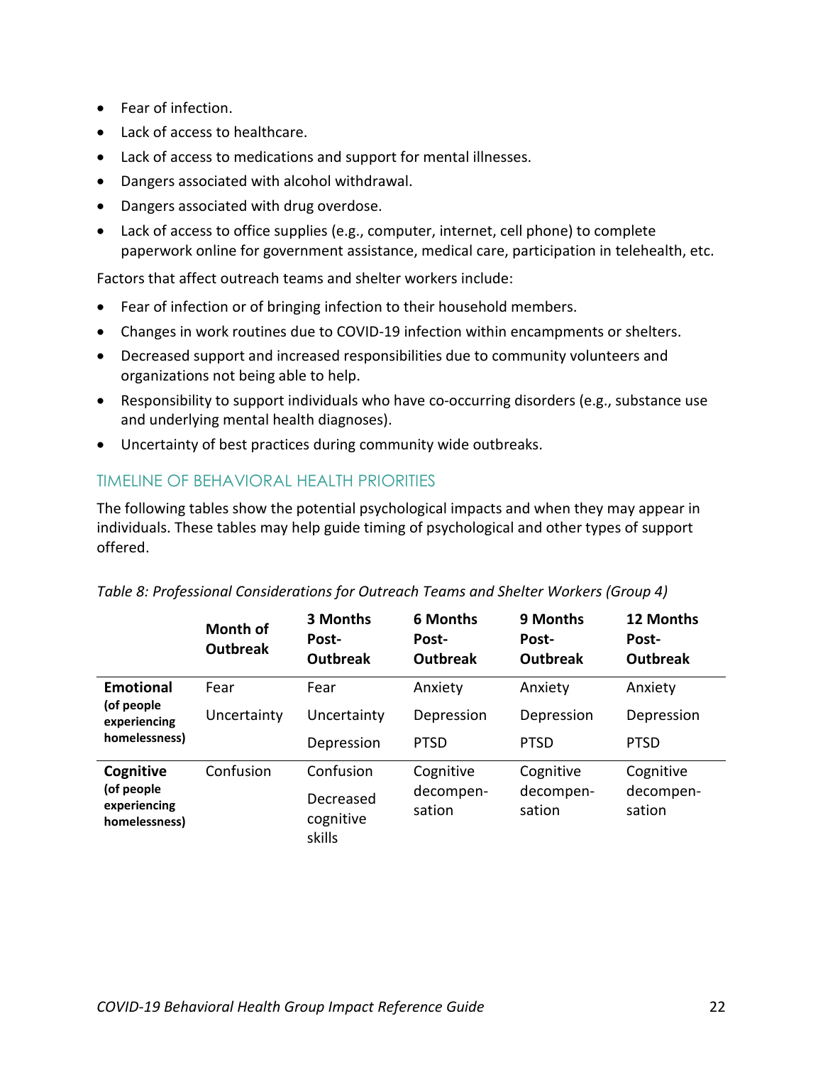- Fear of infection.
- Lack of access to healthcare.
- Lack of access to medications and support for mental illnesses.
- Dangers associated with alcohol withdrawal.
- Dangers associated with drug overdose.
- Lack of access to office supplies (e.g., computer, internet, cell phone) to complete paperwork online for government assistance, medical care, participation in telehealth, etc.

Factors that affect outreach teams and shelter workers include:

- Fear of infection or of bringing infection to their household members.
- Changes in work routines due to COVID-19 infection within encampments or shelters.
- Decreased support and increased responsibilities due to community volunteers and organizations not being able to help.
- Responsibility to support individuals who have co-occurring disorders (e.g., substance use and underlying mental health diagnoses).
- Uncertainty of best practices during community wide outbreaks.

## TIMELINE OF BEHAVIORAL HEALTH PRIORITIES

The following tables show the potential psychological impacts and when they may appear in individuals. These tables may help guide timing of psychological and other types of support offered.

*Table 8: Professional Considerations for Outreach Teams and Shelter Workers (Group 4)*

| | Month of Outbreak | 3 Months Post-Outbreak | 6 Months Post-Outbreak | 9 Months Post-Outbreak | 12 Months Post-Outbreak |
|---|---|---|---|---|---|
| **Emotional (of people experiencing homelessness)** | Fear<br>Uncertainty | Fear<br>Uncertainty<br>Depression | Anxiety<br>Depression<br>PTSD | Anxiety<br>Depression<br>PTSD | Anxiety<br>Depression<br>PTSD |
| **Cognitive (of people experiencing homelessness)** | Confusion | Confusion<br>Decreased cognitive skills | Cognitive decompensation | Cognitive decompensation | Cognitive decompensation |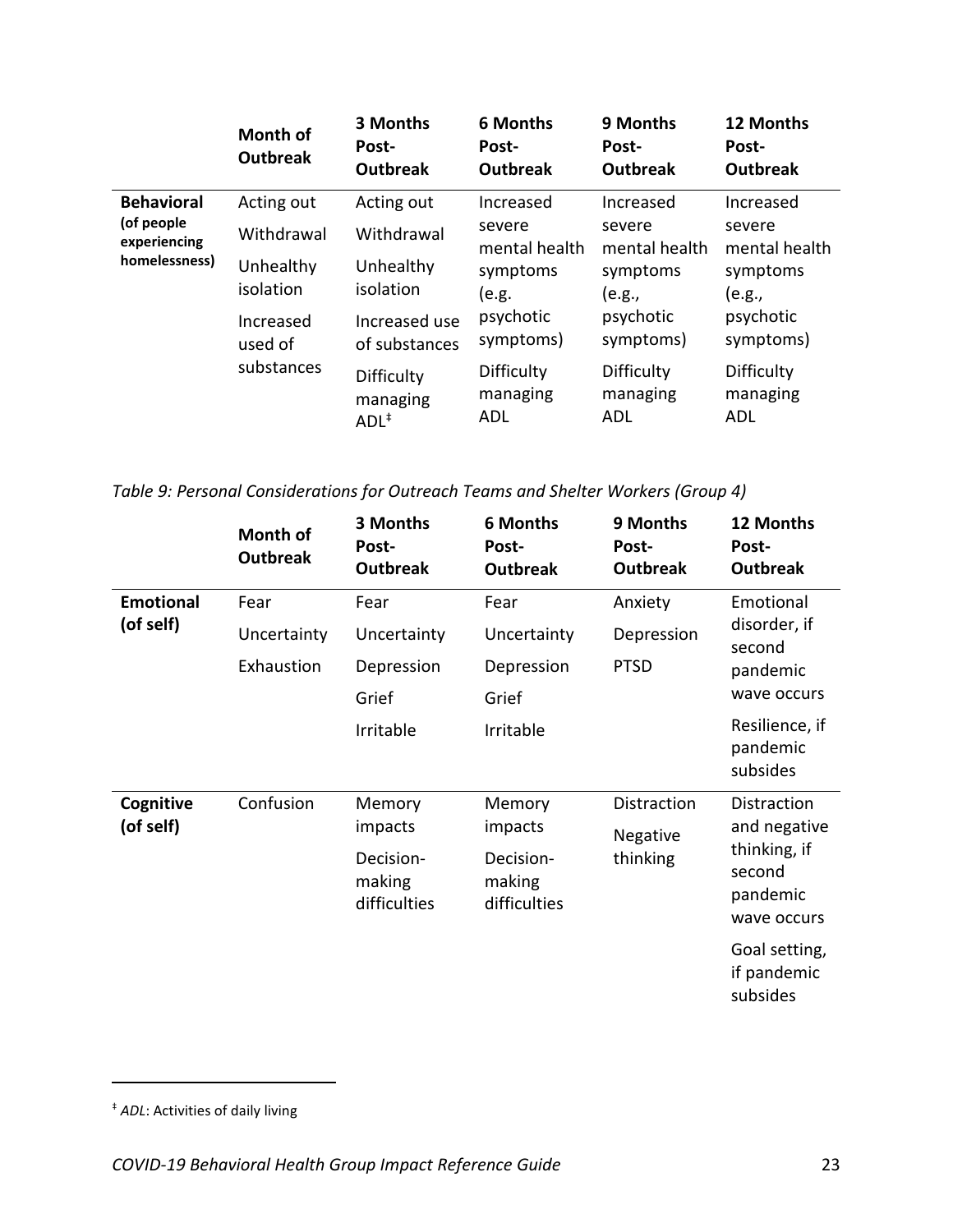| | Month of Outbreak | 3 Months Post-Outbreak | 6 Months Post-Outbreak | 9 Months Post-Outbreak | 12 Months Post-Outbreak |
|---|---|---|---|---|---|
| **Behavioral** (of people experiencing homelessness) | Acting out<br>Withdrawal<br>Unhealthy isolation<br>Increased used of substances | Acting out<br>Withdrawal<br>Unhealthy isolation<br>Increased use of substances<br>Difficulty managing ADL[‡] | Increased severe mental health symptoms (e.g. psychotic symptoms)<br>Difficulty managing ADL | Increased severe mental health symptoms (e.g., psychotic symptoms)<br>Difficulty managing ADL | Increased severe mental health symptoms (e.g., psychotic symptoms)<br>Difficulty managing ADL |

*Table 9: Personal Considerations for Outreach Teams and Shelter Workers (Group 4)*

| | Month of Outbreak | 3 Months Post-Outbreak | 6 Months Post-Outbreak | 9 Months Post-Outbreak | 12 Months Post-Outbreak |
|---|---|---|---|---|---|
| **Emotional (of self)** | Fear<br>Uncertainty<br>Exhaustion | Fear<br>Uncertainty<br>Depression<br>Grief<br>Irritable | Fear<br>Uncertainty<br>Depression<br>Grief<br>Irritable | Anxiety<br>Depression<br>PTSD | Emotional disorder, if second pandemic wave occurs<br>Resilience, if pandemic subsides |
| **Cognitive (of self)** | Confusion | Memory impacts<br>Decision-making difficulties | Memory impacts<br>Decision-making difficulties | Distraction<br>Negative thinking | Distraction and negative thinking, if second pandemic wave occurs<br>Goal setting, if pandemic subsides |

[‡] *ADL*: Activities of daily living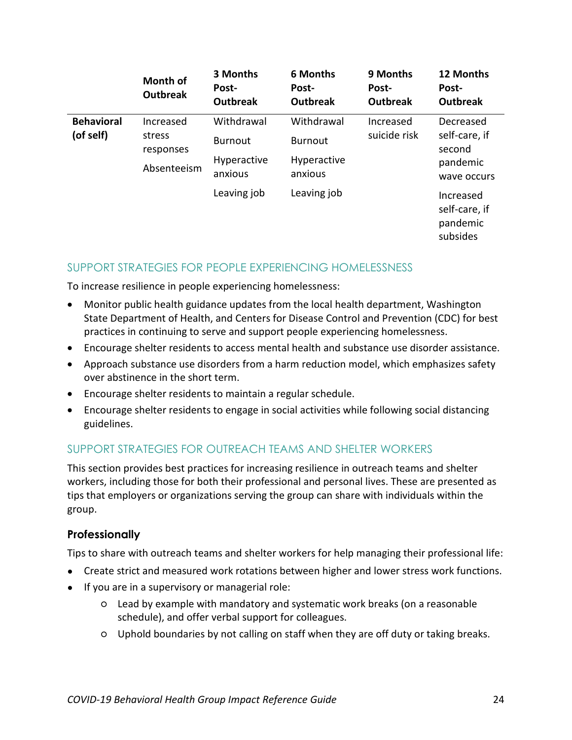| | Month of Outbreak | 3 Months Post-Outbreak | 6 Months Post-Outbreak | 9 Months Post-Outbreak | 12 Months Post-Outbreak |
|---|---|---|---|---|---|
| **Behavioral (of self)** | Increased stress responses<br>Absenteeism | Withdrawal<br>Burnout<br>Hyperactive anxious<br>Leaving job | Withdrawal<br>Burnout<br>Hyperactive anxious<br>Leaving job | Increased suicide risk | Decreased self-care, if second pandemic wave occurs<br>Increased self-care, if pandemic subsides |

## SUPPORT STRATEGIES FOR PEOPLE EXPERIENCING HOMELESSNESS

To increase resilience in people experiencing homelessness:

- Monitor public health guidance updates from the local health department, Washington State Department of Health, and Centers for Disease Control and Prevention (CDC) for best practices in continuing to serve and support people experiencing homelessness.
- Encourage shelter residents to access mental health and substance use disorder assistance.
- Approach substance use disorders from a harm reduction model, which emphasizes safety over abstinence in the short term.
- Encourage shelter residents to maintain a regular schedule.
- Encourage shelter residents to engage in social activities while following social distancing guidelines.

## SUPPORT STRATEGIES FOR OUTREACH TEAMS AND SHELTER WORKERS

This section provides best practices for increasing resilience in outreach teams and shelter workers, including those for both their professional and personal lives. These are presented as tips that employers or organizations serving the group can share with individuals within the group.

### Professionally

Tips to share with outreach teams and shelter workers for help managing their professional life:

- Create strict and measured work rotations between higher and lower stress work functions.
- If you are in a supervisory or managerial role:
  - Lead by example with mandatory and systematic work breaks (on a reasonable schedule), and offer verbal support for colleagues.
  - Uphold boundaries by not calling on staff when they are off duty or taking breaks.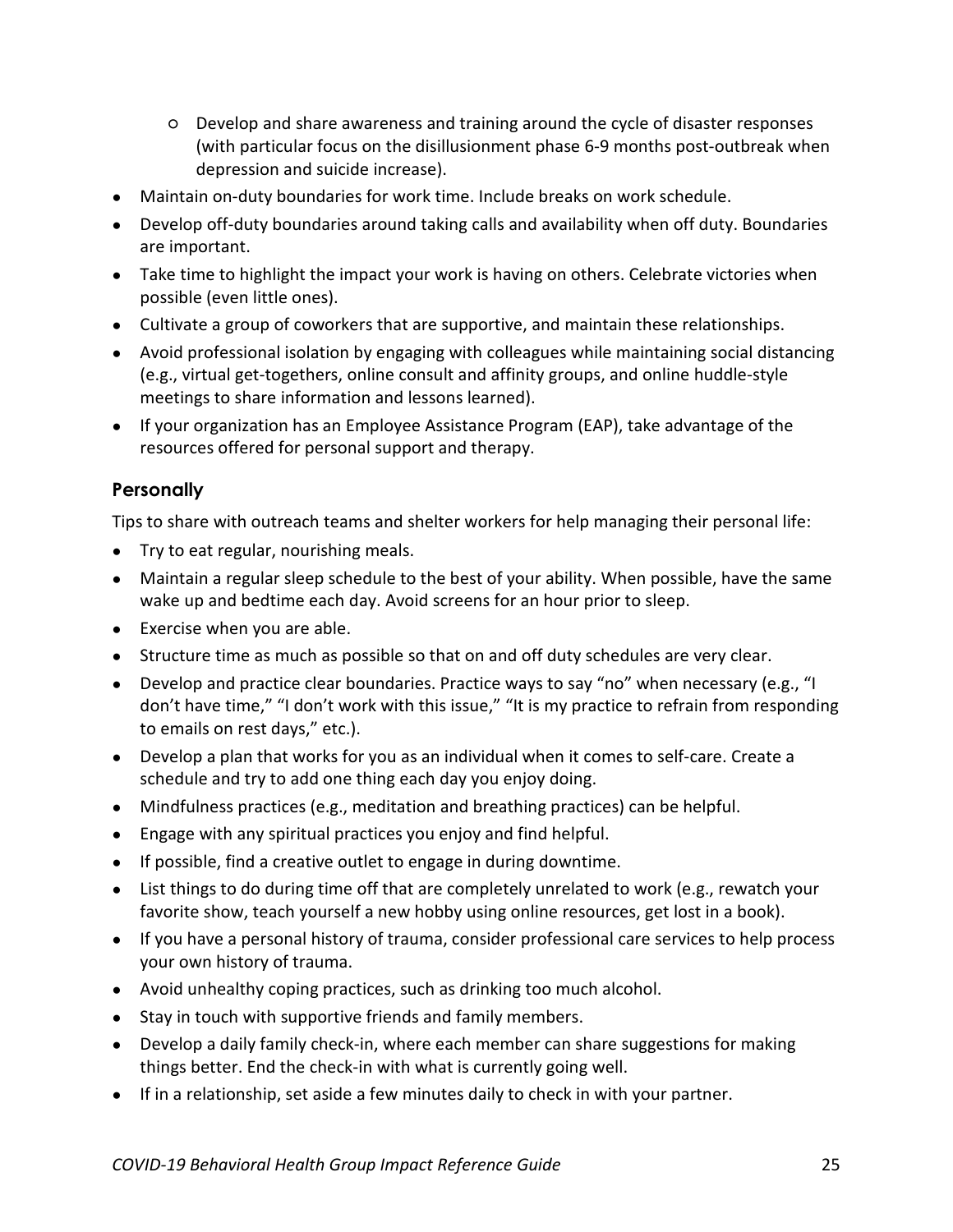- Develop and share awareness and training around the cycle of disaster responses (with particular focus on the disillusionment phase 6-9 months post-outbreak when depression and suicide increase).
- Maintain on-duty boundaries for work time. Include breaks on work schedule.
- Develop off-duty boundaries around taking calls and availability when off duty. Boundaries are important.
- Take time to highlight the impact your work is having on others. Celebrate victories when possible (even little ones).
- Cultivate a group of coworkers that are supportive, and maintain these relationships.
- Avoid professional isolation by engaging with colleagues while maintaining social distancing (e.g., virtual get-togethers, online consult and affinity groups, and online huddle-style meetings to share information and lessons learned).
- If your organization has an Employee Assistance Program (EAP), take advantage of the resources offered for personal support and therapy.

### Personally

Tips to share with outreach teams and shelter workers for help managing their personal life:

- Try to eat regular, nourishing meals.
- Maintain a regular sleep schedule to the best of your ability. When possible, have the same wake up and bedtime each day. Avoid screens for an hour prior to sleep.
- Exercise when you are able.
- Structure time as much as possible so that on and off duty schedules are very clear.
- Develop and practice clear boundaries. Practice ways to say "no" when necessary (e.g., "I don't have time," "I don't work with this issue," "It is my practice to refrain from responding to emails on rest days," etc.).
- Develop a plan that works for you as an individual when it comes to self-care. Create a schedule and try to add one thing each day you enjoy doing.
- Mindfulness practices (e.g., meditation and breathing practices) can be helpful.
- Engage with any spiritual practices you enjoy and find helpful.
- If possible, find a creative outlet to engage in during downtime.
- List things to do during time off that are completely unrelated to work (e.g., rewatch your favorite show, teach yourself a new hobby using online resources, get lost in a book).
- If you have a personal history of trauma, consider professional care services to help process your own history of trauma.
- Avoid unhealthy coping practices, such as drinking too much alcohol.
- Stay in touch with supportive friends and family members.
- Develop a daily family check-in, where each member can share suggestions for making things better. End the check-in with what is currently going well.
- If in a relationship, set aside a few minutes daily to check in with your partner.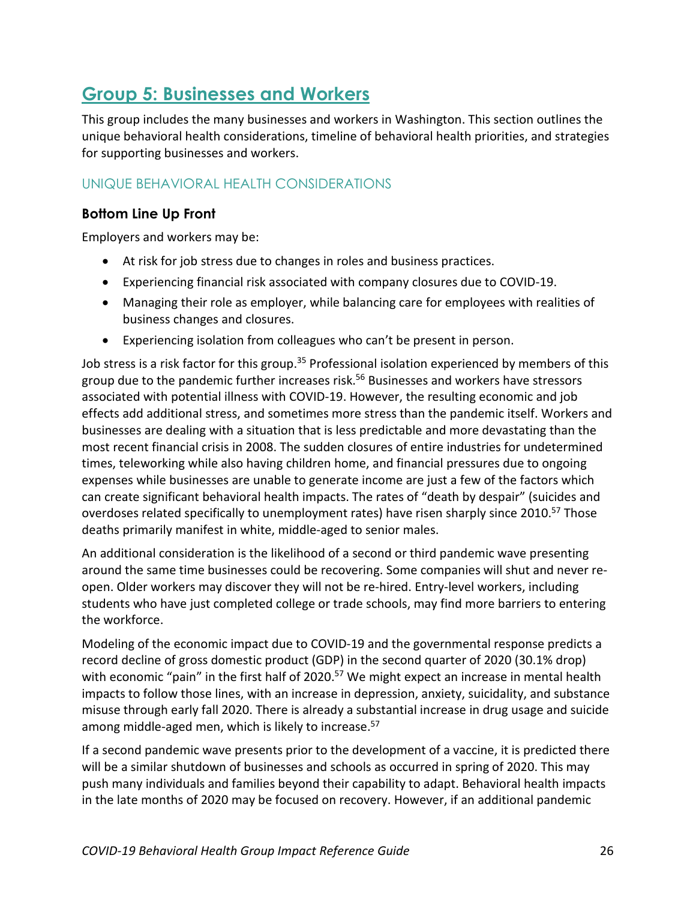## Group 5: Businesses and Workers

This group includes the many businesses and workers in Washington. This section outlines the unique behavioral health considerations, timeline of behavioral health priorities, and strategies for supporting businesses and workers.

### UNIQUE BEHAVIORAL HEALTH CONSIDERATIONS

#### Bottom Line Up Front

Employers and workers may be:

- At risk for job stress due to changes in roles and business practices.
- Experiencing financial risk associated with company closures due to COVID-19.
- Managing their role as employer, while balancing care for employees with realities of business changes and closures.
- Experiencing isolation from colleagues who can't be present in person.

Job stress is a risk factor for this group.[35] Professional isolation experienced by members of this group due to the pandemic further increases risk.[56] Businesses and workers have stressors associated with potential illness with COVID-19. However, the resulting economic and job effects add additional stress, and sometimes more stress than the pandemic itself. Workers and businesses are dealing with a situation that is less predictable and more devastating than the most recent financial crisis in 2008. The sudden closures of entire industries for undetermined times, teleworking while also having children home, and financial pressures due to ongoing expenses while businesses are unable to generate income are just a few of the factors which can create significant behavioral health impacts. The rates of "death by despair" (suicides and overdoses related specifically to unemployment rates) have risen sharply since 2010.[57] Those deaths primarily manifest in white, middle-aged to senior males.

An additional consideration is the likelihood of a second or third pandemic wave presenting around the same time businesses could be recovering. Some companies will shut and never re-open. Older workers may discover they will not be re-hired. Entry-level workers, including students who have just completed college or trade schools, may find more barriers to entering the workforce.

Modeling of the economic impact due to COVID-19 and the governmental response predicts a record decline of gross domestic product (GDP) in the second quarter of 2020 (30.1% drop) with economic "pain" in the first half of 2020.[57] We might expect an increase in mental health impacts to follow those lines, with an increase in depression, anxiety, suicidality, and substance misuse through early fall 2020. There is already a substantial increase in drug usage and suicide among middle-aged men, which is likely to increase.[57]

If a second pandemic wave presents prior to the development of a vaccine, it is predicted there will be a similar shutdown of businesses and schools as occurred in spring of 2020. This may push many individuals and families beyond their capability to adapt. Behavioral health impacts in the late months of 2020 may be focused on recovery. However, if an additional pandemic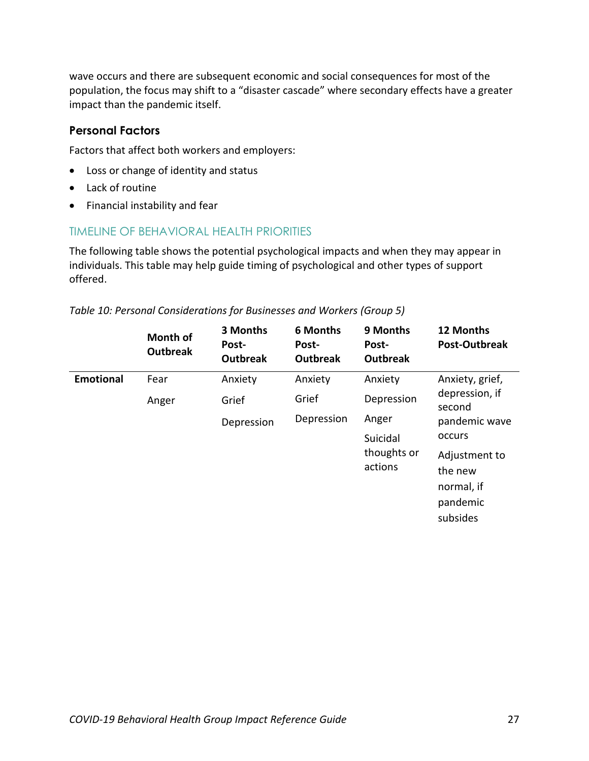wave occurs and there are subsequent economic and social consequences for most of the population, the focus may shift to a "disaster cascade" where secondary effects have a greater impact than the pandemic itself.

### Personal Factors

Factors that affect both workers and employers:

- Loss or change of identity and status
- Lack of routine
- Financial instability and fear

## TIMELINE OF BEHAVIORAL HEALTH PRIORITIES

The following table shows the potential psychological impacts and when they may appear in individuals. This table may help guide timing of psychological and other types of support offered.

*Table 10: Personal Considerations for Businesses and Workers (Group 5)*

| | Month of Outbreak | 3 Months Post-Outbreak | 6 Months Post-Outbreak | 9 Months Post-Outbreak | 12 Months Post-Outbreak |
|---|---|---|---|---|---|
| **Emotional** | Fear<br>Anger | Anxiety<br>Grief<br>Depression | Anxiety<br>Grief<br>Depression | Anxiety<br>Depression<br>Anger<br>Suicidal thoughts or actions | Anxiety, grief, depression, if second pandemic wave occurs<br>Adjustment to the new normal, if pandemic subsides |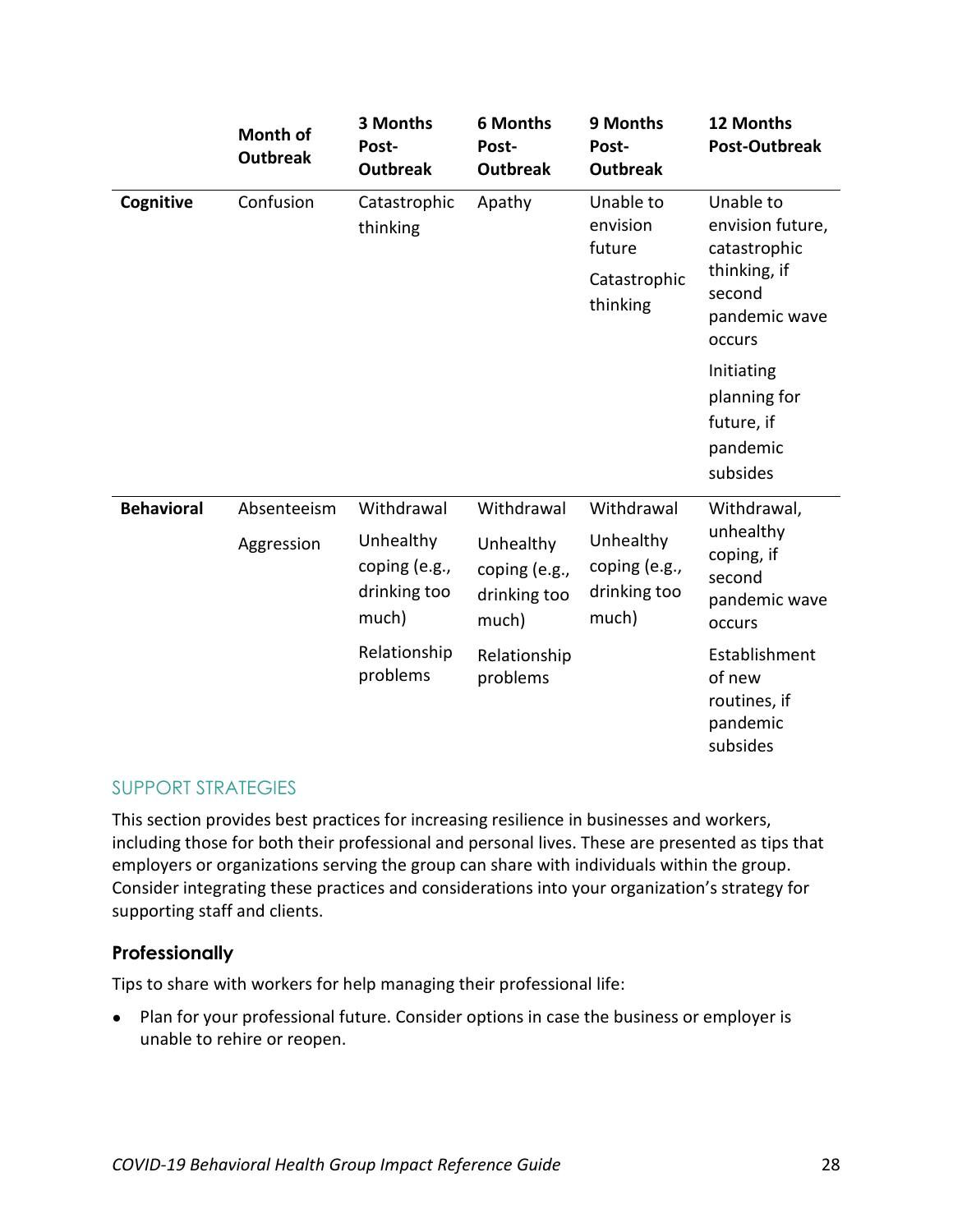| | Month of Outbreak | 3 Months Post-Outbreak | 6 Months Post-Outbreak | 9 Months Post-Outbreak | 12 Months Post-Outbreak |
|---|---|---|---|---|---|
| **Cognitive** | Confusion | Catastrophic thinking | Apathy | Unable to envision future<br><br>Catastrophic thinking | Unable to envision future, catastrophic thinking, if second pandemic wave occurs<br><br>Initiating planning for future, if pandemic subsides |
| **Behavioral** | Absenteeism<br><br>Aggression | Withdrawal<br><br>Unhealthy coping (e.g., drinking too much)<br><br>Relationship problems | Withdrawal<br><br>Unhealthy coping (e.g., drinking too much)<br><br>Relationship problems | Withdrawal<br><br>Unhealthy coping (e.g., drinking too much) | Withdrawal, unhealthy coping, if second pandemic wave occurs<br><br>Establishment of new routines, if pandemic subsides |

## SUPPORT STRATEGIES

This section provides best practices for increasing resilience in businesses and workers, including those for both their professional and personal lives. These are presented as tips that employers or organizations serving the group can share with individuals within the group. Consider integrating these practices and considerations into your organization's strategy for supporting staff and clients.

### Professionally

Tips to share with workers for help managing their professional life:

- Plan for your professional future. Consider options in case the business or employer is unable to rehire or reopen.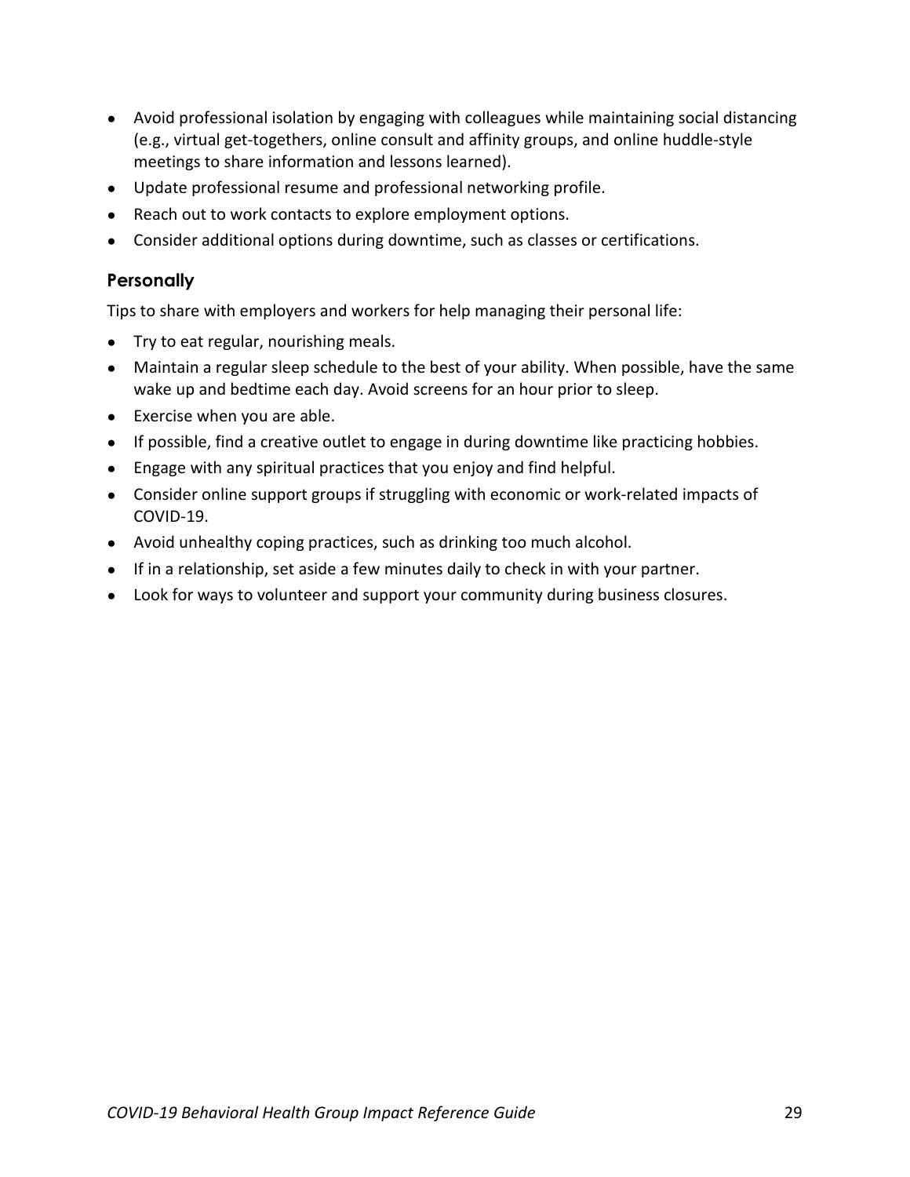- Avoid professional isolation by engaging with colleagues while maintaining social distancing (e.g., virtual get-togethers, online consult and affinity groups, and online huddle-style meetings to share information and lessons learned).
- Update professional resume and professional networking profile.
- Reach out to work contacts to explore employment options.
- Consider additional options during downtime, such as classes or certifications.

### Personally

Tips to share with employers and workers for help managing their personal life:

- Try to eat regular, nourishing meals.
- Maintain a regular sleep schedule to the best of your ability. When possible, have the same wake up and bedtime each day. Avoid screens for an hour prior to sleep.
- Exercise when you are able.
- If possible, find a creative outlet to engage in during downtime like practicing hobbies.
- Engage with any spiritual practices that you enjoy and find helpful.
- Consider online support groups if struggling with economic or work-related impacts of COVID-19.
- Avoid unhealthy coping practices, such as drinking too much alcohol.
- If in a relationship, set aside a few minutes daily to check in with your partner.
- Look for ways to volunteer and support your community during business closures.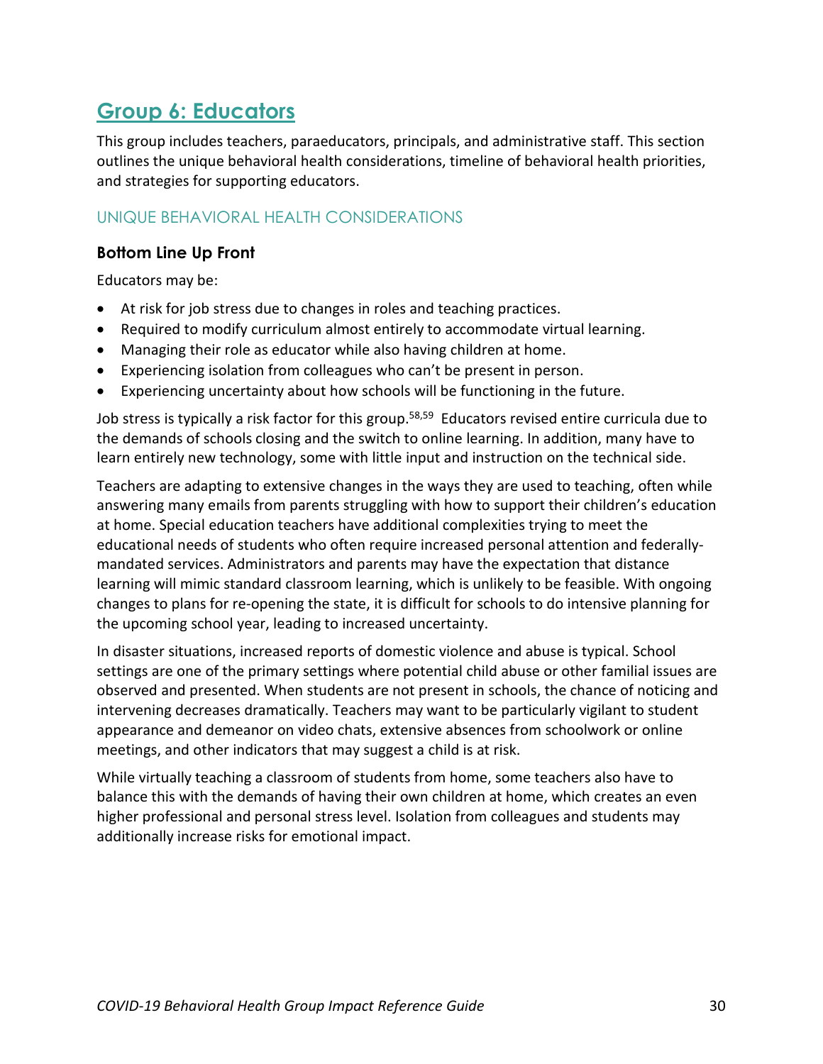## Group 6: Educators

This group includes teachers, paraeducators, principals, and administrative staff. This section outlines the unique behavioral health considerations, timeline of behavioral health priorities, and strategies for supporting educators.

### UNIQUE BEHAVIORAL HEALTH CONSIDERATIONS

#### Bottom Line Up Front

Educators may be:

- At risk for job stress due to changes in roles and teaching practices.
- Required to modify curriculum almost entirely to accommodate virtual learning.
- Managing their role as educator while also having children at home.
- Experiencing isolation from colleagues who can't be present in person.
- Experiencing uncertainty about how schools will be functioning in the future.

Job stress is typically a risk factor for this group.[58,59] Educators revised entire curricula due to the demands of schools closing and the switch to online learning. In addition, many have to learn entirely new technology, some with little input and instruction on the technical side.

Teachers are adapting to extensive changes in the ways they are used to teaching, often while answering many emails from parents struggling with how to support their children's education at home. Special education teachers have additional complexities trying to meet the educational needs of students who often require increased personal attention and federally-mandated services. Administrators and parents may have the expectation that distance learning will mimic standard classroom learning, which is unlikely to be feasible. With ongoing changes to plans for re-opening the state, it is difficult for schools to do intensive planning for the upcoming school year, leading to increased uncertainty.

In disaster situations, increased reports of domestic violence and abuse is typical. School settings are one of the primary settings where potential child abuse or other familial issues are observed and presented. When students are not present in schools, the chance of noticing and intervening decreases dramatically. Teachers may want to be particularly vigilant to student appearance and demeanor on video chats, extensive absences from schoolwork or online meetings, and other indicators that may suggest a child is at risk.

While virtually teaching a classroom of students from home, some teachers also have to balance this with the demands of having their own children at home, which creates an even higher professional and personal stress level. Isolation from colleagues and students may additionally increase risks for emotional impact.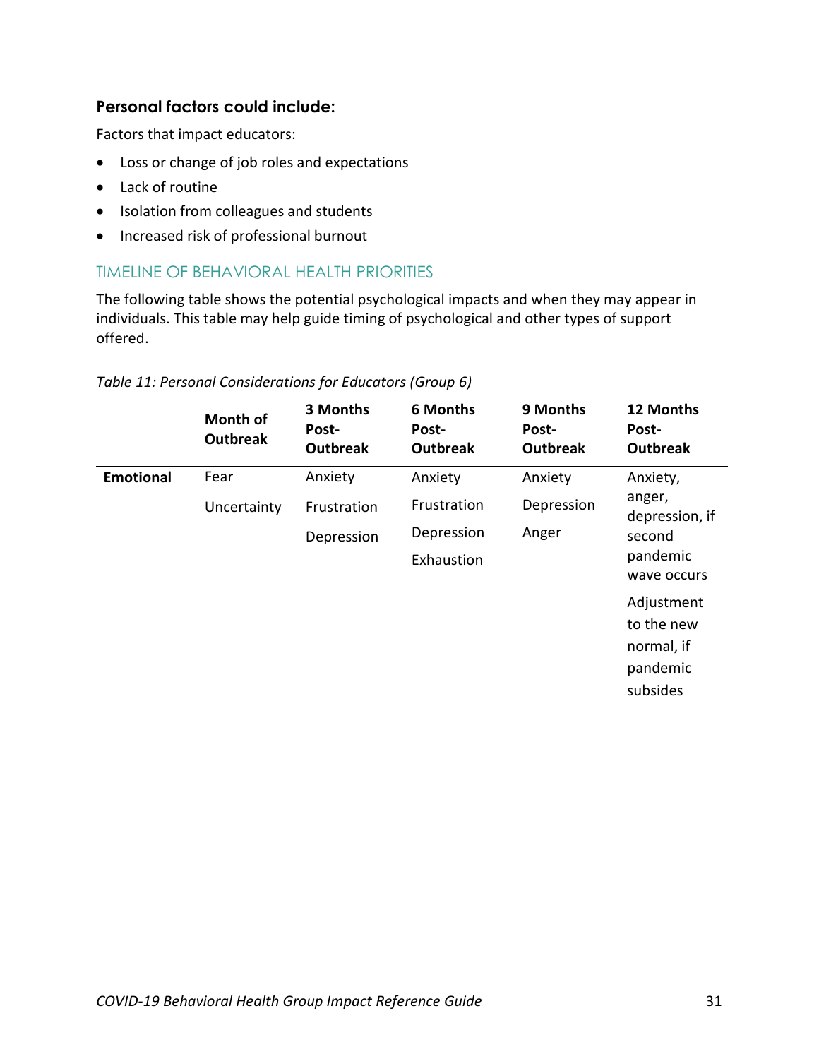### Personal factors could include:

Factors that impact educators:

- Loss or change of job roles and expectations
- Lack of routine
- Isolation from colleagues and students
- Increased risk of professional burnout

## TIMELINE OF BEHAVIORAL HEALTH PRIORITIES

The following table shows the potential psychological impacts and when they may appear in individuals. This table may help guide timing of psychological and other types of support offered.

*Table 11: Personal Considerations for Educators (Group 6)*

| | Month of Outbreak | 3 Months Post-Outbreak | 6 Months Post-Outbreak | 9 Months Post-Outbreak | 12 Months Post-Outbreak |
|---|---|---|---|---|---|
| **Emotional** | Fear<br>Uncertainty | Anxiety<br>Frustration<br>Depression | Anxiety<br>Frustration<br>Depression<br>Exhaustion | Anxiety<br>Depression<br>Anger | Anxiety, anger, depression, if second pandemic wave occurs<br>Adjustment to the new normal, if pandemic subsides |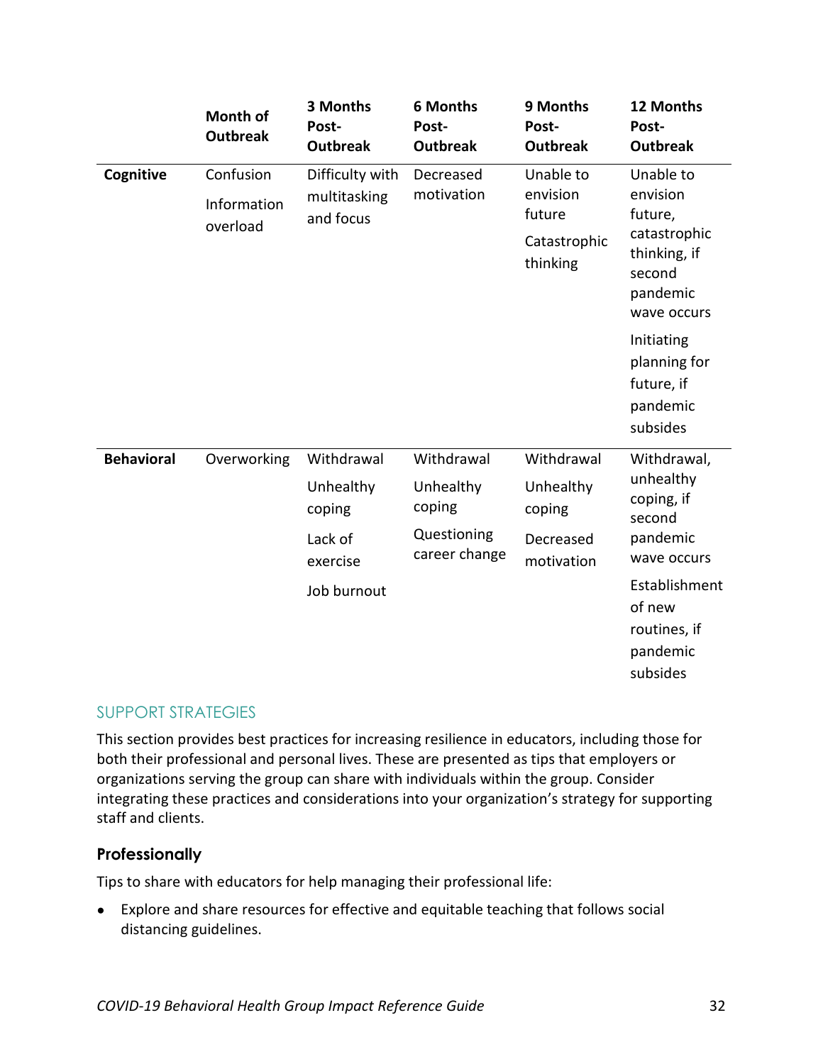| | Month of Outbreak | 3 Months Post-Outbreak | 6 Months Post-Outbreak | 9 Months Post-Outbreak | 12 Months Post-Outbreak |
|---|---|---|---|---|---|
| **Cognitive** | Confusion<br>Information overload | Difficulty with multitasking and focus | Decreased motivation | Unable to envision future<br>Catastrophic thinking | Unable to envision future, catastrophic thinking, if second pandemic wave occurs<br>Initiating planning for future, if pandemic subsides |
| **Behavioral** | Overworking | Withdrawal<br>Unhealthy coping<br>Lack of exercise<br>Job burnout | Withdrawal<br>Unhealthy coping<br>Questioning career change | Withdrawal<br>Unhealthy coping<br>Decreased motivation | Withdrawal, unhealthy coping, if second pandemic wave occurs<br>Establishment of new routines, if pandemic subsides |

## SUPPORT STRATEGIES

This section provides best practices for increasing resilience in educators, including those for both their professional and personal lives. These are presented as tips that employers or organizations serving the group can share with individuals within the group. Consider integrating these practices and considerations into your organization's strategy for supporting staff and clients.

### Professionally

Tips to share with educators for help managing their professional life:

- Explore and share resources for effective and equitable teaching that follows social distancing guidelines.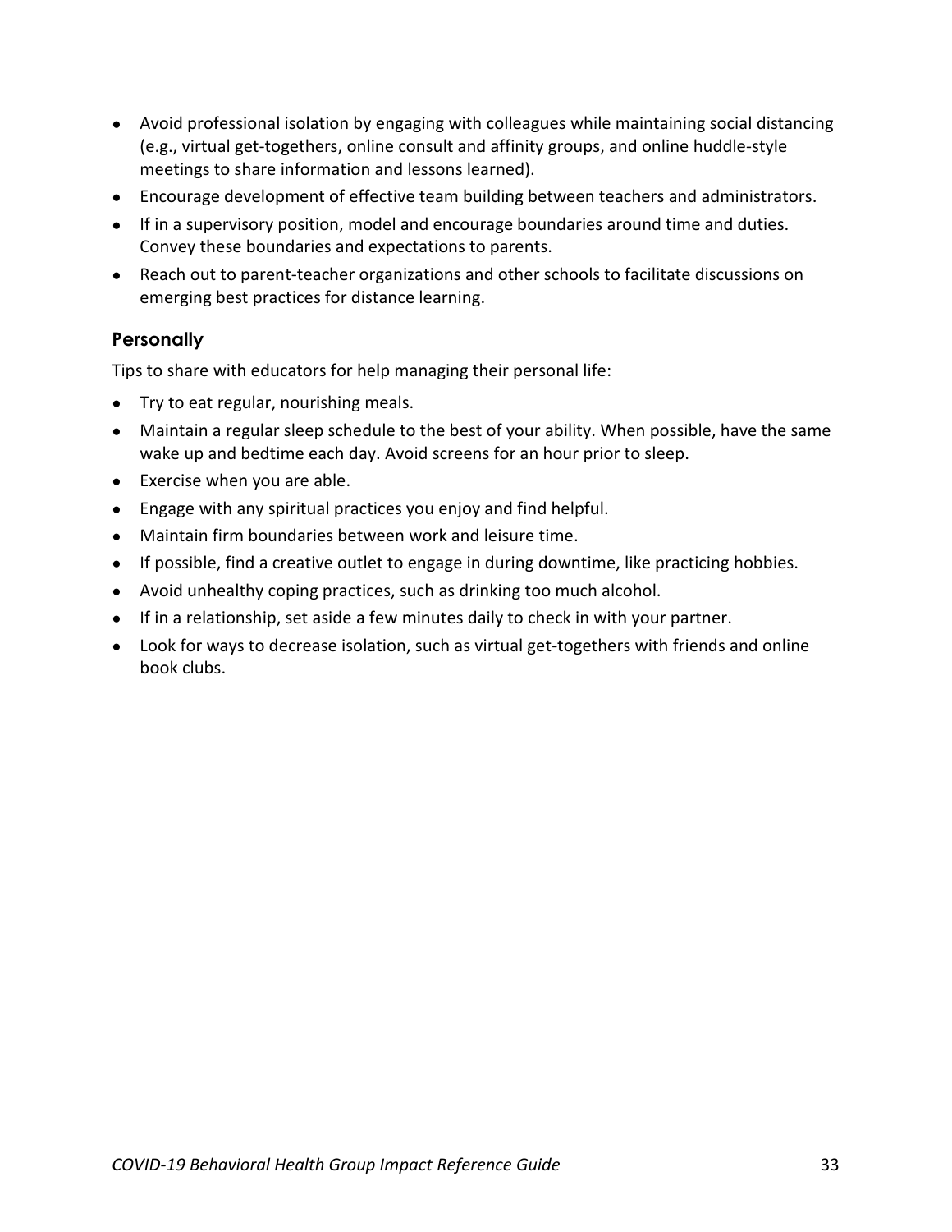- Avoid professional isolation by engaging with colleagues while maintaining social distancing (e.g., virtual get-togethers, online consult and affinity groups, and online huddle-style meetings to share information and lessons learned).
- Encourage development of effective team building between teachers and administrators.
- If in a supervisory position, model and encourage boundaries around time and duties. Convey these boundaries and expectations to parents.
- Reach out to parent-teacher organizations and other schools to facilitate discussions on emerging best practices for distance learning.

### Personally

Tips to share with educators for help managing their personal life:

- Try to eat regular, nourishing meals.
- Maintain a regular sleep schedule to the best of your ability. When possible, have the same wake up and bedtime each day. Avoid screens for an hour prior to sleep.
- Exercise when you are able.
- Engage with any spiritual practices you enjoy and find helpful.
- Maintain firm boundaries between work and leisure time.
- If possible, find a creative outlet to engage in during downtime, like practicing hobbies.
- Avoid unhealthy coping practices, such as drinking too much alcohol.
- If in a relationship, set aside a few minutes daily to check in with your partner.
- Look for ways to decrease isolation, such as virtual get-togethers with friends and online book clubs.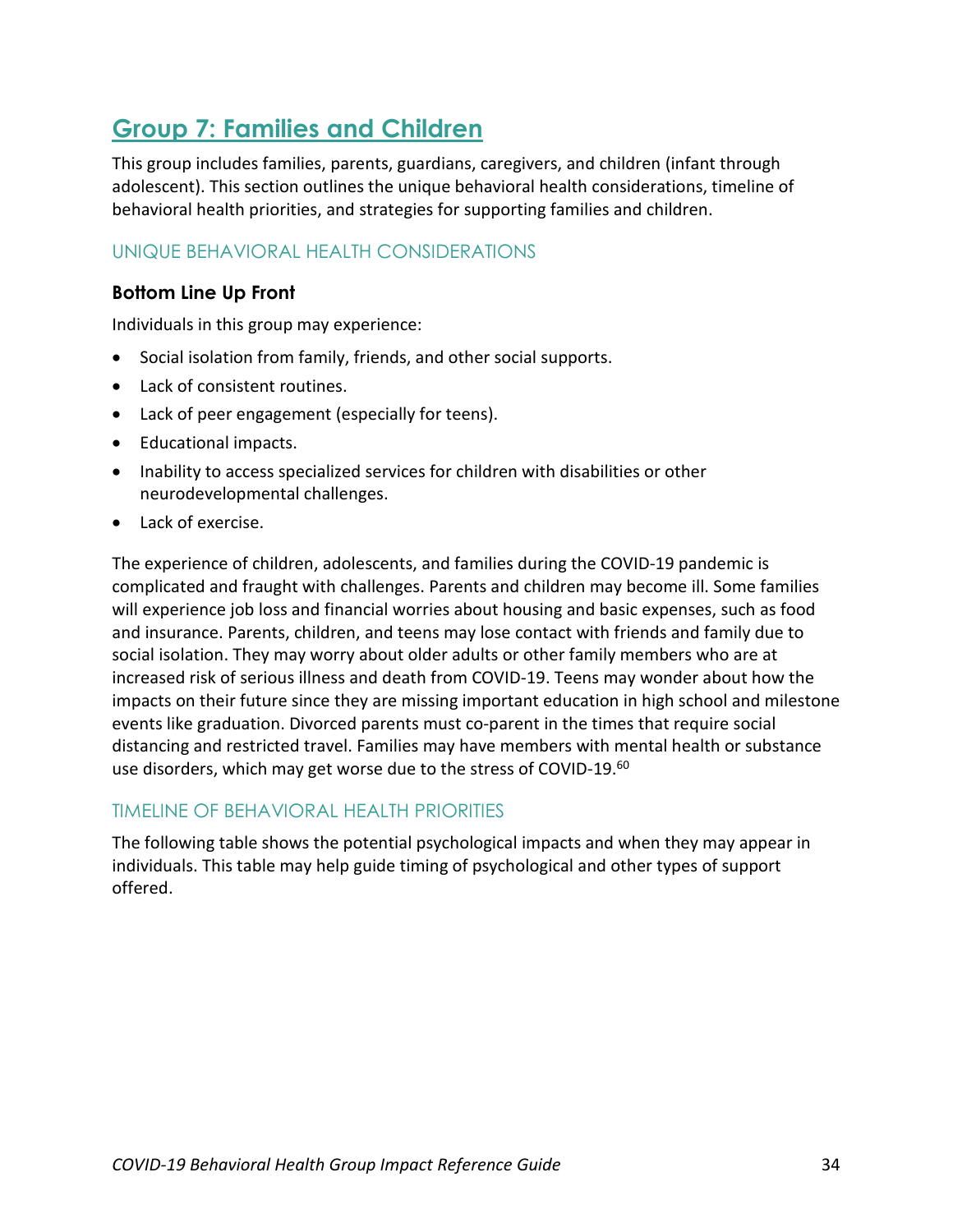## Group 7: Families and Children

This group includes families, parents, guardians, caregivers, and children (infant through adolescent). This section outlines the unique behavioral health considerations, timeline of behavioral health priorities, and strategies for supporting families and children.

### UNIQUE BEHAVIORAL HEALTH CONSIDERATIONS

#### Bottom Line Up Front

Individuals in this group may experience:

- Social isolation from family, friends, and other social supports.
- Lack of consistent routines.
- Lack of peer engagement (especially for teens).
- Educational impacts.
- Inability to access specialized services for children with disabilities or other neurodevelopmental challenges.
- Lack of exercise.

The experience of children, adolescents, and families during the COVID-19 pandemic is complicated and fraught with challenges. Parents and children may become ill. Some families will experience job loss and financial worries about housing and basic expenses, such as food and insurance. Parents, children, and teens may lose contact with friends and family due to social isolation. They may worry about older adults or other family members who are at increased risk of serious illness and death from COVID-19. Teens may wonder about how the impacts on their future since they are missing important education in high school and milestone events like graduation. Divorced parents must co-parent in the times that require social distancing and restricted travel. Families may have members with mental health or substance use disorders, which may get worse due to the stress of COVID-19.[60]

### TIMELINE OF BEHAVIORAL HEALTH PRIORITIES

The following table shows the potential psychological impacts and when they may appear in individuals. This table may help guide timing of psychological and other types of support offered.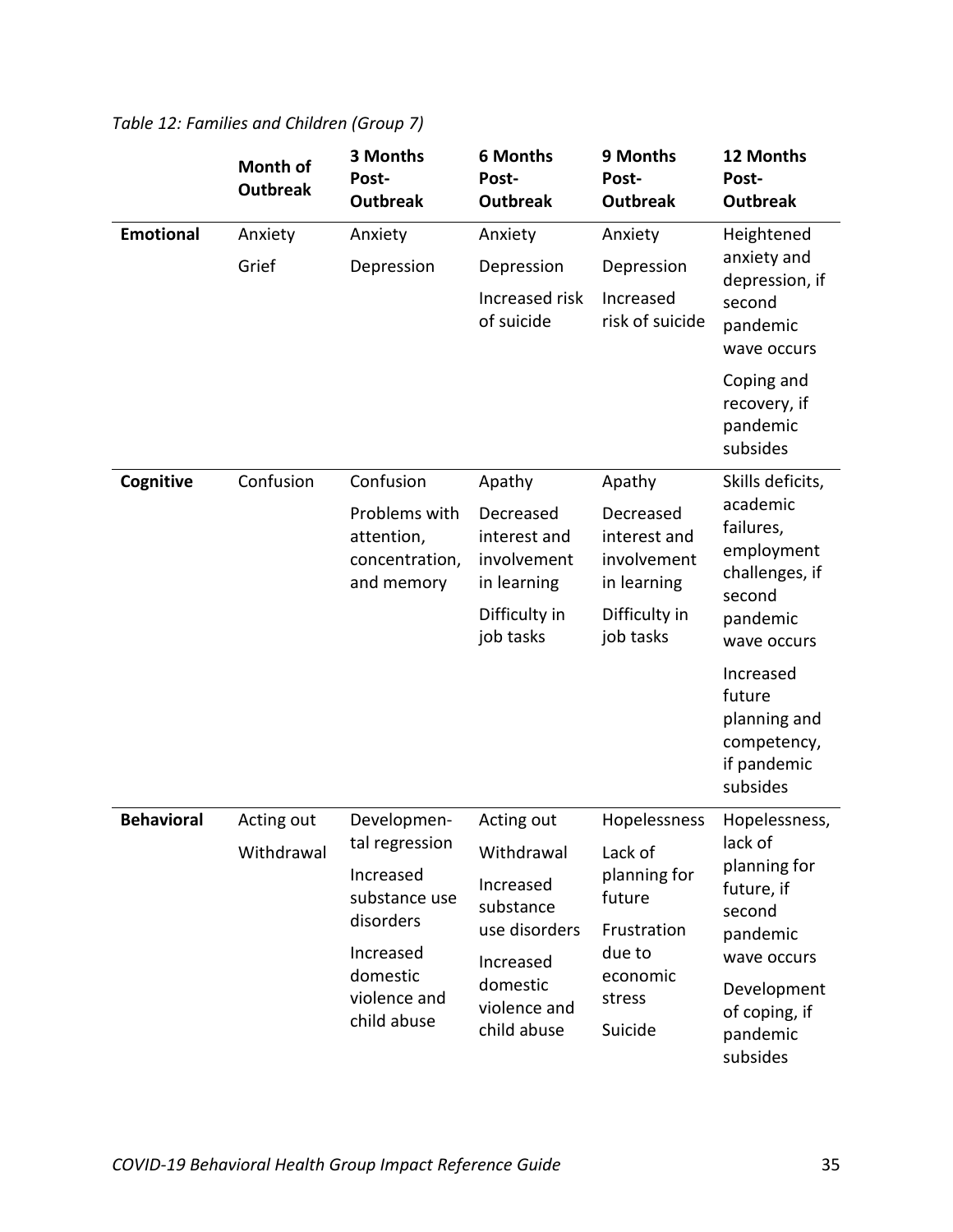*Table 12: Families and Children (Group 7)*

| | Month of Outbreak | 3 Months Post-Outbreak | 6 Months Post-Outbreak | 9 Months Post-Outbreak | 12 Months Post-Outbreak |
|---|---|---|---|---|---|
| **Emotional** | Anxiety<br>Grief | Anxiety<br>Depression | Anxiety<br>Depression<br>Increased risk of suicide | Anxiety<br>Depression<br>Increased risk of suicide | Heightened anxiety and depression, if second pandemic wave occurs<br>Coping and recovery, if pandemic subsides |
| **Cognitive** | Confusion | Confusion<br>Problems with attention, concentration, and memory | Apathy<br>Decreased interest and involvement in learning<br>Difficulty in job tasks | Apathy<br>Decreased interest and involvement in learning<br>Difficulty in job tasks | Skills deficits, academic failures, employment challenges, if second pandemic wave occurs<br>Increased future planning and competency, if pandemic subsides |
| **Behavioral** | Acting out<br>Withdrawal | Developmental regression<br>Increased substance use disorders<br>Increased domestic violence and child abuse | Acting out<br>Withdrawal<br>Increased substance use disorders<br>Increased domestic violence and child abuse | Hopelessness<br>Lack of planning for future<br>Frustration due to economic stress<br>Suicide | Hopelessness, lack of planning for future, if second pandemic wave occurs<br>Development of coping, if pandemic subsides |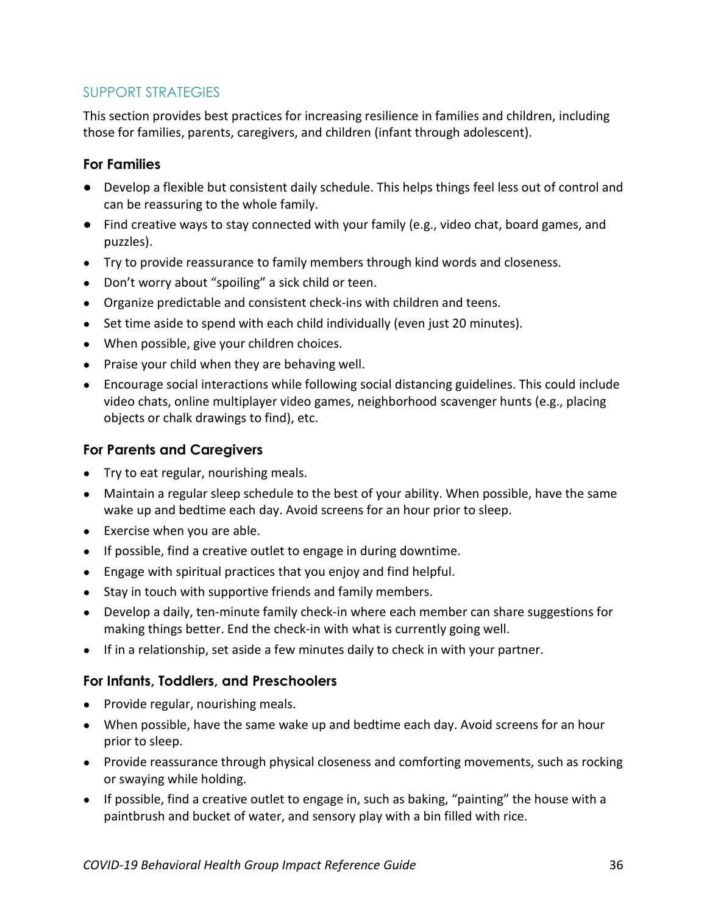## SUPPORT STRATEGIES

This section provides best practices for increasing resilience in families and children, including those for families, parents, caregivers, and children (infant through adolescent).

### For Families

- Develop a flexible but consistent daily schedule. This helps things feel less out of control and can be reassuring to the whole family.
- Find creative ways to stay connected with your family (e.g., video chat, board games, and puzzles).
- Try to provide reassurance to family members through kind words and closeness.
- Don't worry about "spoiling" a sick child or teen.
- Organize predictable and consistent check-ins with children and teens.
- Set time aside to spend with each child individually (even just 20 minutes).
- When possible, give your children choices.
- Praise your child when they are behaving well.
- Encourage social interactions while following social distancing guidelines. This could include video chats, online multiplayer video games, neighborhood scavenger hunts (e.g., placing objects or chalk drawings to find), etc.

### For Parents and Caregivers

- Try to eat regular, nourishing meals.
- Maintain a regular sleep schedule to the best of your ability. When possible, have the same wake up and bedtime each day. Avoid screens for an hour prior to sleep.
- Exercise when you are able.
- If possible, find a creative outlet to engage in during downtime.
- Engage with spiritual practices that you enjoy and find helpful.
- Stay in touch with supportive friends and family members.
- Develop a daily, ten-minute family check-in where each member can share suggestions for making things better. End the check-in with what is currently going well.
- If in a relationship, set aside a few minutes daily to check in with your partner.

### For Infants, Toddlers, and Preschoolers

- Provide regular, nourishing meals.
- When possible, have the same wake up and bedtime each day. Avoid screens for an hour prior to sleep.
- Provide reassurance through physical closeness and comforting movements, such as rocking or swaying while holding.
- If possible, find a creative outlet to engage in, such as baking, "painting" the house with a paintbrush and bucket of water, and sensory play with a bin filled with rice.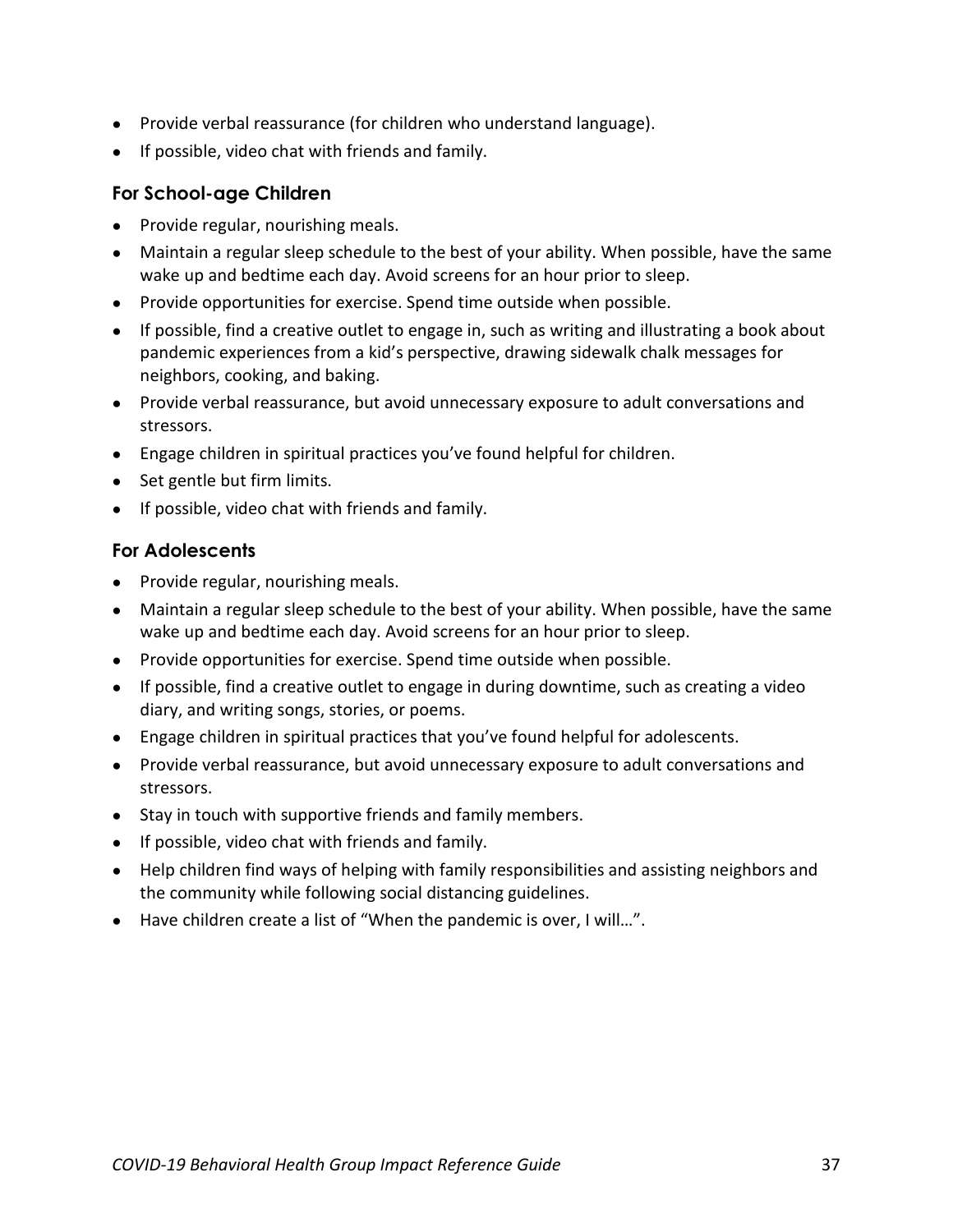- Provide verbal reassurance (for children who understand language).
- If possible, video chat with friends and family.

### For School-age Children

- Provide regular, nourishing meals.
- Maintain a regular sleep schedule to the best of your ability. When possible, have the same wake up and bedtime each day. Avoid screens for an hour prior to sleep.
- Provide opportunities for exercise. Spend time outside when possible.
- If possible, find a creative outlet to engage in, such as writing and illustrating a book about pandemic experiences from a kid's perspective, drawing sidewalk chalk messages for neighbors, cooking, and baking.
- Provide verbal reassurance, but avoid unnecessary exposure to adult conversations and stressors.
- Engage children in spiritual practices you've found helpful for children.
- Set gentle but firm limits.
- If possible, video chat with friends and family.

### For Adolescents

- Provide regular, nourishing meals.
- Maintain a regular sleep schedule to the best of your ability. When possible, have the same wake up and bedtime each day. Avoid screens for an hour prior to sleep.
- Provide opportunities for exercise. Spend time outside when possible.
- If possible, find a creative outlet to engage in during downtime, such as creating a video diary, and writing songs, stories, or poems.
- Engage children in spiritual practices that you've found helpful for adolescents.
- Provide verbal reassurance, but avoid unnecessary exposure to adult conversations and stressors.
- Stay in touch with supportive friends and family members.
- If possible, video chat with friends and family.
- Help children find ways of helping with family responsibilities and assisting neighbors and the community while following social distancing guidelines.
- Have children create a list of "When the pandemic is over, I will…".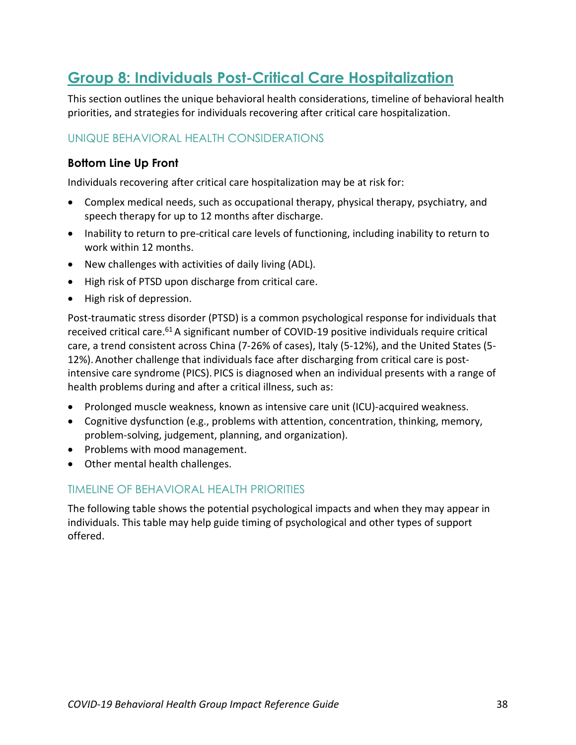## Group 8: Individuals Post-Critical Care Hospitalization

This section outlines the unique behavioral health considerations, timeline of behavioral health priorities, and strategies for individuals recovering after critical care hospitalization.

### UNIQUE BEHAVIORAL HEALTH CONSIDERATIONS

#### Bottom Line Up Front

Individuals recovering after critical care hospitalization may be at risk for:

- Complex medical needs, such as occupational therapy, physical therapy, psychiatry, and speech therapy for up to 12 months after discharge.
- Inability to return to pre-critical care levels of functioning, including inability to return to work within 12 months.
- New challenges with activities of daily living (ADL).
- High risk of PTSD upon discharge from critical care.
- High risk of depression.

Post-traumatic stress disorder (PTSD) is a common psychological response for individuals that received critical care.[61] A significant number of COVID-19 positive individuals require critical care, a trend consistent across China (7-26% of cases), Italy (5-12%), and the United States (5-12%). Another challenge that individuals face after discharging from critical care is post-intensive care syndrome (PICS). PICS is diagnosed when an individual presents with a range of health problems during and after a critical illness, such as:

- Prolonged muscle weakness, known as intensive care unit (ICU)-acquired weakness.
- Cognitive dysfunction (e.g., problems with attention, concentration, thinking, memory, problem-solving, judgement, planning, and organization).
- Problems with mood management.
- Other mental health challenges.

### TIMELINE OF BEHAVIORAL HEALTH PRIORITIES

The following table shows the potential psychological impacts and when they may appear in individuals. This table may help guide timing of psychological and other types of support offered.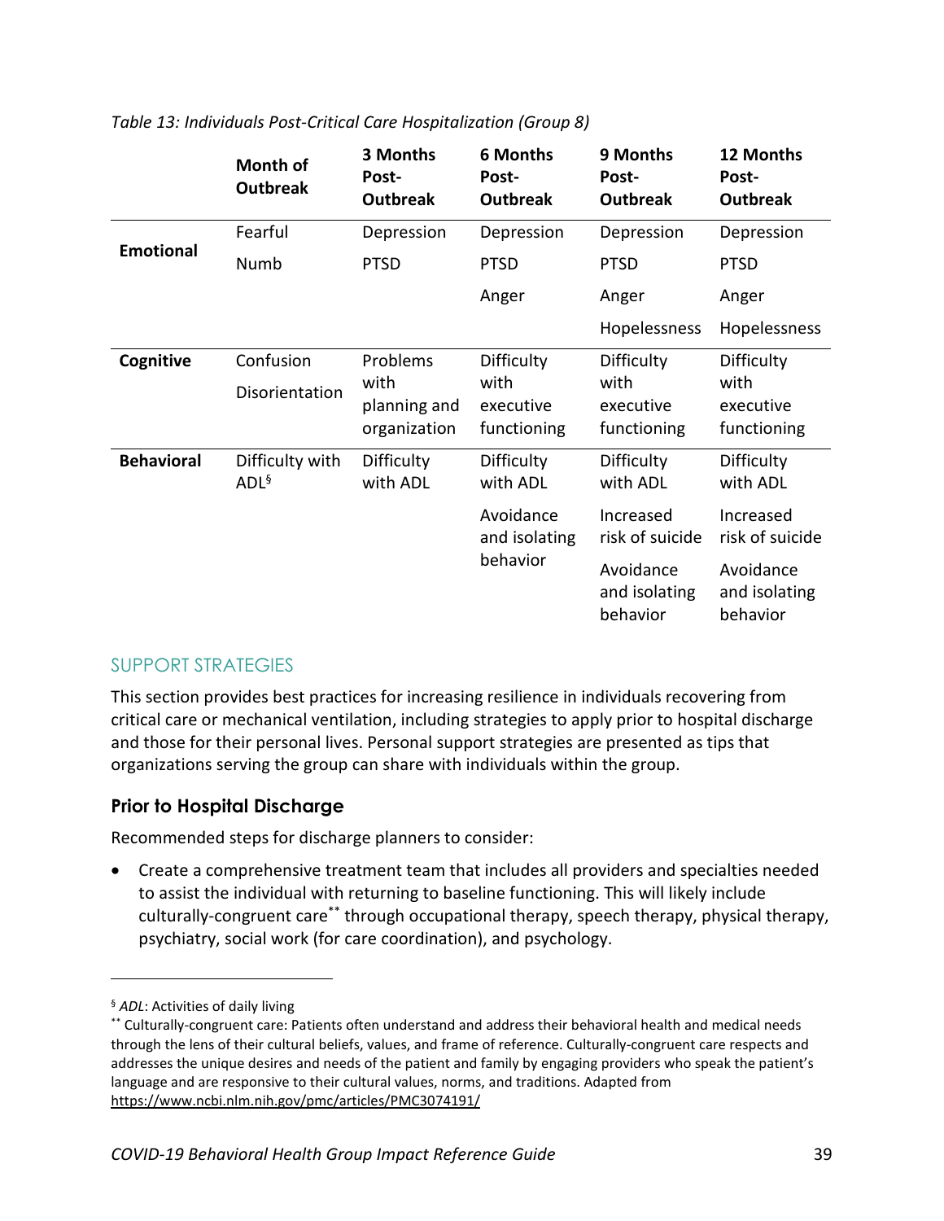*Table 13: Individuals Post-Critical Care Hospitalization (Group 8)*

| | Month of Outbreak | 3 Months Post-Outbreak | 6 Months Post-Outbreak | 9 Months Post-Outbreak | 12 Months Post-Outbreak |
|---|---|---|---|---|---|
| **Emotional** | Fearful<br>Numb | Depression<br>PTSD | Depression<br>PTSD<br>Anger | Depression<br>PTSD<br>Anger<br>Hopelessness | Depression<br>PTSD<br>Anger<br>Hopelessness |
| **Cognitive** | Confusion<br>Disorientation | Problems with planning and organization | Difficulty with executive functioning | Difficulty with executive functioning | Difficulty with executive functioning |
| **Behavioral** | Difficulty with ADL[§] | Difficulty with ADL | Difficulty with ADL<br>Avoidance and isolating behavior | Difficulty with ADL<br>Increased risk of suicide<br>Avoidance and isolating behavior | Difficulty with ADL<br>Increased risk of suicide<br>Avoidance and isolating behavior |

## SUPPORT STRATEGIES

This section provides best practices for increasing resilience in individuals recovering from critical care or mechanical ventilation, including strategies to apply prior to hospital discharge and those for their personal lives. Personal support strategies are presented as tips that organizations serving the group can share with individuals within the group.

### Prior to Hospital Discharge

Recommended steps for discharge planners to consider:

- Create a comprehensive treatment team that includes all providers and specialties needed to assist the individual with returning to baseline functioning. This will likely include culturally-congruent care[**] through occupational therapy, speech therapy, physical therapy, psychiatry, social work (for care coordination), and psychology.

---

[§] *ADL*: Activities of daily living

[**] Culturally-congruent care: Patients often understand and address their behavioral health and medical needs through the lens of their cultural beliefs, values, and frame of reference. Culturally-congruent care respects and addresses the unique desires and needs of the patient and family by engaging providers who speak the patient's language and are responsive to their cultural values, norms, and traditions. Adapted from https://www.ncbi.nlm.nih.gov/pmc/articles/PMC3074191/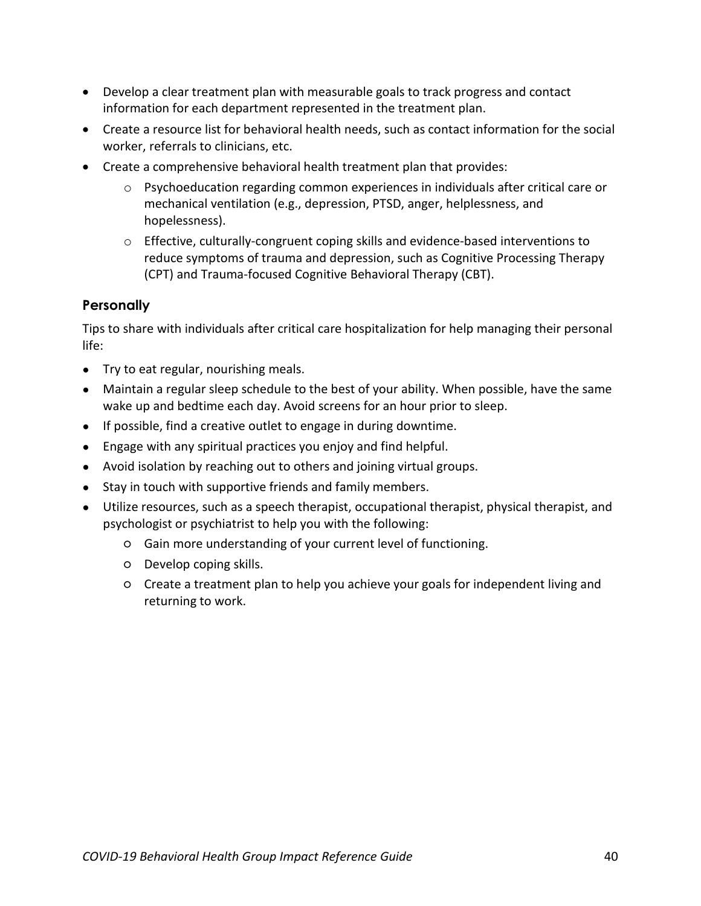- Develop a clear treatment plan with measurable goals to track progress and contact information for each department represented in the treatment plan.
- Create a resource list for behavioral health needs, such as contact information for the social worker, referrals to clinicians, etc.
- Create a comprehensive behavioral health treatment plan that provides:
  - Psychoeducation regarding common experiences in individuals after critical care or mechanical ventilation (e.g., depression, PTSD, anger, helplessness, and hopelessness).
  - Effective, culturally-congruent coping skills and evidence-based interventions to reduce symptoms of trauma and depression, such as Cognitive Processing Therapy (CPT) and Trauma-focused Cognitive Behavioral Therapy (CBT).

### Personally

Tips to share with individuals after critical care hospitalization for help managing their personal life:

- Try to eat regular, nourishing meals.
- Maintain a regular sleep schedule to the best of your ability. When possible, have the same wake up and bedtime each day. Avoid screens for an hour prior to sleep.
- If possible, find a creative outlet to engage in during downtime.
- Engage with any spiritual practices you enjoy and find helpful.
- Avoid isolation by reaching out to others and joining virtual groups.
- Stay in touch with supportive friends and family members.
- Utilize resources, such as a speech therapist, occupational therapist, physical therapist, and psychologist or psychiatrist to help you with the following:
  - Gain more understanding of your current level of functioning.
  - Develop coping skills.
  - Create a treatment plan to help you achieve your goals for independent living and returning to work.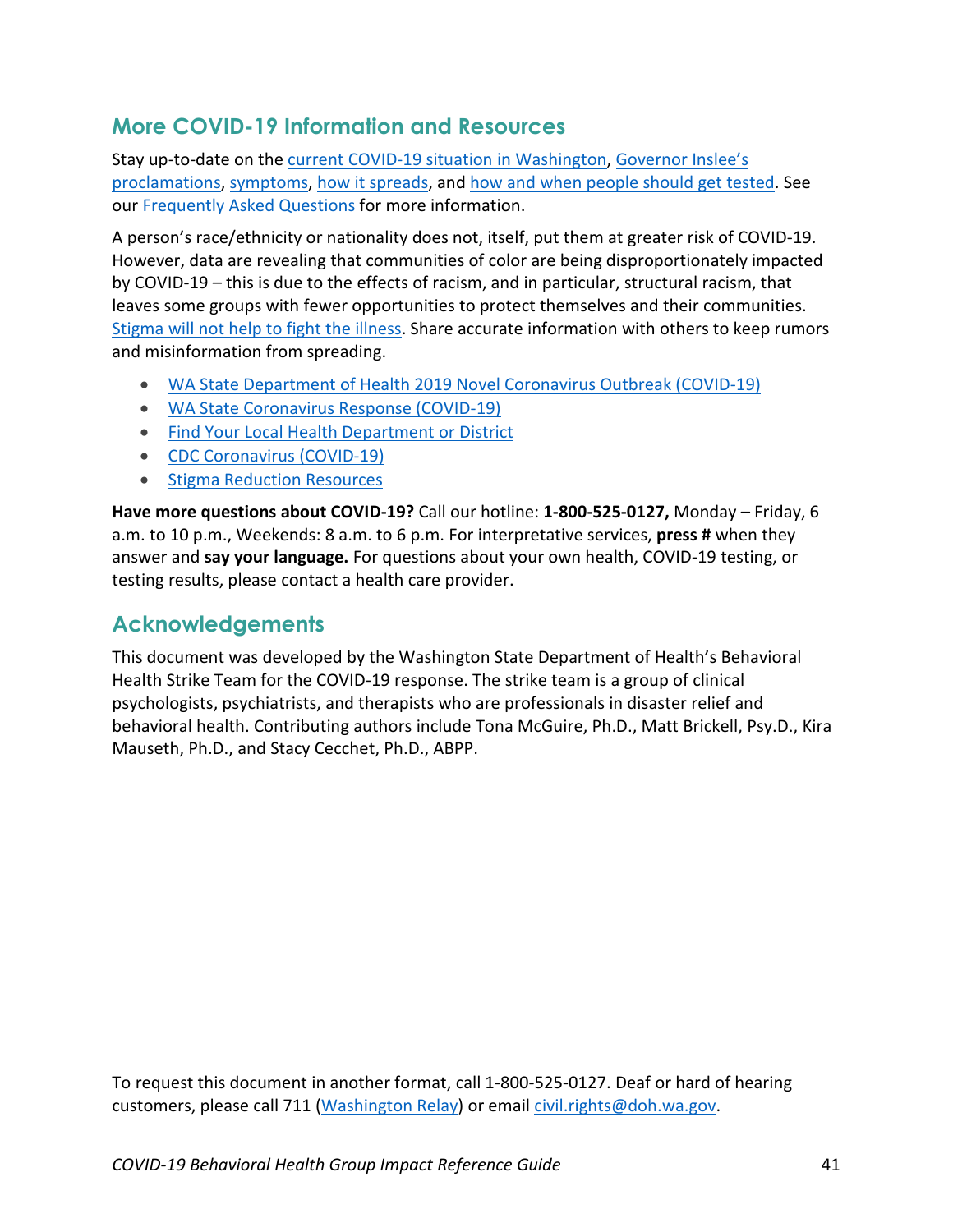## More COVID-19 Information and Resources

Stay up-to-date on the current COVID-19 situation in Washington, Governor Inslee's proclamations, symptoms, how it spreads, and how and when people should get tested. See our Frequently Asked Questions for more information.

A person's race/ethnicity or nationality does not, itself, put them at greater risk of COVID-19. However, data are revealing that communities of color are being disproportionately impacted by COVID-19 – this is due to the effects of racism, and in particular, structural racism, that leaves some groups with fewer opportunities to protect themselves and their communities. Stigma will not help to fight the illness. Share accurate information with others to keep rumors and misinformation from spreading.

- WA State Department of Health 2019 Novel Coronavirus Outbreak (COVID-19)
- WA State Coronavirus Response (COVID-19)
- Find Your Local Health Department or District
- CDC Coronavirus (COVID-19)
- Stigma Reduction Resources

**Have more questions about COVID-19?** Call our hotline: **1-800-525-0127,** Monday – Friday, 6 a.m. to 10 p.m., Weekends: 8 a.m. to 6 p.m. For interpretative services, **press #** when they answer and **say your language.** For questions about your own health, COVID-19 testing, or testing results, please contact a health care provider.

## Acknowledgements

This document was developed by the Washington State Department of Health's Behavioral Health Strike Team for the COVID-19 response. The strike team is a group of clinical psychologists, psychiatrists, and therapists who are professionals in disaster relief and behavioral health. Contributing authors include Tona McGuire, Ph.D., Matt Brickell, Psy.D., Kira Mauseth, Ph.D., and Stacy Cecchet, Ph.D., ABPP.

To request this document in another format, call 1-800-525-0127. Deaf or hard of hearing customers, please call 711 (Washington Relay) or email civil.rights@doh.wa.gov.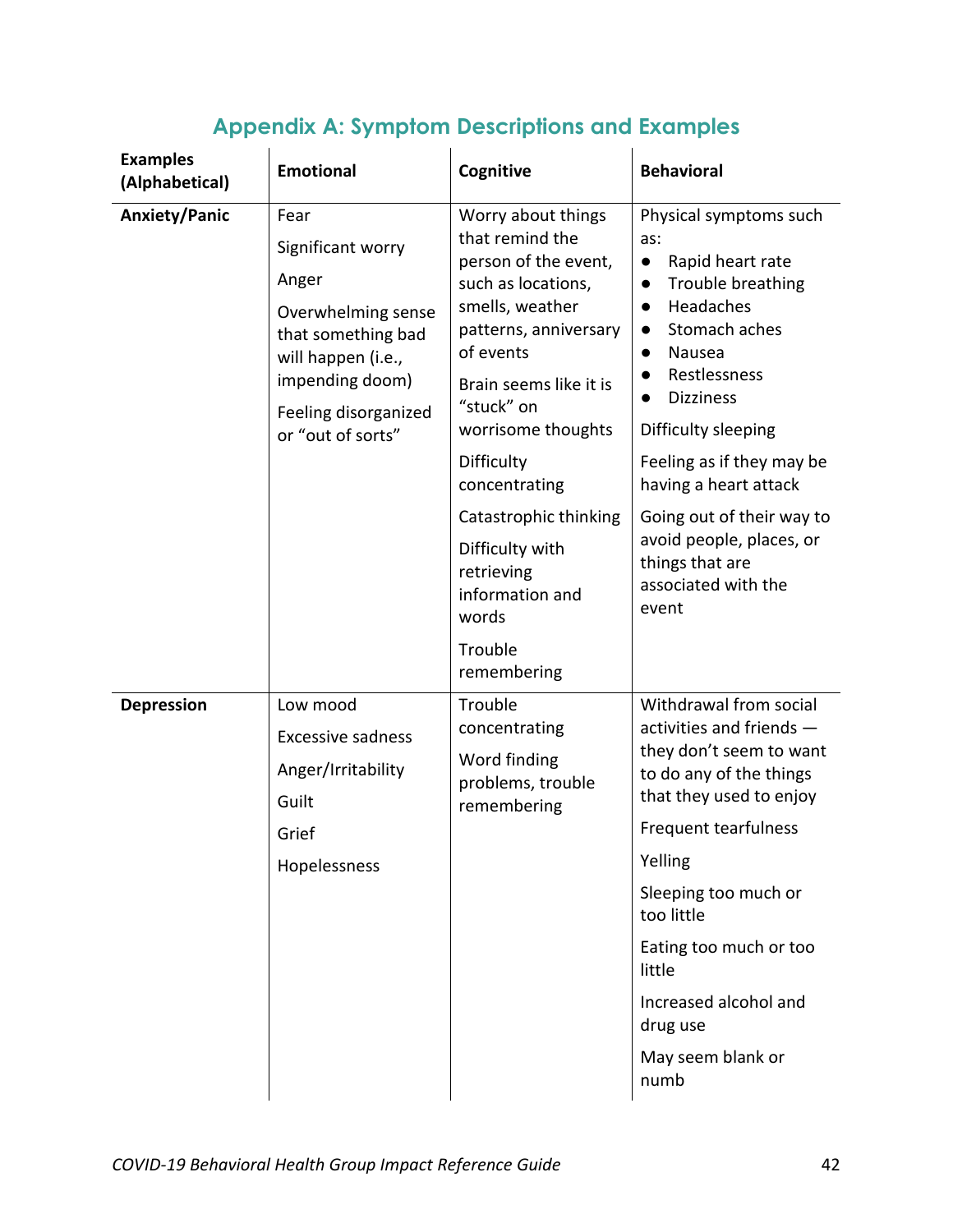## Appendix A: Symptom Descriptions and Examples

| Examples (Alphabetical) | Emotional | Cognitive | Behavioral |
|---|---|---|---|
| **Anxiety/Panic** | Fear<br>Significant worry<br>Anger<br>Overwhelming sense that something bad will happen (i.e., impending doom)<br>Feeling disorganized or "out of sorts" | Worry about things that remind the person of the event, such as locations, smells, weather patterns, anniversary of events<br>Brain seems like it is "stuck" on worrisome thoughts<br>Difficulty concentrating<br>Catastrophic thinking<br>Difficulty with retrieving information and words<br>Trouble remembering | Physical symptoms such as:<br>● Rapid heart rate<br>● Trouble breathing<br>● Headaches<br>● Stomach aches<br>● Nausea<br>● Restlessness<br>● Dizziness<br>Difficulty sleeping<br>Feeling as if they may be having a heart attack<br>Going out of their way to avoid people, places, or things that are associated with the event |
| **Depression** | Low mood<br>Excessive sadness<br>Anger/Irritability<br>Guilt<br>Grief<br>Hopelessness | Trouble concentrating<br>Word finding problems, trouble remembering | Withdrawal from social activities and friends — they don't seem to want to do any of the things that they used to enjoy<br>Frequent tearfulness<br>Yelling<br>Sleeping too much or too little<br>Eating too much or too little<br>Increased alcohol and drug use<br>May seem blank or numb |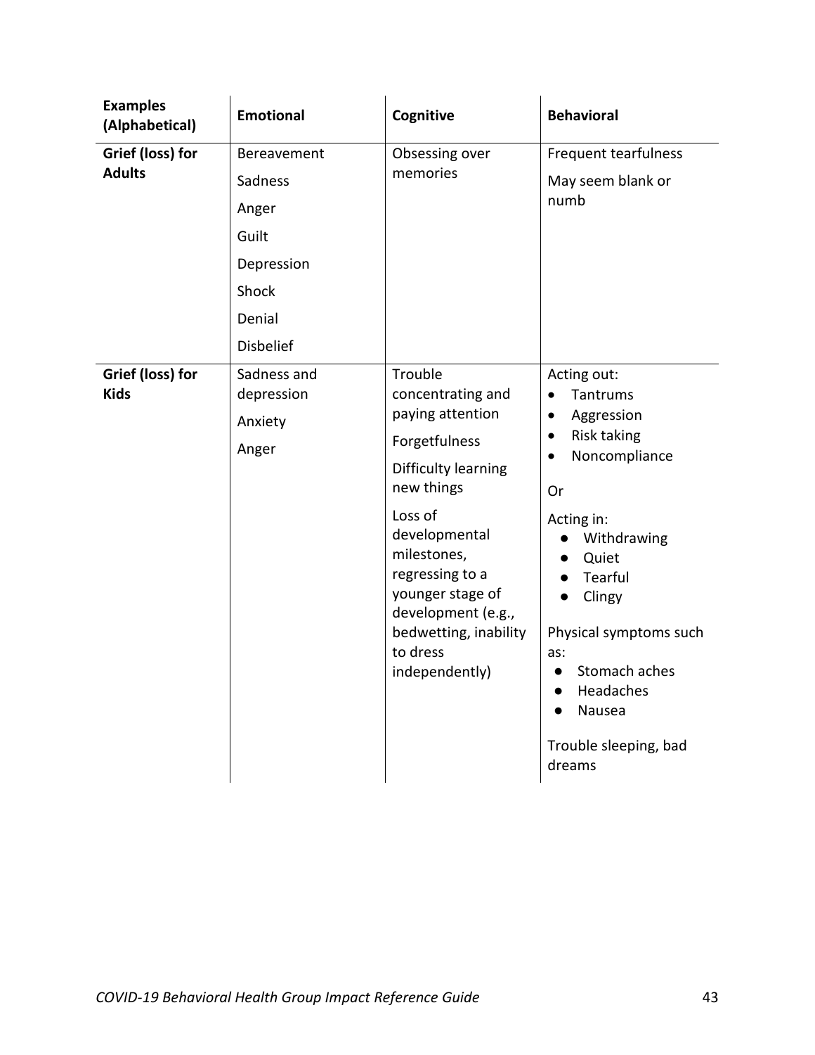| **Examples (Alphabetical)** | **Emotional** | **Cognitive** | **Behavioral** |
|---|---|---|---|
| **Grief (loss) for Adults** | Bereavement<br>Sadness<br>Anger<br>Guilt<br>Depression<br>Shock<br>Denial<br>Disbelief | Obsessing over memories | Frequent tearfulness<br>May seem blank or numb |
| **Grief (loss) for Kids** | Sadness and depression<br>Anxiety<br>Anger | Trouble concentrating and paying attention<br>Forgetfulness<br>Difficulty learning new things<br>Loss of developmental milestones, regressing to a younger stage of development (e.g., bedwetting, inability to dress independently) | Acting out:<br>• Tantrums<br>• Aggression<br>• Risk taking<br>• Noncompliance<br><br>Or<br><br>Acting in:<br>● Withdrawing<br>● Quiet<br>● Tearful<br>● Clingy<br><br>Physical symptoms such as:<br>● Stomach aches<br>● Headaches<br>● Nausea<br><br>Trouble sleeping, bad dreams |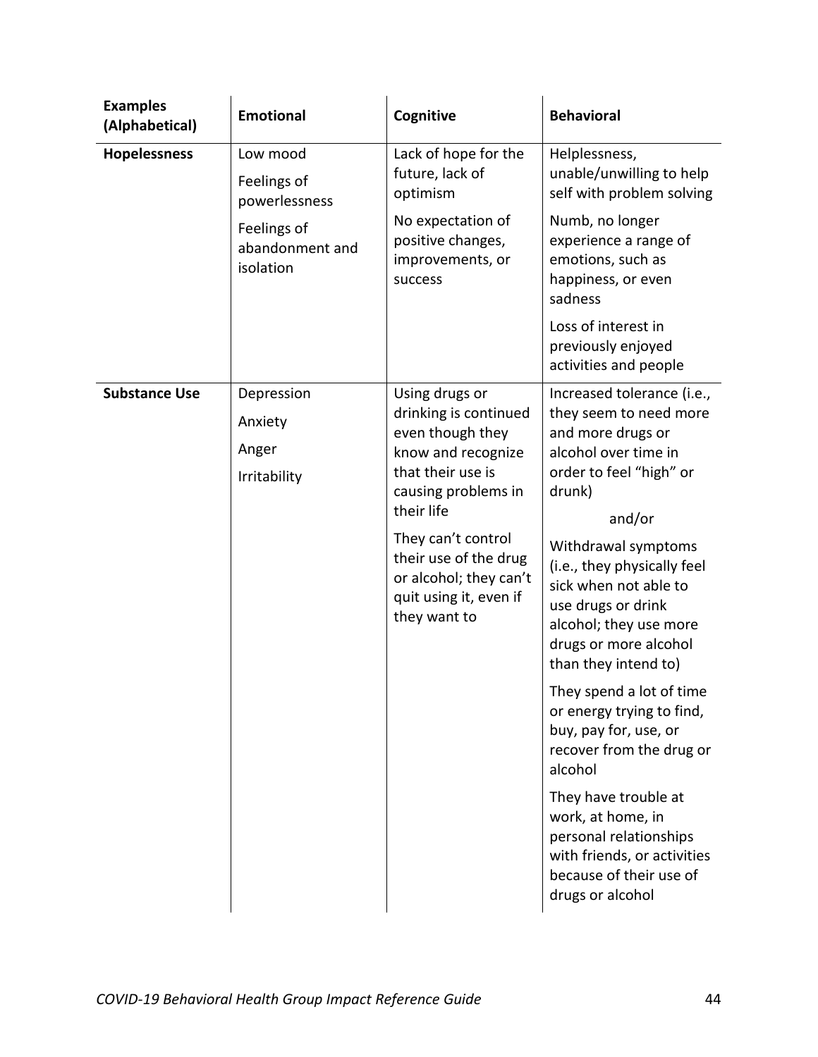| Examples (Alphabetical) | Emotional | Cognitive | Behavioral |
|---|---|---|---|
| **Hopelessness** | Low mood<br>Feelings of powerlessness<br>Feelings of abandonment and isolation | Lack of hope for the future, lack of optimism<br>No expectation of positive changes, improvements, or success | Helplessness, unable/unwilling to help self with problem solving<br>Numb, no longer experience a range of emotions, such as happiness, or even sadness<br>Loss of interest in previously enjoyed activities and people |
| **Substance Use** | Depression<br>Anxiety<br>Anger<br>Irritability | Using drugs or drinking is continued even though they know and recognize that their use is causing problems in their life<br>They can't control their use of the drug or alcohol; they can't quit using it, even if they want to | Increased tolerance (i.e., they seem to need more and more drugs or alcohol over time in order to feel "high" or drunk)<br>and/or<br>Withdrawal symptoms (i.e., they physically feel sick when not able to use drugs or drink alcohol; they use more drugs or more alcohol than they intend to)<br>They spend a lot of time or energy trying to find, buy, pay for, use, or recover from the drug or alcohol<br>They have trouble at work, at home, in personal relationships with friends, or activities because of their use of drugs or alcohol |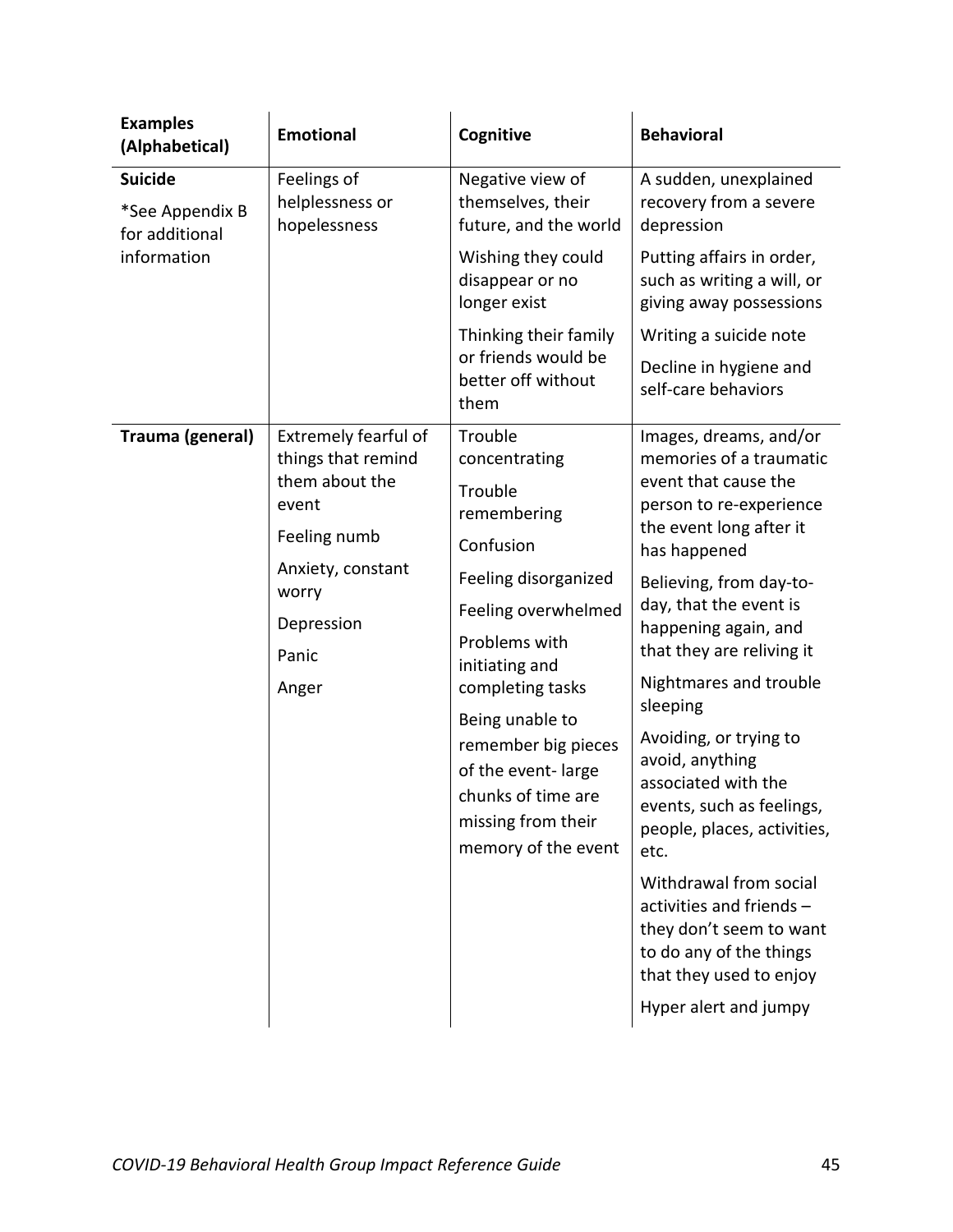| Examples (Alphabetical) | Emotional | Cognitive | Behavioral |
|---|---|---|---|
| **Suicide**<br>*See Appendix B for additional information | Feelings of helplessness or hopelessness | Negative view of themselves, their future, and the world<br>Wishing they could disappear or no longer exist<br>Thinking their family or friends would be better off without them | A sudden, unexplained recovery from a severe depression<br>Putting affairs in order, such as writing a will, or giving away possessions<br>Writing a suicide note<br>Decline in hygiene and self-care behaviors |
| **Trauma (general)** | Extremely fearful of things that remind them about the event<br>Feeling numb<br>Anxiety, constant worry<br>Depression<br>Panic<br>Anger | Trouble concentrating<br>Trouble remembering<br>Confusion<br>Feeling disorganized<br>Feeling overwhelmed<br>Problems with initiating and completing tasks<br>Being unable to remember big pieces of the event- large chunks of time are missing from their memory of the event | Images, dreams, and/or memories of a traumatic event that cause the person to re-experience the event long after it has happened<br>Believing, from day-to-day, that the event is happening again, and that they are reliving it<br>Nightmares and trouble sleeping<br>Avoiding, or trying to avoid, anything associated with the events, such as feelings, people, places, activities, etc.<br>Withdrawal from social activities and friends – they don't seem to want to do any of the things that they used to enjoy<br>Hyper alert and jumpy |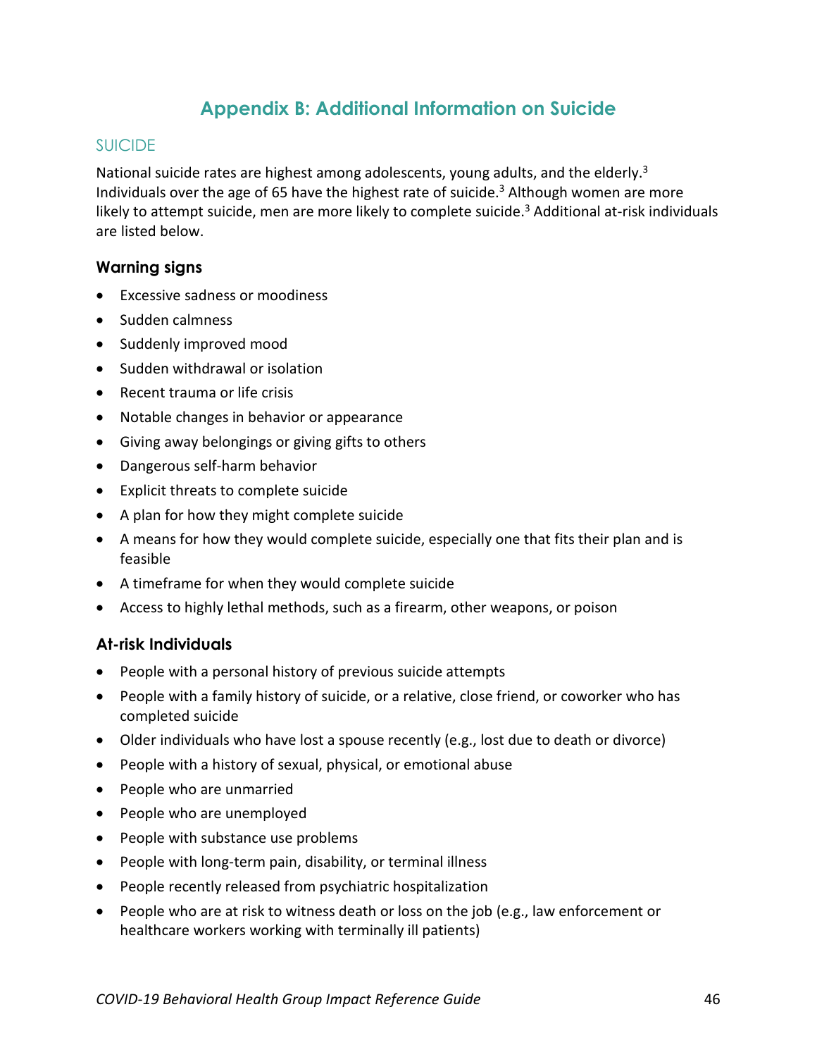# Appendix B: Additional Information on Suicide

## SUICIDE

National suicide rates are highest among adolescents, young adults, and the elderly.[3] Individuals over the age of 65 have the highest rate of suicide.[3] Although women are more likely to attempt suicide, men are more likely to complete suicide.[3] Additional at-risk individuals are listed below.

### Warning signs

- Excessive sadness or moodiness
- Sudden calmness
- Suddenly improved mood
- Sudden withdrawal or isolation
- Recent trauma or life crisis
- Notable changes in behavior or appearance
- Giving away belongings or giving gifts to others
- Dangerous self-harm behavior
- Explicit threats to complete suicide
- A plan for how they might complete suicide
- A means for how they would complete suicide, especially one that fits their plan and is feasible
- A timeframe for when they would complete suicide
- Access to highly lethal methods, such as a firearm, other weapons, or poison

### At-risk Individuals

- People with a personal history of previous suicide attempts
- People with a family history of suicide, or a relative, close friend, or coworker who has completed suicide
- Older individuals who have lost a spouse recently (e.g., lost due to death or divorce)
- People with a history of sexual, physical, or emotional abuse
- People who are unmarried
- People who are unemployed
- People with substance use problems
- People with long-term pain, disability, or terminal illness
- People recently released from psychiatric hospitalization
- People who are at risk to witness death or loss on the job (e.g., law enforcement or healthcare workers working with terminally ill patients)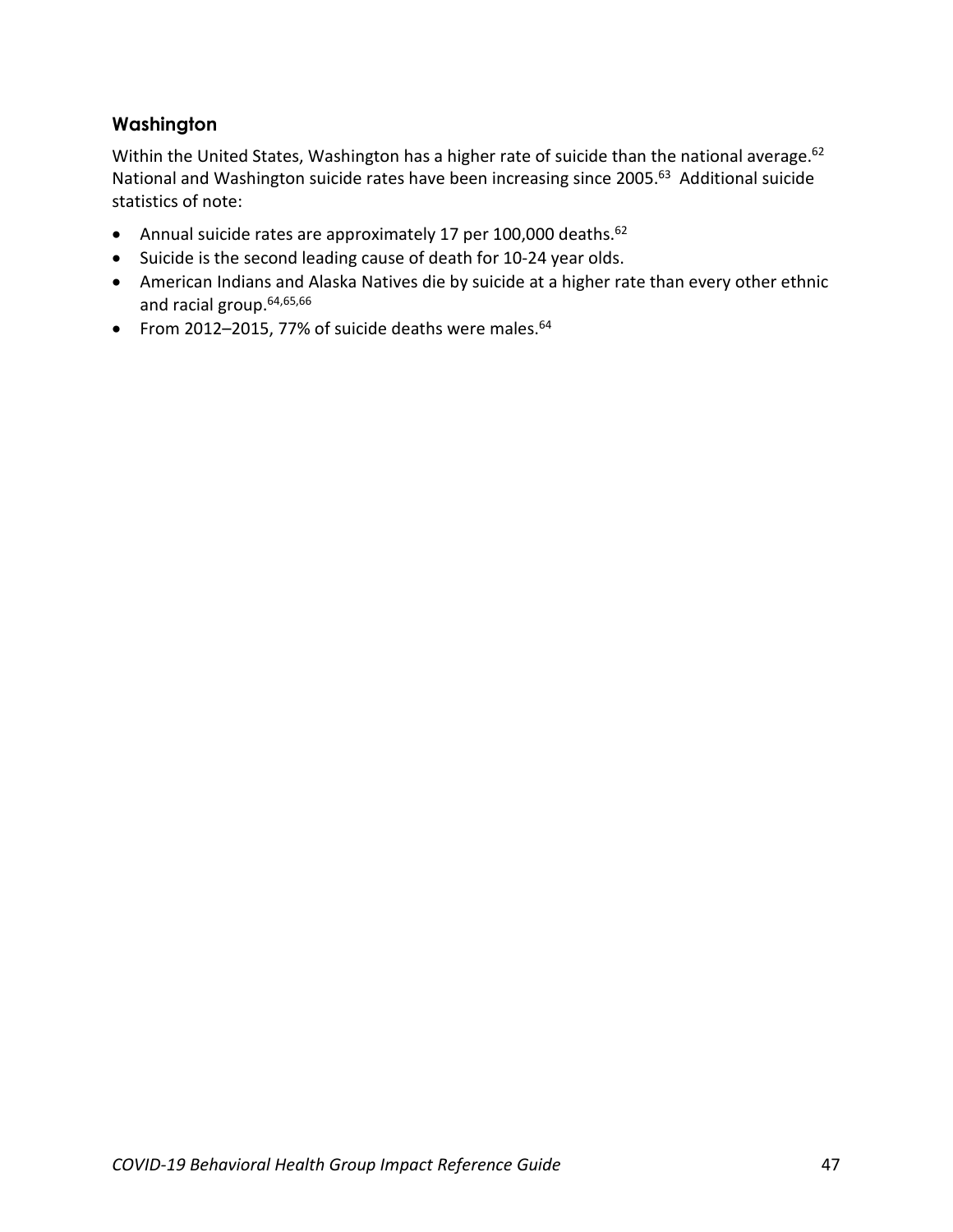### Washington

Within the United States, Washington has a higher rate of suicide than the national average.[62] National and Washington suicide rates have been increasing since 2005.[63] Additional suicide statistics of note:

- Annual suicide rates are approximately 17 per 100,000 deaths.[62]
- Suicide is the second leading cause of death for 10-24 year olds.
- American Indians and Alaska Natives die by suicide at a higher rate than every other ethnic and racial group.[64,65,66]
- From 2012–2015, 77% of suicide deaths were males.[64]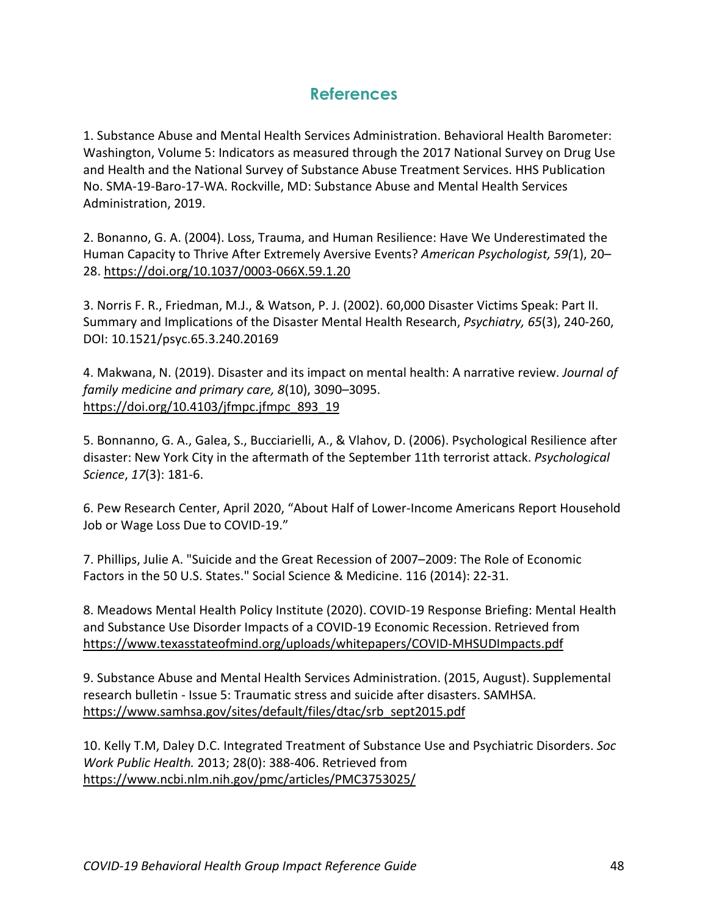## References

1. Substance Abuse and Mental Health Services Administration. Behavioral Health Barometer: Washington, Volume 5: Indicators as measured through the 2017 National Survey on Drug Use and Health and the National Survey of Substance Abuse Treatment Services. HHS Publication No. SMA-19-Baro-17-WA. Rockville, MD: Substance Abuse and Mental Health Services Administration, 2019.

2. Bonanno, G. A. (2004). Loss, Trauma, and Human Resilience: Have We Underestimated the Human Capacity to Thrive After Extremely Aversive Events? *American Psychologist, 59(*1), 20–28. https://doi.org/10.1037/0003-066X.59.1.20

3. Norris F. R., Friedman, M.J., & Watson, P. J. (2002). 60,000 Disaster Victims Speak: Part II. Summary and Implications of the Disaster Mental Health Research, *Psychiatry, 65*(3), 240-260, DOI: 10.1521/psyc.65.3.240.20169

4. Makwana, N. (2019). Disaster and its impact on mental health: A narrative review. *Journal of family medicine and primary care, 8*(10), 3090–3095. https://doi.org/10.4103/jfmpc.jfmpc_893_19

5. Bonnanno, G. A., Galea, S., Bucciarielli, A., & Vlahov, D. (2006). Psychological Resilience after disaster: New York City in the aftermath of the September 11th terrorist attack. *Psychological Science*, *17*(3): 181-6.

6. Pew Research Center, April 2020, "About Half of Lower-Income Americans Report Household Job or Wage Loss Due to COVID-19."

7. Phillips, Julie A. "Suicide and the Great Recession of 2007–2009: The Role of Economic Factors in the 50 U.S. States." Social Science & Medicine. 116 (2014): 22-31.

8. Meadows Mental Health Policy Institute (2020). COVID-19 Response Briefing: Mental Health and Substance Use Disorder Impacts of a COVID-19 Economic Recession. Retrieved from https://www.texasstateofmind.org/uploads/whitepapers/COVID-MHSUDImpacts.pdf

9. Substance Abuse and Mental Health Services Administration. (2015, August). Supplemental research bulletin - Issue 5: Traumatic stress and suicide after disasters. SAMHSA. https://www.samhsa.gov/sites/default/files/dtac/srb_sept2015.pdf

10. Kelly T.M, Daley D.C. Integrated Treatment of Substance Use and Psychiatric Disorders. *Soc Work Public Health.* 2013; 28(0): 388-406. Retrieved from https://www.ncbi.nlm.nih.gov/pmc/articles/PMC3753025/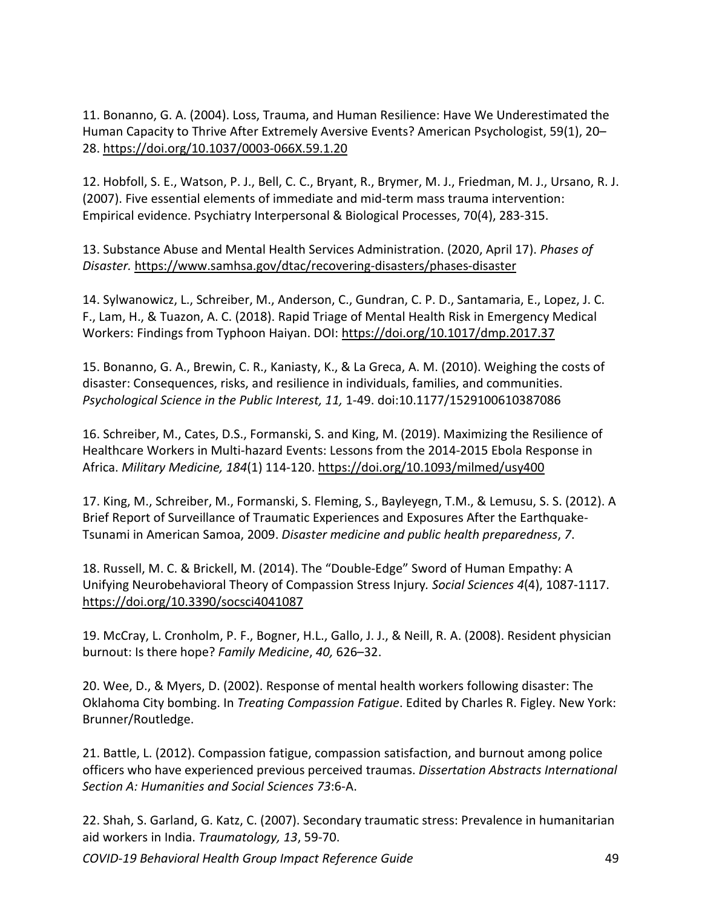11. Bonanno, G. A. (2004). Loss, Trauma, and Human Resilience: Have We Underestimated the Human Capacity to Thrive After Extremely Aversive Events? American Psychologist, 59(1), 20–28. https://doi.org/10.1037/0003-066X.59.1.20

12. Hobfoll, S. E., Watson, P. J., Bell, C. C., Bryant, R., Brymer, M. J., Friedman, M. J., Ursano, R. J. (2007). Five essential elements of immediate and mid-term mass trauma intervention: Empirical evidence. Psychiatry Interpersonal & Biological Processes, 70(4), 283-315.

13. Substance Abuse and Mental Health Services Administration. (2020, April 17). *Phases of Disaster.* https://www.samhsa.gov/dtac/recovering-disasters/phases-disaster

14. Sylwanowicz, L., Schreiber, M., Anderson, C., Gundran, C. P. D., Santamaria, E., Lopez, J. C. F., Lam, H., & Tuazon, A. C. (2018). Rapid Triage of Mental Health Risk in Emergency Medical Workers: Findings from Typhoon Haiyan. DOI: https://doi.org/10.1017/dmp.2017.37

15. Bonanno, G. A., Brewin, C. R., Kaniasty, K., & La Greca, A. M. (2010). Weighing the costs of disaster: Consequences, risks, and resilience in individuals, families, and communities. *Psychological Science in the Public Interest, 11,* 1-49. doi:10.1177/1529100610387086

16. Schreiber, M., Cates, D.S., Formanski, S. and King, M. (2019). Maximizing the Resilience of Healthcare Workers in Multi-hazard Events: Lessons from the 2014-2015 Ebola Response in Africa. *Military Medicine, 184*(1) 114-120. https://doi.org/10.1093/milmed/usy400

17. King, M., Schreiber, M., Formanski, S. Fleming, S., Bayleyegn, T.M., & Lemusu, S. S. (2012). A Brief Report of Surveillance of Traumatic Experiences and Exposures After the Earthquake-Tsunami in American Samoa, 2009. *Disaster medicine and public health preparedness*, *7*.

18. Russell, M. C. & Brickell, M. (2014). The "Double-Edge" Sword of Human Empathy: A Unifying Neurobehavioral Theory of Compassion Stress Injury. *Social Sciences 4*(4), 1087-1117. https://doi.org/10.3390/socsci4041087

19. McCray, L. Cronholm, P. F., Bogner, H.L., Gallo, J. J., & Neill, R. A. (2008). Resident physician burnout: Is there hope? *Family Medicine*, *40,* 626–32.

20. Wee, D., & Myers, D. (2002). Response of mental health workers following disaster: The Oklahoma City bombing. In *Treating Compassion Fatigue*. Edited by Charles R. Figley. New York: Brunner/Routledge.

21. Battle, L. (2012). Compassion fatigue, compassion satisfaction, and burnout among police officers who have experienced previous perceived traumas. *Dissertation Abstracts International Section A: Humanities and Social Sciences 73*:6-A.

22. Shah, S. Garland, G. Katz, C. (2007). Secondary traumatic stress: Prevalence in humanitarian aid workers in India. *Traumatology, 13*, 59-70.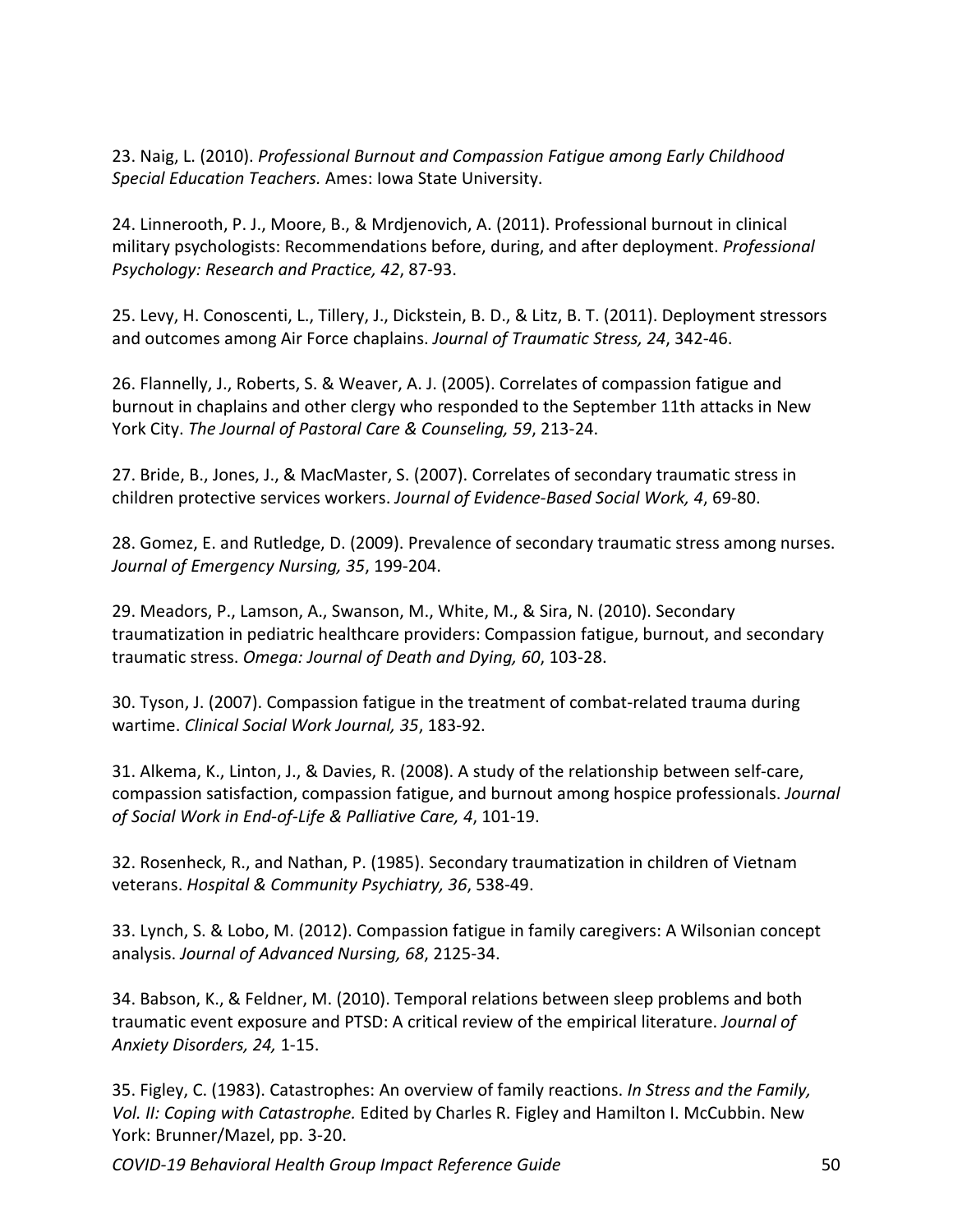23. Naig, L. (2010). *Professional Burnout and Compassion Fatigue among Early Childhood Special Education Teachers.* Ames: Iowa State University.

24. Linnerooth, P. J., Moore, B., & Mrdjenovich, A. (2011). Professional burnout in clinical military psychologists: Recommendations before, during, and after deployment. *Professional Psychology: Research and Practice, 42*, 87-93.

25. Levy, H. Conoscenti, L., Tillery, J., Dickstein, B. D., & Litz, B. T. (2011). Deployment stressors and outcomes among Air Force chaplains. *Journal of Traumatic Stress, 24*, 342-46.

26. Flannelly, J., Roberts, S. & Weaver, A. J. (2005). Correlates of compassion fatigue and burnout in chaplains and other clergy who responded to the September 11th attacks in New York City. *The Journal of Pastoral Care & Counseling, 59*, 213-24.

27. Bride, B., Jones, J., & MacMaster, S. (2007). Correlates of secondary traumatic stress in children protective services workers. *Journal of Evidence-Based Social Work, 4*, 69-80.

28. Gomez, E. and Rutledge, D. (2009). Prevalence of secondary traumatic stress among nurses. *Journal of Emergency Nursing, 35*, 199-204.

29. Meadors, P., Lamson, A., Swanson, M., White, M., & Sira, N. (2010). Secondary traumatization in pediatric healthcare providers: Compassion fatigue, burnout, and secondary traumatic stress. *Omega: Journal of Death and Dying, 60*, 103-28.

30. Tyson, J. (2007). Compassion fatigue in the treatment of combat-related trauma during wartime. *Clinical Social Work Journal, 35*, 183-92.

31. Alkema, K., Linton, J., & Davies, R. (2008). A study of the relationship between self-care, compassion satisfaction, compassion fatigue, and burnout among hospice professionals. *Journal of Social Work in End-of-Life & Palliative Care, 4*, 101-19.

32. Rosenheck, R., and Nathan, P. (1985). Secondary traumatization in children of Vietnam veterans. *Hospital & Community Psychiatry, 36*, 538-49.

33. Lynch, S. & Lobo, M. (2012). Compassion fatigue in family caregivers: A Wilsonian concept analysis. *Journal of Advanced Nursing, 68*, 2125-34.

34. Babson, K., & Feldner, M. (2010). Temporal relations between sleep problems and both traumatic event exposure and PTSD: A critical review of the empirical literature. *Journal of Anxiety Disorders, 24,* 1-15.

35. Figley, C. (1983). Catastrophes: An overview of family reactions. *In Stress and the Family, Vol. II: Coping with Catastrophe.* Edited by Charles R. Figley and Hamilton I. McCubbin. New York: Brunner/Mazel, pp. 3-20.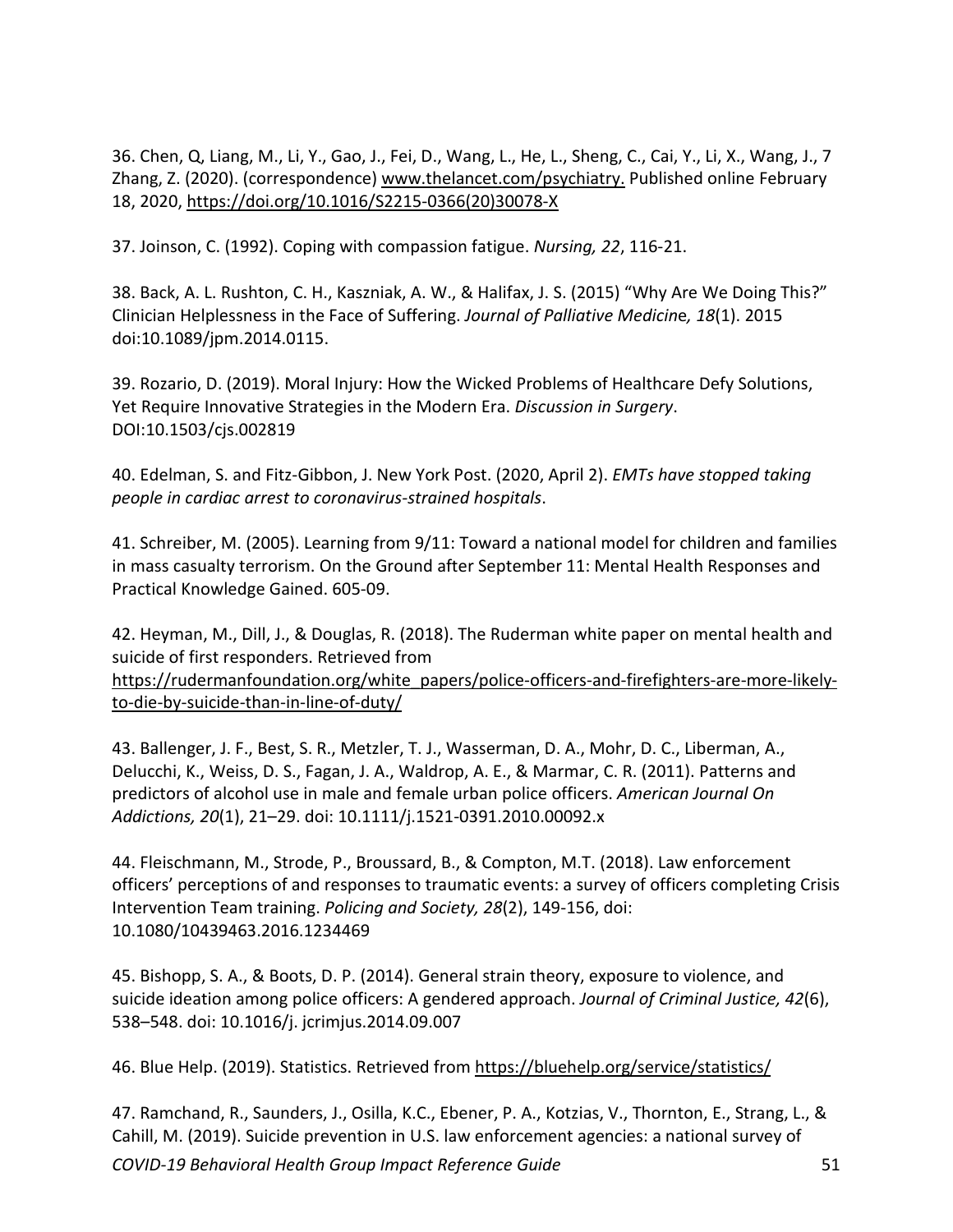36. Chen, Q, Liang, M., Li, Y., Gao, J., Fei, D., Wang, L., He, L., Sheng, C., Cai, Y., Li, X., Wang, J., 7 Zhang, Z. (2020). (correspondence) www.thelancet.com/psychiatry. Published online February 18, 2020, https://doi.org/10.1016/S2215-0366(20)30078-X

37. Joinson, C. (1992). Coping with compassion fatigue. *Nursing, 22*, 116-21.

38. Back, A. L. Rushton, C. H., Kaszniak, A. W., & Halifax, J. S. (2015) "Why Are We Doing This?" Clinician Helplessness in the Face of Suffering. *Journal of Palliative Medicine, 18*(1). 2015 doi:10.1089/jpm.2014.0115.

39. Rozario, D. (2019). Moral Injury: How the Wicked Problems of Healthcare Defy Solutions, Yet Require Innovative Strategies in the Modern Era. *Discussion in Surgery*. DOI:10.1503/cjs.002819

40. Edelman, S. and Fitz-Gibbon, J. New York Post. (2020, April 2). *EMTs have stopped taking people in cardiac arrest to coronavirus-strained hospitals*.

41. Schreiber, M. (2005). Learning from 9/11: Toward a national model for children and families in mass casualty terrorism. On the Ground after September 11: Mental Health Responses and Practical Knowledge Gained. 605-09.

42. Heyman, M., Dill, J., & Douglas, R. (2018). The Ruderman white paper on mental health and suicide of first responders. Retrieved from https://rudermanfoundation.org/white_papers/police-officers-and-firefighters-are-more-likely-to-die-by-suicide-than-in-line-of-duty/

43. Ballenger, J. F., Best, S. R., Metzler, T. J., Wasserman, D. A., Mohr, D. C., Liberman, A., Delucchi, K., Weiss, D. S., Fagan, J. A., Waldrop, A. E., & Marmar, C. R. (2011). Patterns and predictors of alcohol use in male and female urban police officers. *American Journal On Addictions, 20*(1), 21–29. doi: 10.1111/j.1521-0391.2010.00092.x

44. Fleischmann, M., Strode, P., Broussard, B., & Compton, M.T. (2018). Law enforcement officers' perceptions of and responses to traumatic events: a survey of officers completing Crisis Intervention Team training. *Policing and Society, 28*(2), 149-156, doi: 10.1080/10439463.2016.1234469

45. Bishopp, S. A., & Boots, D. P. (2014). General strain theory, exposure to violence, and suicide ideation among police officers: A gendered approach. *Journal of Criminal Justice, 42*(6), 538–548. doi: 10.1016/j. jcrimjus.2014.09.007

46. Blue Help. (2019). Statistics. Retrieved from https://bluehelp.org/service/statistics/

47. Ramchand, R., Saunders, J., Osilla, K.C., Ebener, P. A., Kotzias, V., Thornton, E., Strang, L., & Cahill, M. (2019). Suicide prevention in U.S. law enforcement agencies: a national survey of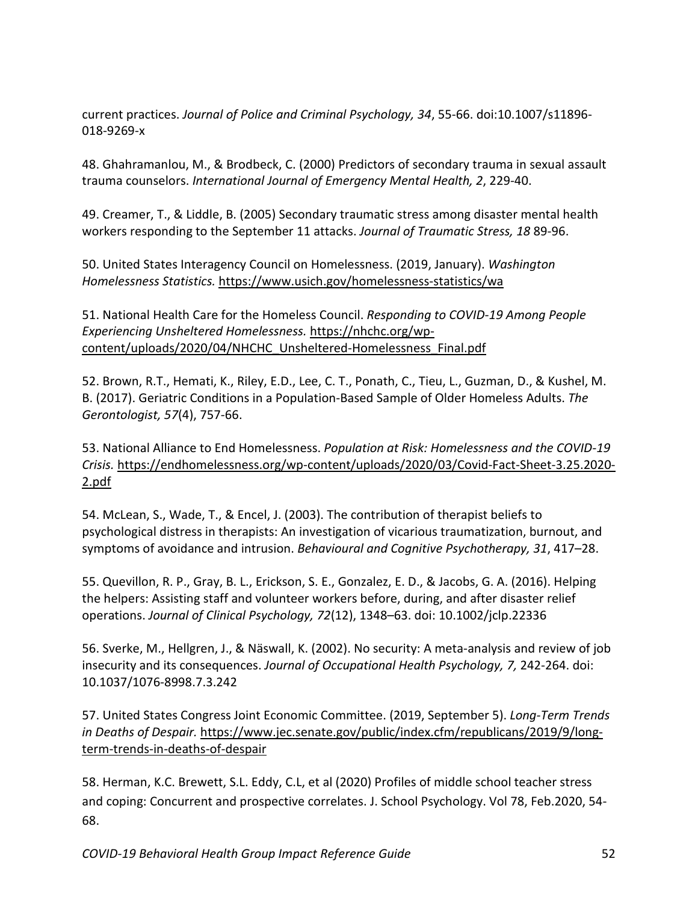current practices. *Journal of Police and Criminal Psychology, 34*, 55-66. doi:10.1007/s11896-018-9269-x

48. Ghahramanlou, M., & Brodbeck, C. (2000) Predictors of secondary trauma in sexual assault trauma counselors. *International Journal of Emergency Mental Health, 2*, 229-40.

49. Creamer, T., & Liddle, B. (2005) Secondary traumatic stress among disaster mental health workers responding to the September 11 attacks. *Journal of Traumatic Stress, 18* 89-96.

50. United States Interagency Council on Homelessness. (2019, January). *Washington Homelessness Statistics.* https://www.usich.gov/homelessness-statistics/wa

51. National Health Care for the Homeless Council. *Responding to COVID-19 Among People Experiencing Unsheltered Homelessness.* https://nhchc.org/wp-content/uploads/2020/04/NHCHC_Unsheltered-Homelessness_Final.pdf

52. Brown, R.T., Hemati, K., Riley, E.D., Lee, C. T., Ponath, C., Tieu, L., Guzman, D., & Kushel, M. B. (2017). Geriatric Conditions in a Population-Based Sample of Older Homeless Adults. *The Gerontologist, 57*(4), 757-66.

53. National Alliance to End Homelessness. *Population at Risk: Homelessness and the COVID-19 Crisis.* https://endhomelessness.org/wp-content/uploads/2020/03/Covid-Fact-Sheet-3.25.2020-2.pdf

54. McLean, S., Wade, T., & Encel, J. (2003). The contribution of therapist beliefs to psychological distress in therapists: An investigation of vicarious traumatization, burnout, and symptoms of avoidance and intrusion. *Behavioural and Cognitive Psychotherapy, 31*, 417–28.

55. Quevillon, R. P., Gray, B. L., Erickson, S. E., Gonzalez, E. D., & Jacobs, G. A. (2016). Helping the helpers: Assisting staff and volunteer workers before, during, and after disaster relief operations. *Journal of Clinical Psychology, 72*(12), 1348–63. doi: 10.1002/jclp.22336

56. Sverke, M., Hellgren, J., & Näswall, K. (2002). No security: A meta-analysis and review of job insecurity and its consequences. *Journal of Occupational Health Psychology, 7,* 242-264. doi: 10.1037/1076-8998.7.3.242

57. United States Congress Joint Economic Committee. (2019, September 5). *Long-Term Trends in Deaths of Despair.* https://www.jec.senate.gov/public/index.cfm/republicans/2019/9/long-term-trends-in-deaths-of-despair

58. Herman, K.C. Brewett, S.L. Eddy, C.L, et al (2020) Profiles of middle school teacher stress and coping: Concurrent and prospective correlates. J. School Psychology. Vol 78, Feb.2020, 54-68.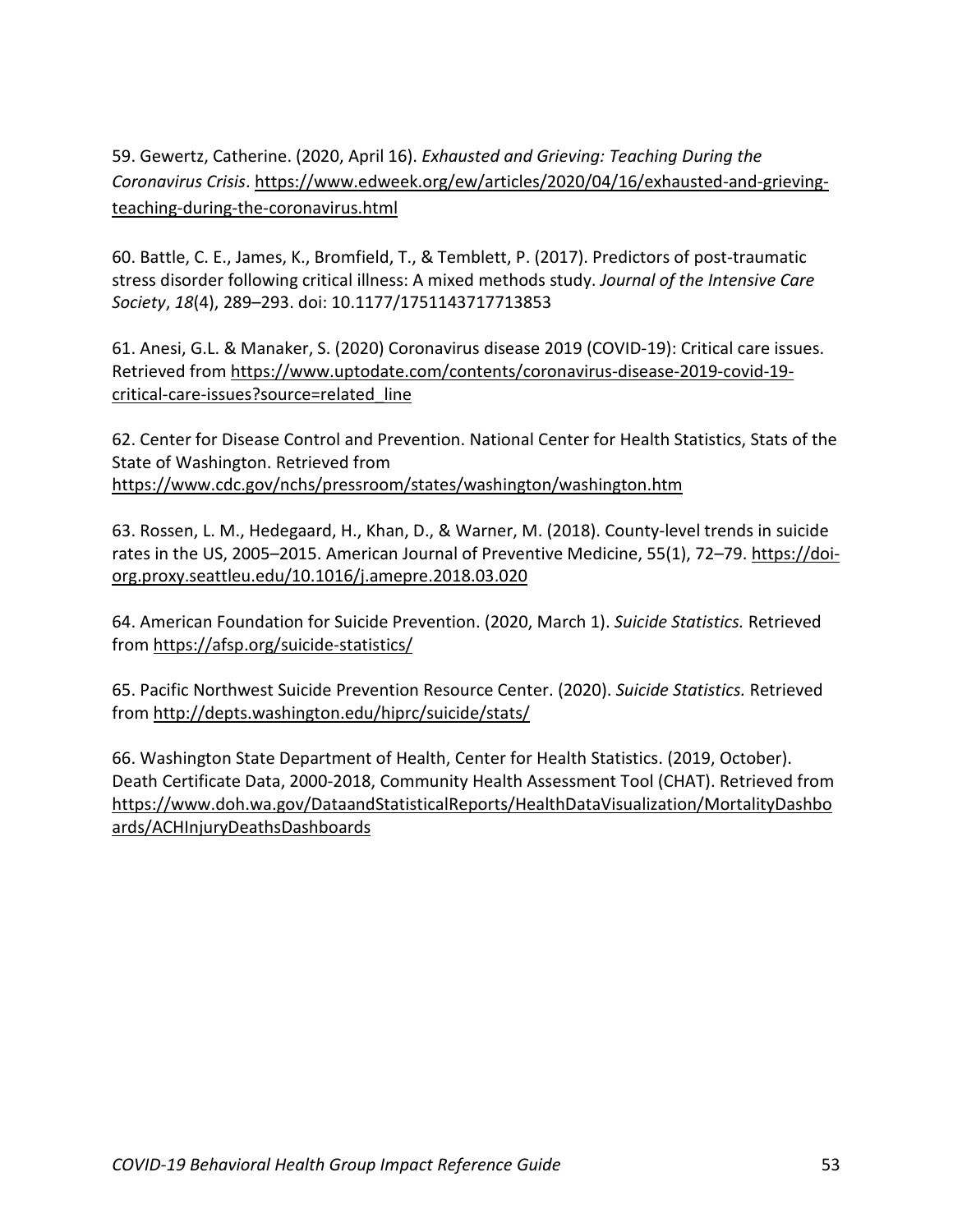59. Gewertz, Catherine. (2020, April 16). *Exhausted and Grieving: Teaching During the Coronavirus Crisis*. https://www.edweek.org/ew/articles/2020/04/16/exhausted-and-grieving-teaching-during-the-coronavirus.html

60. Battle, C. E., James, K., Bromfield, T., & Temblett, P. (2017). Predictors of post-traumatic stress disorder following critical illness: A mixed methods study. *Journal of the Intensive Care Society*, *18*(4), 289–293. doi: 10.1177/1751143717713853

61. Anesi, G.L. & Manaker, S. (2020) Coronavirus disease 2019 (COVID-19): Critical care issues. Retrieved from https://www.uptodate.com/contents/coronavirus-disease-2019-covid-19-critical-care-issues?source=related_line

62. Center for Disease Control and Prevention. National Center for Health Statistics, Stats of the State of Washington. Retrieved from https://www.cdc.gov/nchs/pressroom/states/washington/washington.htm

63. Rossen, L. M., Hedegaard, H., Khan, D., & Warner, M. (2018). County-level trends in suicide rates in the US, 2005–2015. American Journal of Preventive Medicine, 55(1), 72–79. https://doi-org.proxy.seattleu.edu/10.1016/j.amepre.2018.03.020

64. American Foundation for Suicide Prevention. (2020, March 1). *Suicide Statistics.* Retrieved from https://afsp.org/suicide-statistics/

65. Pacific Northwest Suicide Prevention Resource Center. (2020). *Suicide Statistics.* Retrieved from http://depts.washington.edu/hiprc/suicide/stats/

66. Washington State Department of Health, Center for Health Statistics. (2019, October). Death Certificate Data, 2000-2018, Community Health Assessment Tool (CHAT). Retrieved from https://www.doh.wa.gov/DataandStatisticalReports/HealthDataVisualization/MortalityDashboards/ACHInjuryDeathsDashboards